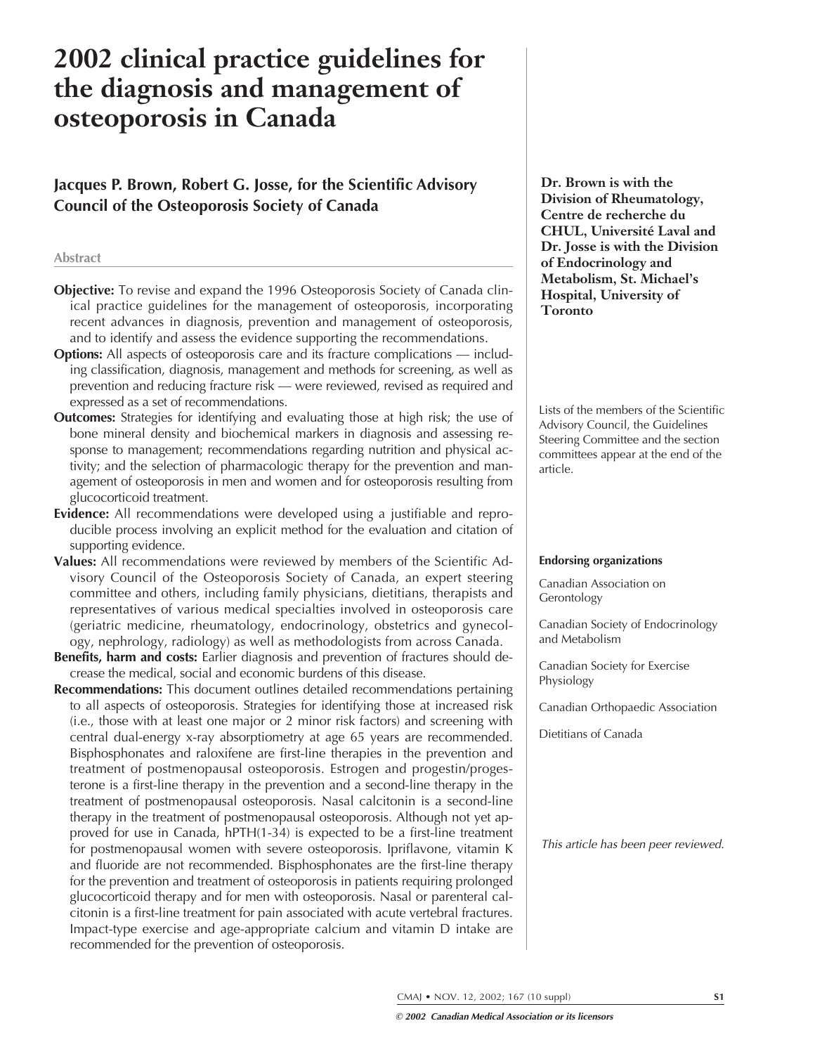# 2002 clinical practice guidelines for the diagnosis and management of osteoporosis in Canada

## Jacques P. Brown, Robert G. Josse, for the Scientific Advisory Council of the Osteoporosis Society of Canada

**Dr. Brown is with the Division of Rheumatology, Centre de recherche du CHUL, Université Laval and Dr. Josse is with the Division of Endocrinology and Metabolism, St. Michael's Hospital, University of Toronto**

Lists of the members of the Scientific Advisory Council, the Guidelines Steering Committee and the section committees appear at the end of the article.

### Abstract

**Objective:** To revise and expand the 1996 Osteoporosis Society of Canada clinical practice guidelines for the management of osteoporosis, incorporating recent advances in diagnosis, prevention and management of osteoporosis, and to identify and assess the evidence supporting the recommendations.

**Options:** All aspects of osteoporosis care and its fracture complications — including classification, diagnosis, management and methods for screening, as well as prevention and reducing fracture risk — were reviewed, revised as required and expressed as a set of recommendations.

**Outcomes:** Strategies for identifying and evaluating those at high risk; the use of bone mineral density and biochemical markers in diagnosis and assessing response to management; recommendations regarding nutrition and physical activity; and the selection of pharmacologic therapy for the prevention and management of osteoporosis in men and women and for osteoporosis resulting from glucocorticoid treatment.

**Evidence:** All recommendations were developed using a justifiable and reproducible process involving an explicit method for the evaluation and citation of supporting evidence.

**Values:** All recommendations were reviewed by members of the Scientific Advisory Council of the Osteoporosis Society of Canada, an expert steering committee and others, including family physicians, dietitians, therapists and representatives of various medical specialties involved in osteoporosis care (geriatric medicine, rheumatology, endocrinology, obstetrics and gynecology, nephrology, radiology) as well as methodologists from across Canada.

**Benefits, harm and costs:** Earlier diagnosis and prevention of fractures should decrease the medical, social and economic burdens of this disease.

**Recommendations:** This document outlines detailed recommendations pertaining to all aspects of osteoporosis. Strategies for identifying those at increased risk (i.e., those with at least one major or 2 minor risk factors) and screening with central dual-energy x-ray absorptiometry at age 65 years are recommended. Bisphosphonates and raloxifene are first-line therapies in the prevention and treatment of postmenopausal osteoporosis. Estrogen and progestin/progesterone is a first-line therapy in the prevention and a second-line therapy in the treatment of postmenopausal osteoporosis. Nasal calcitonin is a second-line therapy in the treatment of postmenopausal osteoporosis. Although not yet approved for use in Canada, hPTH(1-34) is expected to be a first-line treatment for postmenopausal women with severe osteoporosis. Ipriflavone, vitamin K and fluoride are not recommended. Bisphosphonates are the first-line therapy for the prevention and treatment of osteoporosis in patients requiring prolonged glucocorticoid therapy and for men with osteoporosis. Nasal or parenteral calcitonin is a first-line treatment for pain associated with acute vertebral fractures. Impact-type exercise and age-appropriate calcium and vitamin D intake are recommended for the prevention of osteoporosis.

**Endorsing organizations**

Canadian Association on Gerontology

Canadian Society of Endocrinology and Metabolism

Canadian Society for Exercise Physiology

Canadian Orthopaedic Association

Dietitians of Canada

*This article has been peer reviewed.*

*© 2002 Canadian Medical Association or its licensors*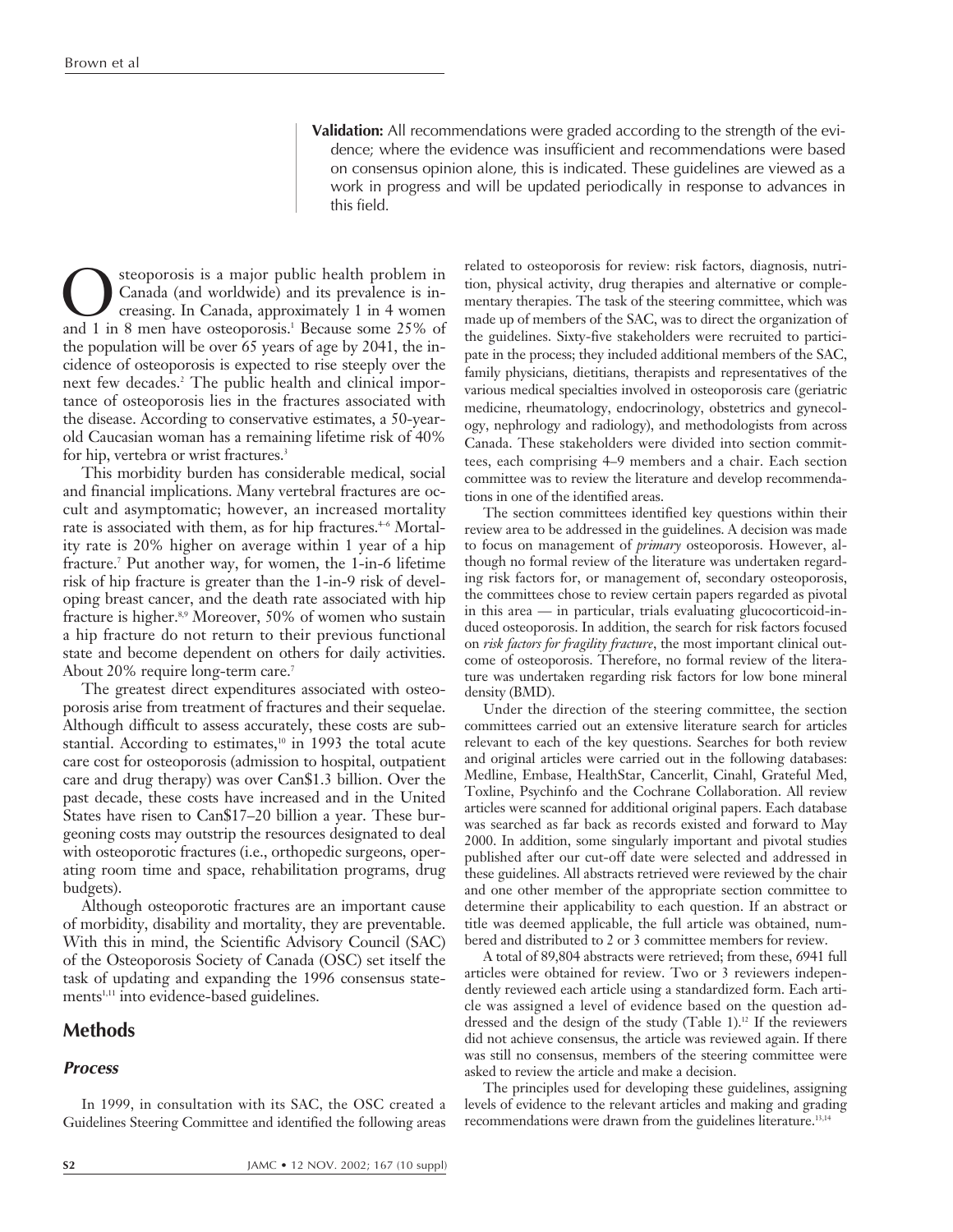**Validation:** All recommendations were graded according to the strength of the evidence; where the evidence was insufficient and recommendations were based on consensus opinion alone, this is indicated. These guidelines are viewed as a work in progress and will be updated periodically in response to advances in this field.

Osteoporosis is a major public health problem in Canada (and worldwide) and its prevalence is increasing. In Canada, approximately 1 in 4 women and 1 in 8 men have osteoporosis.[1] Because some 25% of the population will be over 65 years of age by 2041, the incidence of osteoporosis is expected to rise steeply over the next few decades.[2] The public health and clinical importance of osteoporosis lies in the fractures associated with the disease. According to conservative estimates, a 50-year-old Caucasian woman has a remaining lifetime risk of 40% for hip, vertebra or wrist fractures.[3]

This morbidity burden has considerable medical, social and financial implications. Many vertebral fractures are occult and asymptomatic; however, an increased mortality rate is associated with them, as for hip fractures.[4–6] Mortality rate is 20% higher on average within 1 year of a hip fracture.[7] Put another way, for women, the 1-in-6 lifetime risk of hip fracture is greater than the 1-in-9 risk of developing breast cancer, and the death rate associated with hip fracture is higher.[8,9] Moreover, 50% of women who sustain a hip fracture do not return to their previous functional state and become dependent on others for daily activities. About 20% require long-term care.[7]

The greatest direct expenditures associated with osteoporosis arise from treatment of fractures and their sequelae. Although difficult to assess accurately, these costs are substantial. According to estimates,[10] in 1993 the total acute care cost for osteoporosis (admission to hospital, outpatient care and drug therapy) was over Can$1.3 billion. Over the past decade, these costs have increased and in the United States have risen to Can$17–20 billion a year. These burgeoning costs may outstrip the resources designated to deal with osteoporotic fractures (i.e., orthopedic surgeons, operating room time and space, rehabilitation programs, drug budgets).

Although osteoporotic fractures are an important cause of morbidity, disability and mortality, they are preventable. With this in mind, the Scientific Advisory Council (SAC) of the Osteoporosis Society of Canada (OSC) set itself the task of updating and expanding the 1996 consensus statements[1,11] into evidence-based guidelines.

## Methods

### *Process*

In 1999, in consultation with its SAC, the OSC created a Guidelines Steering Committee and identified the following areas related to osteoporosis for review: risk factors, diagnosis, nutrition, physical activity, drug therapies and alternative or complementary therapies. The task of the steering committee, which was made up of members of the SAC, was to direct the organization of the guidelines. Sixty-five stakeholders were recruited to participate in the process; they included additional members of the SAC, family physicians, dietitians, therapists and representatives of the various medical specialties involved in osteoporosis care (geriatric medicine, rheumatology, endocrinology, obstetrics and gynecology, nephrology and radiology), and methodologists from across Canada. These stakeholders were divided into section committees, each comprising 4–9 members and a chair. Each section committee was to review the literature and develop recommendations in one of the identified areas.

The section committees identified key questions within their review area to be addressed in the guidelines. A decision was made to focus on management of *primary* osteoporosis. However, although no formal review of the literature was undertaken regarding risk factors for, or management of, secondary osteoporosis, the committees chose to review certain papers regarded as pivotal in this area — in particular, trials evaluating glucocorticoid-induced osteoporosis. In addition, the search for risk factors focused on *risk factors for fragility fracture*, the most important clinical outcome of osteoporosis. Therefore, no formal review of the literature was undertaken regarding risk factors for low bone mineral density (BMD).

Under the direction of the steering committee, the section committees carried out an extensive literature search for articles relevant to each of the key questions. Searches for both review and original articles were carried out in the following databases: Medline, Embase, HealthStar, Cancerlit, Cinahl, Grateful Med, Toxline, Psychinfo and the Cochrane Collaboration. All review articles were scanned for additional original papers. Each database was searched as far back as records existed and forward to May 2000. In addition, some singularly important and pivotal studies published after our cut-off date were selected and addressed in these guidelines. All abstracts retrieved were reviewed by the chair and one other member of the appropriate section committee to determine their applicability to each question. If an abstract or title was deemed applicable, the full article was obtained, numbered and distributed to 2 or 3 committee members for review.

A total of 89,804 abstracts were retrieved; from these, 6941 full articles were obtained for review. Two or 3 reviewers independently reviewed each article using a standardized form. Each article was assigned a level of evidence based on the question addressed and the design of the study (Table 1).[12] If the reviewers did not achieve consensus, the article was reviewed again. If there was still no consensus, members of the steering committee were asked to review the article and make a decision.

The principles used for developing these guidelines, assigning levels of evidence to the relevant articles and making and grading recommendations were drawn from the guidelines literature.[13,14]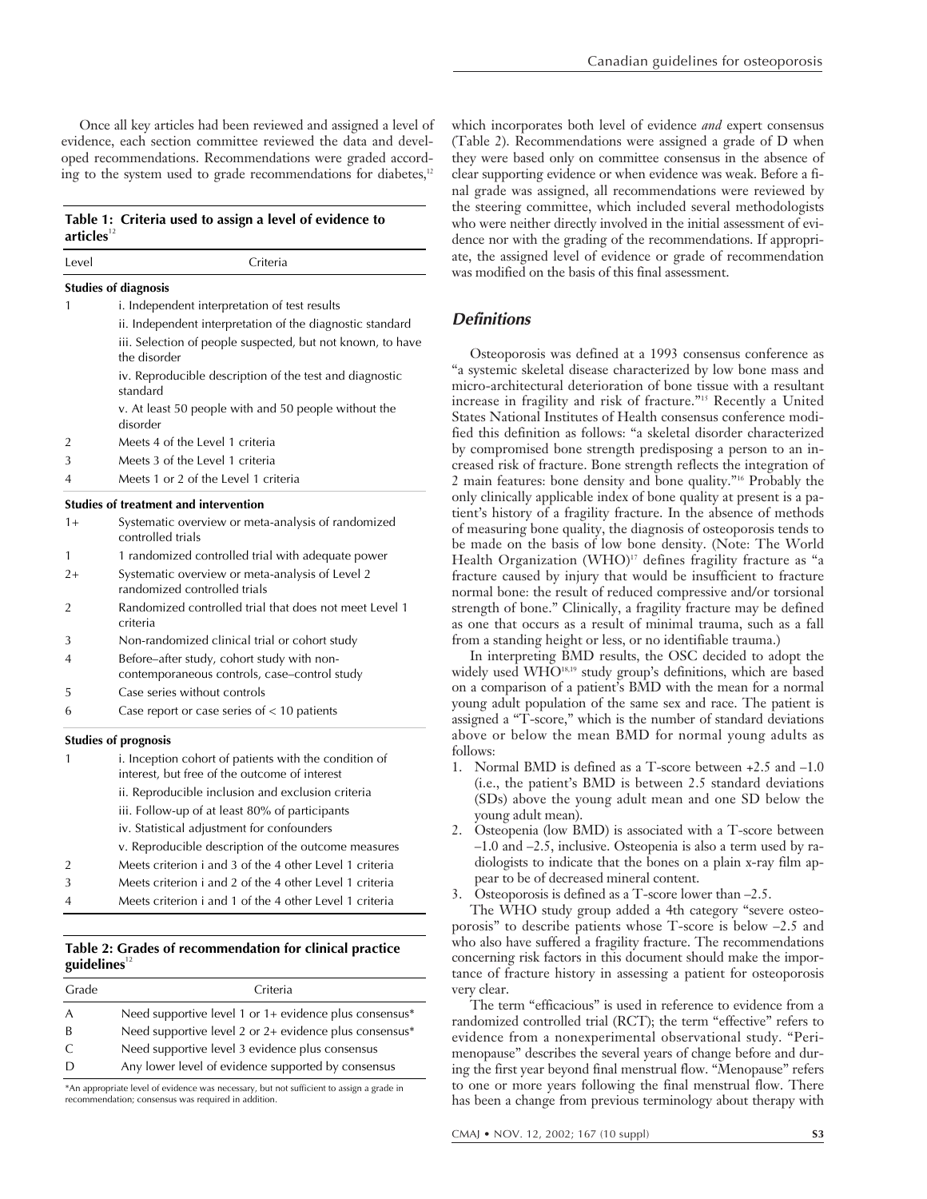Once all key articles had been reviewed and assigned a level of evidence, each section committee reviewed the data and developed recommendations. Recommendations were graded according to the system used to grade recommendations for diabetes,[12] which incorporates both level of evidence *and* expert consensus (Table 2). Recommendations were assigned a grade of D when they were based only on committee consensus in the absence of clear supporting evidence or when evidence was weak. Before a final grade was assigned, all recommendations were reviewed by the steering committee, which included several methodologists who were neither directly involved in the initial assessment of evidence nor with the grading of the recommendations. If appropriate, the assigned level of evidence or grade of recommendation was modified on the basis of this final assessment.

**Table 1: Criteria used to assign a level of evidence to articles**[12]

| Level | Criteria |
|---|---|
| **Studies of diagnosis** | |
| 1 | i. Independent interpretation of test results |
| | ii. Independent interpretation of the diagnostic standard |
| | iii. Selection of people suspected, but not known, to have the disorder |
| | iv. Reproducible description of the test and diagnostic standard |
| | v. At least 50 people with and 50 people without the disorder |
| 2 | Meets 4 of the Level 1 criteria |
| 3 | Meets 3 of the Level 1 criteria |
| 4 | Meets 1 or 2 of the Level 1 criteria |
| **Studies of treatment and intervention** | |
| 1+ | Systematic overview or meta-analysis of randomized controlled trials |
| 1 | 1 randomized controlled trial with adequate power |
| 2+ | Systematic overview or meta-analysis of Level 2 randomized controlled trials |
| 2 | Randomized controlled trial that does not meet Level 1 criteria |
| 3 | Non-randomized clinical trial or cohort study |
| 4 | Before–after study, cohort study with non-contemporaneous controls, case–control study |
| 5 | Case series without controls |
| 6 | Case report or case series of < 10 patients |
| **Studies of prognosis** | |
| 1 | i. Inception cohort of patients with the condition of interest, but free of the outcome of interest |
| | ii. Reproducible inclusion and exclusion criteria |
| | iii. Follow-up of at least 80% of participants |
| | iv. Statistical adjustment for confounders |
| | v. Reproducible description of the outcome measures |
| 2 | Meets criterion i and 3 of the 4 other Level 1 criteria |
| 3 | Meets criterion i and 2 of the 4 other Level 1 criteria |
| 4 | Meets criterion i and 1 of the 4 other Level 1 criteria |

**Table 2: Grades of recommendation for clinical practice guidelines**[12]

| Grade | Criteria |
|---|---|
| A | Need supportive level 1 or 1+ evidence plus consensus* |
| B | Need supportive level 2 or 2+ evidence plus consensus* |
| C | Need supportive level 3 evidence plus consensus |
| D | Any lower level of evidence supported by consensus |

*An appropriate level of evidence was necessary, but not sufficient to assign a grade in recommendation; consensus was required in addition.

## *Definitions*

Osteoporosis was defined at a 1993 consensus conference as "a systemic skeletal disease characterized by low bone mass and micro-architectural deterioration of bone tissue with a resultant increase in fragility and risk of fracture."[15] Recently a United States National Institutes of Health consensus conference modified this definition as follows: "a skeletal disorder characterized by compromised bone strength predisposing a person to an increased risk of fracture. Bone strength reflects the integration of 2 main features: bone density and bone quality."[16] Probably the only clinically applicable index of bone quality at present is a patient's history of a fragility fracture. In the absence of methods of measuring bone quality, the diagnosis of osteoporosis tends to be made on the basis of low bone density. (Note: The World Health Organization (WHO)[17] defines fragility fracture as "a fracture caused by injury that would be insufficient to fracture normal bone: the result of reduced compressive and/or torsional strength of bone." Clinically, a fragility fracture may be defined as one that occurs as a result of minimal trauma, such as a fall from a standing height or less, or no identifiable trauma.)

In interpreting BMD results, the OSC decided to adopt the widely used WHO[18,19] study group's definitions, which are based on a comparison of a patient's BMD with the mean for a normal young adult population of the same sex and race. The patient is assigned a "T-score," which is the number of standard deviations above or below the mean BMD for normal young adults as follows:

1. Normal BMD is defined as a T-score between +2.5 and –1.0 (i.e., the patient's BMD is between 2.5 standard deviations (SDs) above the young adult mean and one SD below the young adult mean).
2. Osteopenia (low BMD) is associated with a T-score between –1.0 and –2.5, inclusive. Osteopenia is also a term used by radiologists to indicate that the bones on a plain x-ray film appear to be of decreased mineral content.
3. Osteoporosis is defined as a T-score lower than –2.5.

The WHO study group added a 4th category "severe osteoporosis" to describe patients whose T-score is below –2.5 and who also have suffered a fragility fracture. The recommendations concerning risk factors in this document should make the importance of fracture history in assessing a patient for osteoporosis very clear.

The term "efficacious" is used in reference to evidence from a randomized controlled trial (RCT); the term "effective" refers to evidence from a nonexperimental observational study. "Perimenopause" describes the several years of change before and during the first year beyond final menstrual flow. "Menopause" refers to one or more years following the final menstrual flow. There has been a change from previous terminology about therapy with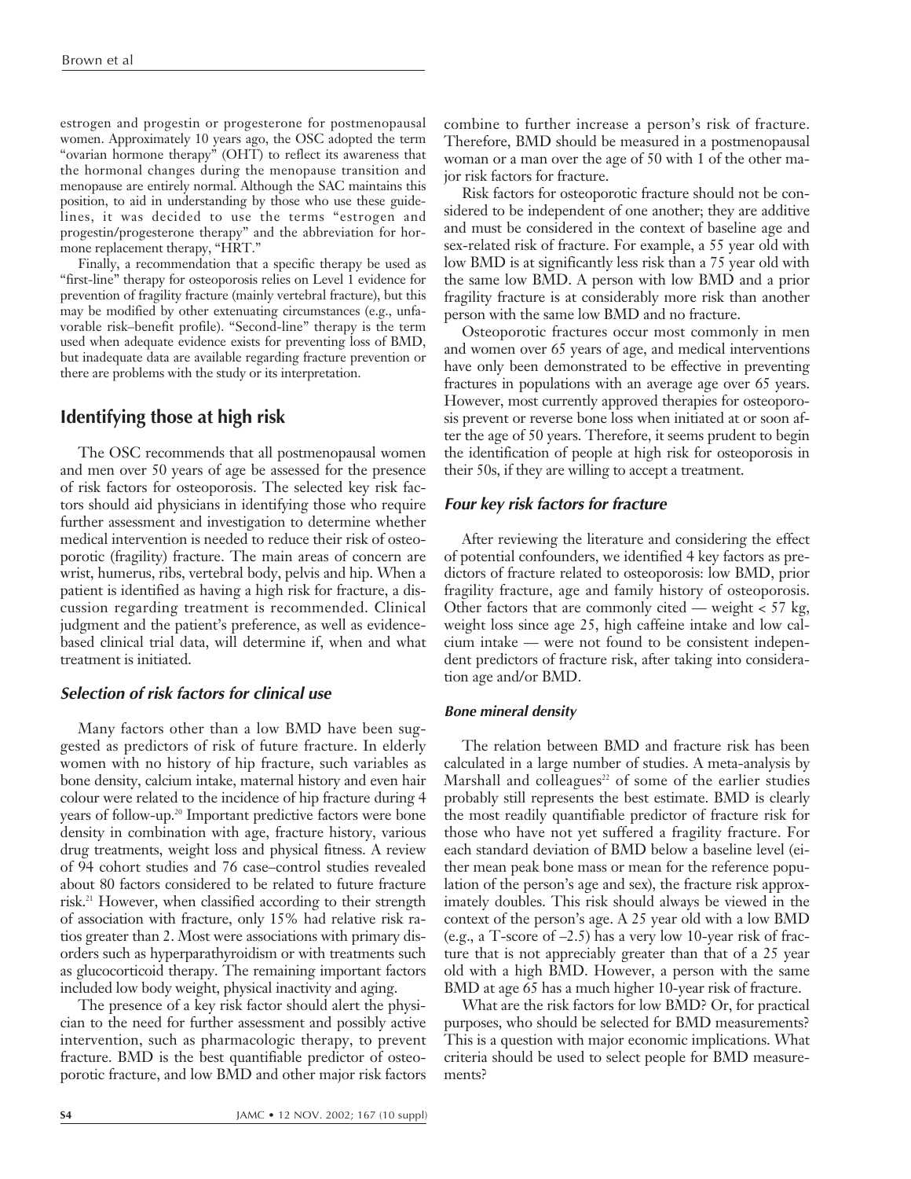estrogen and progestin or progesterone for postmenopausal women. Approximately 10 years ago, the OSC adopted the term "ovarian hormone therapy" (OHT) to reflect its awareness that the hormonal changes during the menopause transition and menopause are entirely normal. Although the SAC maintains this position, to aid in understanding by those who use these guidelines, it was decided to use the terms "estrogen and progestin/progesterone therapy" and the abbreviation for hormone replacement therapy, "HRT."

Finally, a recommendation that a specific therapy be used as "first-line" therapy for osteoporosis relies on Level 1 evidence for prevention of fragility fracture (mainly vertebral fracture), but this may be modified by other extenuating circumstances (e.g., unfavorable risk–benefit profile). "Second-line" therapy is the term used when adequate evidence exists for preventing loss of BMD, but inadequate data are available regarding fracture prevention or there are problems with the study or its interpretation.

## Identifying those at high risk

The OSC recommends that all postmenopausal women and men over 50 years of age be assessed for the presence of risk factors for osteoporosis. The selected key risk factors should aid physicians in identifying those who require further assessment and investigation to determine whether medical intervention is needed to reduce their risk of osteoporotic (fragility) fracture. The main areas of concern are wrist, humerus, ribs, vertebral body, pelvis and hip. When a patient is identified as having a high risk for fracture, a discussion regarding treatment is recommended. Clinical judgment and the patient's preference, as well as evidence-based clinical trial data, will determine if, when and what treatment is initiated.

### *Selection of risk factors for clinical use*

Many factors other than a low BMD have been suggested as predictors of risk of future fracture. In elderly women with no history of hip fracture, such variables as bone density, calcium intake, maternal history and even hair colour were related to the incidence of hip fracture during 4 years of follow-up.[20] Important predictive factors were bone density in combination with age, fracture history, various drug treatments, weight loss and physical fitness. A review of 94 cohort studies and 76 case–control studies revealed about 80 factors considered to be related to future fracture risk.[21] However, when classified according to their strength of association with fracture, only 15% had relative risk ratios greater than 2. Most were associations with primary disorders such as hyperparathyroidism or with treatments such as glucocorticoid therapy. The remaining important factors included low body weight, physical inactivity and aging.

The presence of a key risk factor should alert the physician to the need for further assessment and possibly active intervention, such as pharmacologic therapy, to prevent fracture. BMD is the best quantifiable predictor of osteoporotic fracture, and low BMD and other major risk factors combine to further increase a person's risk of fracture. Therefore, BMD should be measured in a postmenopausal woman or a man over the age of 50 with 1 of the other major risk factors for fracture.

Risk factors for osteoporotic fracture should not be considered to be independent of one another; they are additive and must be considered in the context of baseline age and sex-related risk of fracture. For example, a 55 year old with low BMD is at significantly less risk than a 75 year old with the same low BMD. A person with low BMD and a prior fragility fracture is at considerably more risk than another person with the same low BMD and no fracture.

Osteoporotic fractures occur most commonly in men and women over 65 years of age, and medical interventions have only been demonstrated to be effective in preventing fractures in populations with an average age over 65 years. However, most currently approved therapies for osteoporosis prevent or reverse bone loss when initiated at or soon after the age of 50 years. Therefore, it seems prudent to begin the identification of people at high risk for osteoporosis in their 50s, if they are willing to accept a treatment.

### *Four key risk factors for fracture*

After reviewing the literature and considering the effect of potential confounders, we identified 4 key factors as predictors of fracture related to osteoporosis: low BMD, prior fragility fracture, age and family history of osteoporosis. Other factors that are commonly cited — weight < 57 kg, weight loss since age 25, high caffeine intake and low calcium intake — were not found to be consistent independent predictors of fracture risk, after taking into consideration age and/or BMD.

#### *Bone mineral density*

The relation between BMD and fracture risk has been calculated in a large number of studies. A meta-analysis by Marshall and colleagues[22] of some of the earlier studies probably still represents the best estimate. BMD is clearly the most readily quantifiable predictor of fracture risk for those who have not yet suffered a fragility fracture. For each standard deviation of BMD below a baseline level (either mean peak bone mass or mean for the reference population of the person's age and sex), the fracture risk approximately doubles. This risk should always be viewed in the context of the person's age. A 25 year old with a low BMD (e.g., a T-score of –2.5) has a very low 10-year risk of fracture that is not appreciably greater than that of a 25 year old with a high BMD. However, a person with the same BMD at age 65 has a much higher 10-year risk of fracture.

What are the risk factors for low BMD? Or, for practical purposes, who should be selected for BMD measurements? This is a question with major economic implications. What criteria should be used to select people for BMD measurements?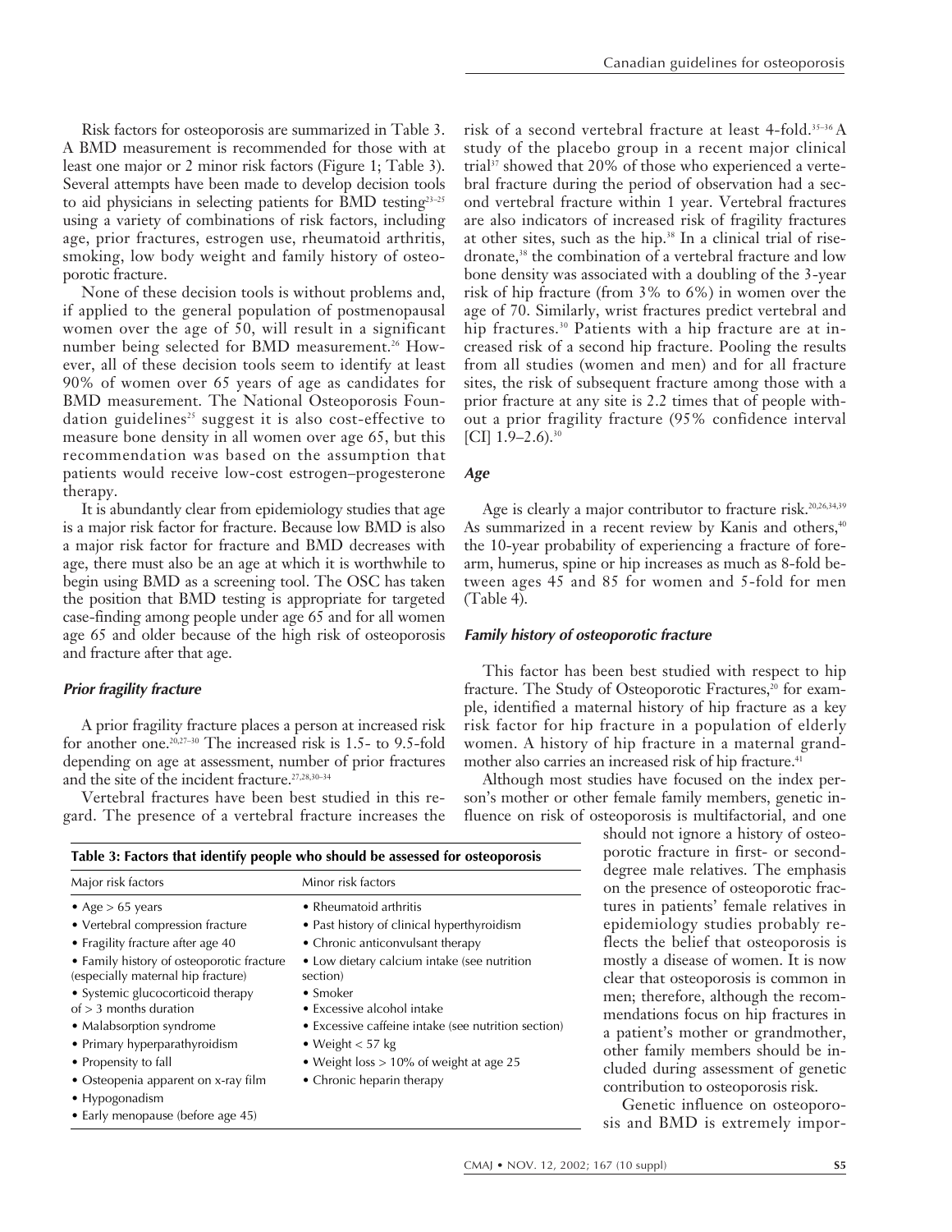Risk factors for osteoporosis are summarized in Table 3. A BMD measurement is recommended for those with at least one major or 2 minor risk factors (Figure 1; Table 3). Several attempts have been made to develop decision tools to aid physicians in selecting patients for BMD testing[23–25] using a variety of combinations of risk factors, including age, prior fractures, estrogen use, rheumatoid arthritis, smoking, low body weight and family history of osteoporotic fracture.

None of these decision tools is without problems and, if applied to the general population of postmenopausal women over the age of 50, will result in a significant number being selected for BMD measurement.[26] However, all of these decision tools seem to identify at least 90% of women over 65 years of age as candidates for BMD measurement. The National Osteoporosis Foundation guidelines[25] suggest it is also cost-effective to measure bone density in all women over age 65, but this recommendation was based on the assumption that patients would receive low-cost estrogen–progesterone therapy.

It is abundantly clear from epidemiology studies that age is a major risk factor for fracture. Because low BMD is also a major risk factor for fracture and BMD decreases with age, there must also be an age at which it is worthwhile to begin using BMD as a screening tool. The OSC has taken the position that BMD testing is appropriate for targeted case-finding among people under age 65 and for all women age 65 and older because of the high risk of osteoporosis and fracture after that age.

### *Prior fragility fracture*

A prior fragility fracture places a person at increased risk for another one.[20,27–30] The increased risk is 1.5- to 9.5-fold depending on age at assessment, number of prior fractures and the site of the incident fracture.[27,28,30–34]

Vertebral fractures have been best studied in this regard. The presence of a vertebral fracture increases the risk of a second vertebral fracture at least 4-fold.[35–36] A study of the placebo group in a recent major clinical trial[37] showed that 20% of those who experienced a vertebral fracture during the period of observation had a second vertebral fracture within 1 year. Vertebral fractures are also indicators of increased risk of fragility fractures at other sites, such as the hip.[38] In a clinical trial of risedronate,[38] the combination of a vertebral fracture and low bone density was associated with a doubling of the 3-year risk of hip fracture (from 3% to 6%) in women over the age of 70. Similarly, wrist fractures predict vertebral and hip fractures.[30] Patients with a hip fracture are at increased risk of a second hip fracture. Pooling the results from all studies (women and men) and for all fracture sites, the risk of subsequent fracture among those with a prior fracture at any site is 2.2 times that of people without a prior fragility fracture (95% confidence interval [CI] 1.9–2.6).[30]

### *Age*

Age is clearly a major contributor to fracture risk.[20,26,34,39] As summarized in a recent review by Kanis and others,[40] the 10-year probability of experiencing a fracture of forearm, humerus, spine or hip increases as much as 8-fold between ages 45 and 85 for women and 5-fold for men (Table 4).

### *Family history of osteoporotic fracture*

This factor has been best studied with respect to hip fracture. The Study of Osteoporotic Fractures,[20] for example, identified a maternal history of hip fracture as a key risk factor for hip fracture in a population of elderly women. A history of hip fracture in a maternal grandmother also carries an increased risk of hip fracture.[41]

Although most studies have focused on the index person's mother or other female family members, genetic influence on risk of osteoporosis is multifactorial, and one should not ignore a history of osteoporotic fracture in first- or second-degree male relatives. The emphasis on the presence of osteoporotic fractures in patients' female relatives in epidemiology studies probably reflects the belief that osteoporosis is mostly a disease of women. It is now clear that osteoporosis is common in men; therefore, although the recommendations focus on hip fractures in a patient's mother or grandmother, other family members should be included during assessment of genetic contribution to osteoporosis risk.

Genetic influence on osteoporosis and BMD is extremely impor-

**Table 3: Factors that identify people who should be assessed for osteoporosis**

| Major risk factors | Minor risk factors |
|---|---|
| • Age > 65 years | • Rheumatoid arthritis |
| • Vertebral compression fracture | • Past history of clinical hyperthyroidism |
| • Fragility fracture after age 40 | • Chronic anticonvulsant therapy |
| • Family history of osteoporotic fracture (especially maternal hip fracture) | • Low dietary calcium intake (see nutrition section) |
| • Systemic glucocorticoid therapy of > 3 months duration | • Smoker |
| • Malabsorption syndrome | • Excessive alcohol intake |
| • Primary hyperparathyroidism | • Excessive caffeine intake (see nutrition section) |
| • Propensity to fall | • Weight < 57 kg |
| • Osteopenia apparent on x-ray film | • Weight loss > 10% of weight at age 25 |
| • Hypogonadism | • Chronic heparin therapy |
| • Early menopause (before age 45) | |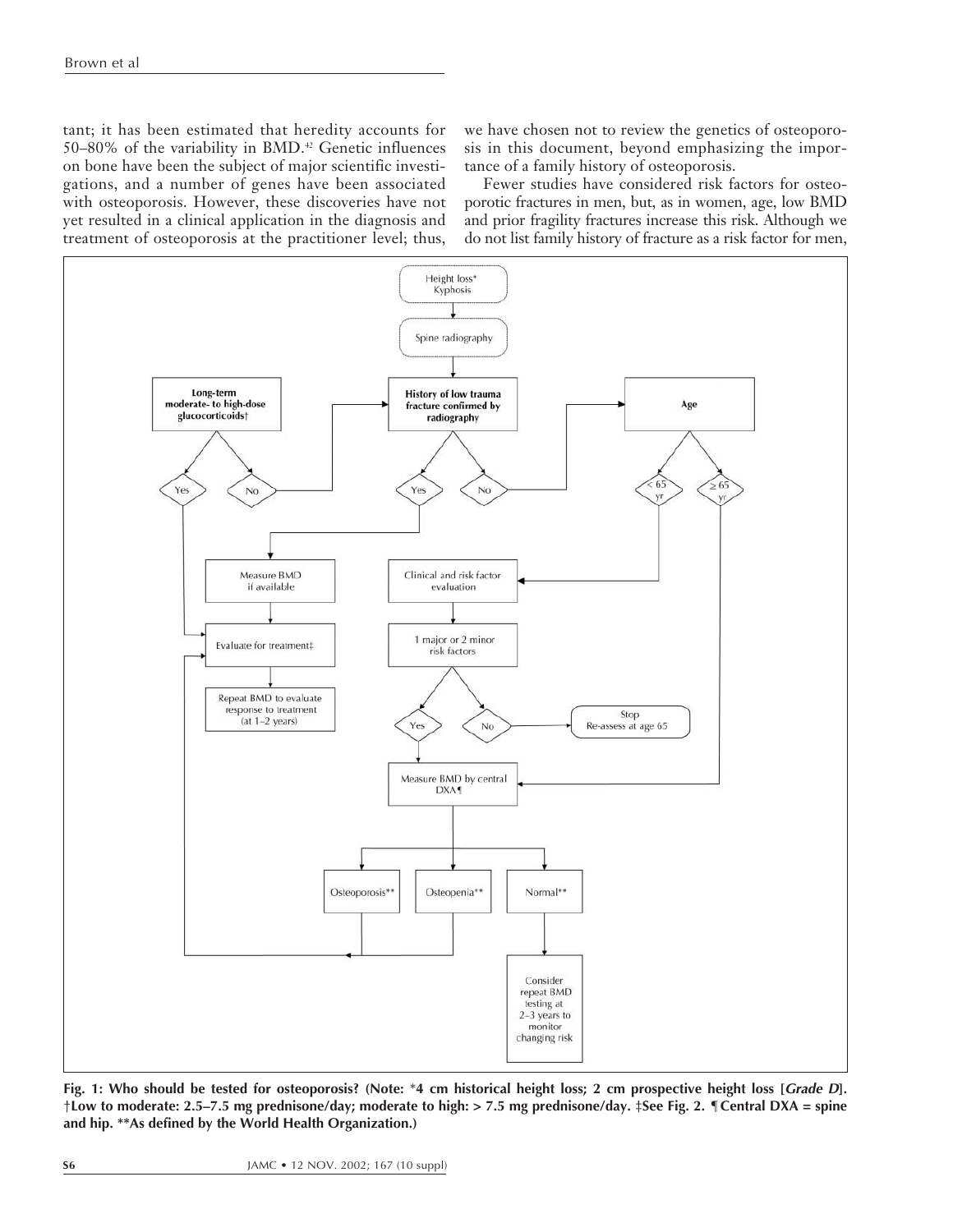tant; it has been estimated that heredity accounts for 50–80% of the variability in BMD.[42] Genetic influences on bone have been the subject of major scientific investigations, and a number of genes have been associated with osteoporosis. However, these discoveries have not yet resulted in a clinical application in the diagnosis and treatment of osteoporosis at the practitioner level; thus, we have chosen not to review the genetics of osteoporosis in this document, beyond emphasizing the importance of a family history of osteoporosis.

Fewer studies have considered risk factors for osteoporotic fractures in men, but, as in women, age, low BMD and prior fragility fractures increase this risk. Although we do not list family history of fracture as a risk factor for men,

**Fig. 1: Who should be tested for osteoporosis? (Note: \*4 cm historical height loss; 2 cm prospective height loss [*Grade D*]. †Low to moderate: 2.5–7.5 mg prednisone/day; moderate to high: > 7.5 mg prednisone/day. ‡See Fig. 2. ¶Central DXA = spine and hip. \*\*As defined by the World Health Organization.)**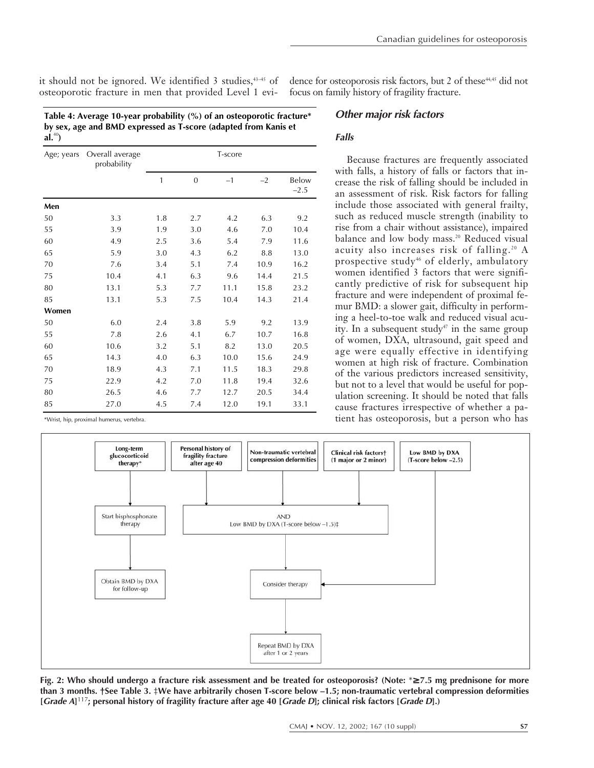it should not be ignored. We identified 3 studies,[43–45] of osteoporotic fracture in men that provided Level 1 evidence for osteoporosis risk factors, but 2 of these[44,45] did not focus on family history of fragility fracture.

**Table 4: Average 10-year probability (%) of an osteoporotic fracture* by sex, age and BMD expressed as T-score (adapted from Kanis et al.[40])**

| Age; years | Overall average probability | T-score | | | | |
|---|---|---|---|---|---|---|
| | | 1 | 0 | –1 | –2 | Below –2.5 |
| **Men** | | | | | | |
| 50 | 3.3 | 1.8 | 2.7 | 4.2 | 6.3 | 9.2 |
| 55 | 3.9 | 1.9 | 3.0 | 4.6 | 7.0 | 10.4 |
| 60 | 4.9 | 2.5 | 3.6 | 5.4 | 7.9 | 11.6 |
| 65 | 5.9 | 3.0 | 4.3 | 6.2 | 8.8 | 13.0 |
| 70 | 7.6 | 3.4 | 5.1 | 7.4 | 10.9 | 16.2 |
| 75 | 10.4 | 4.1 | 6.3 | 9.6 | 14.4 | 21.5 |
| 80 | 13.1 | 5.3 | 7.7 | 11.1 | 15.8 | 23.2 |
| 85 | 13.1 | 5.3 | 7.5 | 10.4 | 14.3 | 21.4 |
| **Women** | | | | | | |
| 50 | 6.0 | 2.4 | 3.8 | 5.9 | 9.2 | 13.9 |
| 55 | 7.8 | 2.6 | 4.1 | 6.7 | 10.7 | 16.8 |
| 60 | 10.6 | 3.2 | 5.1 | 8.2 | 13.0 | 20.5 |
| 65 | 14.3 | 4.0 | 6.3 | 10.0 | 15.6 | 24.9 |
| 70 | 18.9 | 4.3 | 7.1 | 11.5 | 18.3 | 29.8 |
| 75 | 22.9 | 4.2 | 7.0 | 11.8 | 19.4 | 32.6 |
| 80 | 26.5 | 4.6 | 7.7 | 12.7 | 20.5 | 34.4 |
| 85 | 27.0 | 4.5 | 7.4 | 12.0 | 19.1 | 33.1 |

*Wrist, hip, proximal humerus, vertebra.

## Other major risk factors

### Falls

Because fractures are frequently associated with falls, a history of falls or factors that increase the risk of falling should be included in an assessment of risk. Risk factors for falling include those associated with general frailty, such as reduced muscle strength (inability to rise from a chair without assistance), impaired balance and low body mass.[20] Reduced visual acuity also increases risk of falling.[20] A prospective study[46] of elderly, ambulatory women identified 3 factors that were significantly predictive of risk for subsequent hip fracture and were independent of proximal femur BMD: a slower gait, difficulty in performing a heel-to-toe walk and reduced visual acuity. In a subsequent study[47] in the same group of women, DXA, ultrasound, gait speed and age were equally effective in identifying women at high risk of fracture. Combination of the various predictors increased sensitivity, but not to a level that would be useful for population screening. It should be noted that falls cause fractures irrespective of whether a patient has osteoporosis, but a person who has

**Fig. 2: Who should undergo a fracture risk assessment and be treated for osteoporosis? (Note: *≥7.5 mg prednisone for more than 3 months. †See Table 3. ‡We have arbitrarily chosen T-score below –1.5; non-traumatic vertebral compression deformities [*Grade A*][117]; personal history of fragility fracture after age 40 [*Grade D*]; clinical risk factors [*Grade D*].)**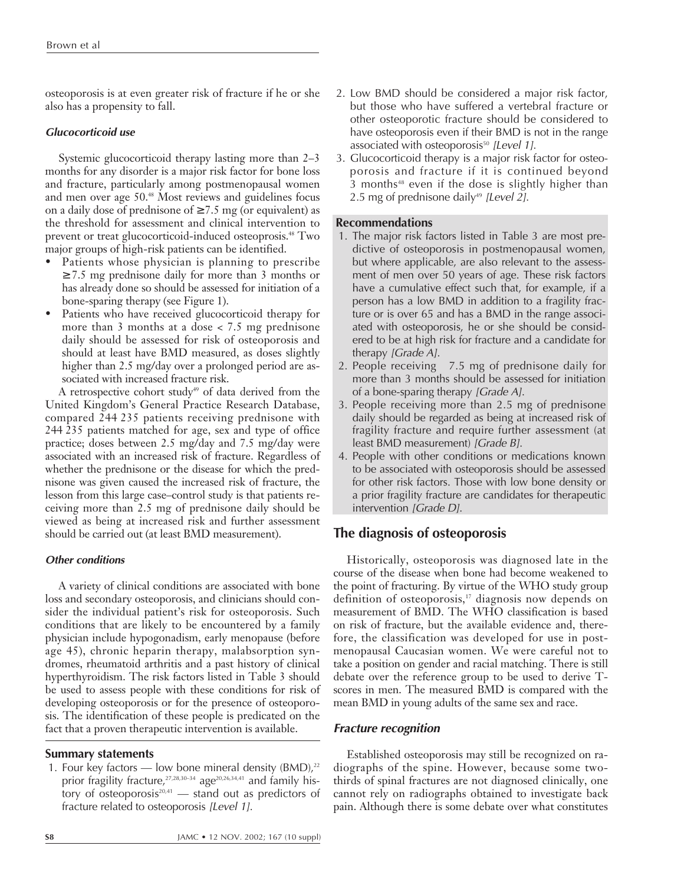osteoporosis is at even greater risk of fracture if he or she also has a propensity to fall.

### *Glucocorticoid use*

Systemic glucocorticoid therapy lasting more than 2–3 months for any disorder is a major risk factor for bone loss and fracture, particularly among postmenopausal women and men over age 50.[48] Most reviews and guidelines focus on a daily dose of prednisone of ≥7.5 mg (or equivalent) as the threshold for assessment and clinical intervention to prevent or treat glucocorticoid-induced osteoprosis.[48] Two major groups of high-risk patients can be identified.

- Patients whose physician is planning to prescribe ≥7.5 mg prednisone daily for more than 3 months or has already done so should be assessed for initiation of a bone-sparing therapy (see Figure 1).
- Patients who have received glucocorticoid therapy for more than 3 months at a dose < 7.5 mg prednisone daily should be assessed for risk of osteoporosis and should at least have BMD measured, as doses slightly higher than 2.5 mg/day over a prolonged period are associated with increased fracture risk.

A retrospective cohort study[49] of data derived from the United Kingdom's General Practice Research Database, compared 244 235 patients receiving prednisone with 244 235 patients matched for age, sex and type of office practice; doses between 2.5 mg/day and 7.5 mg/day were associated with an increased risk of fracture. Regardless of whether the prednisone or the disease for which the prednisone was given caused the increased risk of fracture, the lesson from this large case–control study is that patients receiving more than 2.5 mg of prednisone daily should be viewed as being at increased risk and further assessment should be carried out (at least BMD measurement).

### *Other conditions*

A variety of clinical conditions are associated with bone loss and secondary osteoporosis, and clinicians should consider the individual patient's risk for osteoporosis. Such conditions that are likely to be encountered by a family physician include hypogonadism, early menopause (before age 45), chronic heparin therapy, malabsorption syndromes, rheumatoid arthritis and a past history of clinical hyperthyroidism. The risk factors listed in Table 3 should be used to assess people with these conditions for risk of developing osteoporosis or for the presence of osteoporosis. The identification of these people is predicated on the fact that a proven therapeutic intervention is available.

#### Summary statements

1. Four key factors — low bone mineral density (BMD),[22] prior fragility fracture,[27,28,30–34] age[20,26,34,41] and family history of osteoporosis[20,41] — stand out as predictors of fracture related to osteoporosis *[Level 1]*.
2. Low BMD should be considered a major risk factor, but those who have suffered a vertebral fracture or other osteoporotic fracture should be considered to have osteoporosis even if their BMD is not in the range associated with osteoporosis[50] *[Level 1]*.
3. Glucocorticoid therapy is a major risk factor for osteoporosis and fracture if it is continued beyond 3 months[48] even if the dose is slightly higher than 2.5 mg of prednisone daily[49] *[Level 2]*.

#### Recommendations

1. The major risk factors listed in Table 3 are most predictive of osteoporosis in postmenopausal women, but where applicable, are also relevant to the assessment of men over 50 years of age. These risk factors have a cumulative effect such that, for example, if a person has a low BMD in addition to a fragility fracture or is over 65 and has a BMD in the range associated with osteoporosis, he or she should be considered to be at high risk for fracture and a candidate for therapy *[Grade A]*.
2. People receiving 7.5 mg of prednisone daily for more than 3 months should be assessed for initiation of a bone-sparing therapy *[Grade A]*.
3. People receiving more than 2.5 mg of prednisone daily should be regarded as being at increased risk of fragility fracture and require further assessment (at least BMD measurement) *[Grade B]*.
4. People with other conditions or medications known to be associated with osteoporosis should be assessed for other risk factors. Those with low bone density or a prior fragility fracture are candidates for therapeutic intervention *[Grade D]*.

## The diagnosis of osteoporosis

Historically, osteoporosis was diagnosed late in the course of the disease when bone had become weakened to the point of fracturing. By virtue of the WHO study group definition of osteoporosis,[17] diagnosis now depends on measurement of BMD. The WHO classification is based on risk of fracture, but the available evidence and, therefore, the classification was developed for use in postmenopausal Caucasian women. We were careful not to take a position on gender and racial matching. There is still debate over the reference group to be used to derive T-scores in men. The measured BMD is compared with the mean BMD in young adults of the same sex and race.

### *Fracture recognition*

Established osteoporosis may still be recognized on radiographs of the spine. However, because some two-thirds of spinal fractures are not diagnosed clinically, one cannot rely on radiographs obtained to investigate back pain. Although there is some debate over what constitutes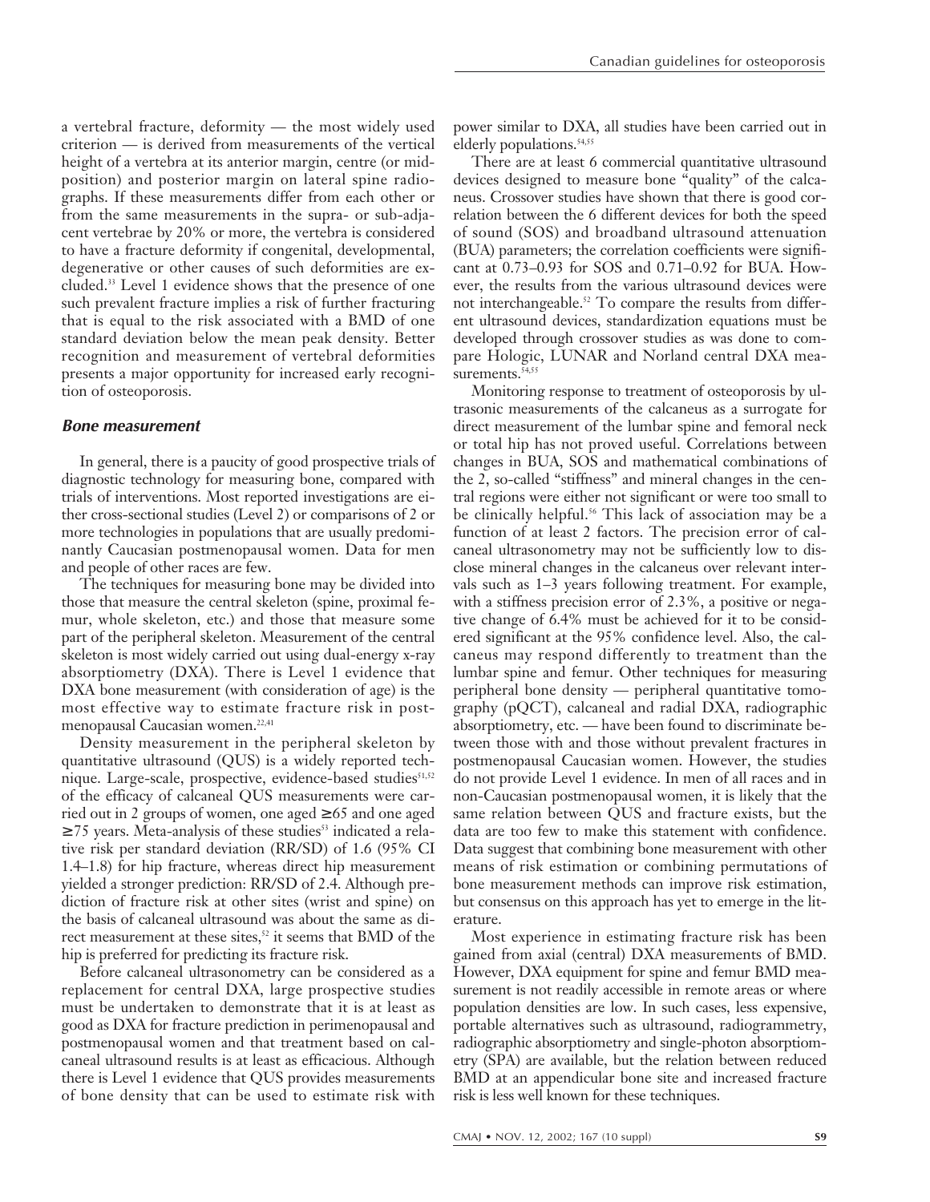a vertebral fracture, deformity — the most widely used criterion — is derived from measurements of the vertical height of a vertebra at its anterior margin, centre (or mid-position) and posterior margin on lateral spine radiographs. If these measurements differ from each other or from the same measurements in the supra- or sub-adjacent vertebrae by 20% or more, the vertebra is considered to have a fracture deformity if congenital, developmental, degenerative or other causes of such deformities are excluded.[33] Level 1 evidence shows that the presence of one such prevalent fracture implies a risk of further fracturing that is equal to the risk associated with a BMD of one standard deviation below the mean peak density. Better recognition and measurement of vertebral deformities presents a major opportunity for increased early recognition of osteoporosis.

### Bone measurement

In general, there is a paucity of good prospective trials of diagnostic technology for measuring bone, compared with trials of interventions. Most reported investigations are either cross-sectional studies (Level 2) or comparisons of 2 or more technologies in populations that are usually predominantly Caucasian postmenopausal women. Data for men and people of other races are few.

The techniques for measuring bone may be divided into those that measure the central skeleton (spine, proximal femur, whole skeleton, etc.) and those that measure some part of the peripheral skeleton. Measurement of the central skeleton is most widely carried out using dual-energy x-ray absorptiometry (DXA). There is Level 1 evidence that DXA bone measurement (with consideration of age) is the most effective way to estimate fracture risk in postmenopausal Caucasian women.[22,41]

Density measurement in the peripheral skeleton by quantitative ultrasound (QUS) is a widely reported technique. Large-scale, prospective, evidence-based studies[51,52] of the efficacy of calcaneal QUS measurements were carried out in 2 groups of women, one aged ≥65 and one aged ≥75 years. Meta-analysis of these studies[53] indicated a relative risk per standard deviation (RR/SD) of 1.6 (95% CI 1.4–1.8) for hip fracture, whereas direct hip measurement yielded a stronger prediction: RR/SD of 2.4. Although prediction of fracture risk at other sites (wrist and spine) on the basis of calcaneal ultrasound was about the same as direct measurement at these sites,[52] it seems that BMD of the hip is preferred for predicting its fracture risk.

Before calcaneal ultrasonometry can be considered as a replacement for central DXA, large prospective studies must be undertaken to demonstrate that it is at least as good as DXA for fracture prediction in perimenopausal and postmenopausal women and that treatment based on calcaneal ultrasound results is at least as efficacious. Although there is Level 1 evidence that QUS provides measurements of bone density that can be used to estimate risk with power similar to DXA, all studies have been carried out in elderly populations.[54,55]

There are at least 6 commercial quantitative ultrasound devices designed to measure bone "quality" of the calcaneus. Crossover studies have shown that there is good correlation between the 6 different devices for both the speed of sound (SOS) and broadband ultrasound attenuation (BUA) parameters; the correlation coefficients were significant at 0.73–0.93 for SOS and 0.71–0.92 for BUA. However, the results from the various ultrasound devices were not interchangeable.[52] To compare the results from different ultrasound devices, standardization equations must be developed through crossover studies as was done to compare Hologic, LUNAR and Norland central DXA measurements.[54,55]

Monitoring response to treatment of osteoporosis by ultrasonic measurements of the calcaneus as a surrogate for direct measurement of the lumbar spine and femoral neck or total hip has not proved useful. Correlations between changes in BUA, SOS and mathematical combinations of the 2, so-called "stiffness" and mineral changes in the central regions were either not significant or were too small to be clinically helpful.[56] This lack of association may be a function of at least 2 factors. The precision error of calcaneal ultrasonometry may not be sufficiently low to disclose mineral changes in the calcaneus over relevant intervals such as 1–3 years following treatment. For example, with a stiffness precision error of 2.3%, a positive or negative change of 6.4% must be achieved for it to be considered significant at the 95% confidence level. Also, the calcaneus may respond differently to treatment than the lumbar spine and femur. Other techniques for measuring peripheral bone density — peripheral quantitative tomography (pQCT), calcaneal and radial DXA, radiographic absorptiometry, etc. — have been found to discriminate between those with and those without prevalent fractures in postmenopausal Caucasian women. However, the studies do not provide Level 1 evidence. In men of all races and in non-Caucasian postmenopausal women, it is likely that the same relation between QUS and fracture exists, but the data are too few to make this statement with confidence. Data suggest that combining bone measurement with other means of risk estimation or combining permutations of bone measurement methods can improve risk estimation, but consensus on this approach has yet to emerge in the literature.

Most experience in estimating fracture risk has been gained from axial (central) DXA measurements of BMD. However, DXA equipment for spine and femur BMD measurement is not readily accessible in remote areas or where population densities are low. In such cases, less expensive, portable alternatives such as ultrasound, radiogrammetry, radiographic absorptiometry and single-photon absorptiometry (SPA) are available, but the relation between reduced BMD at an appendicular bone site and increased fracture risk is less well known for these techniques.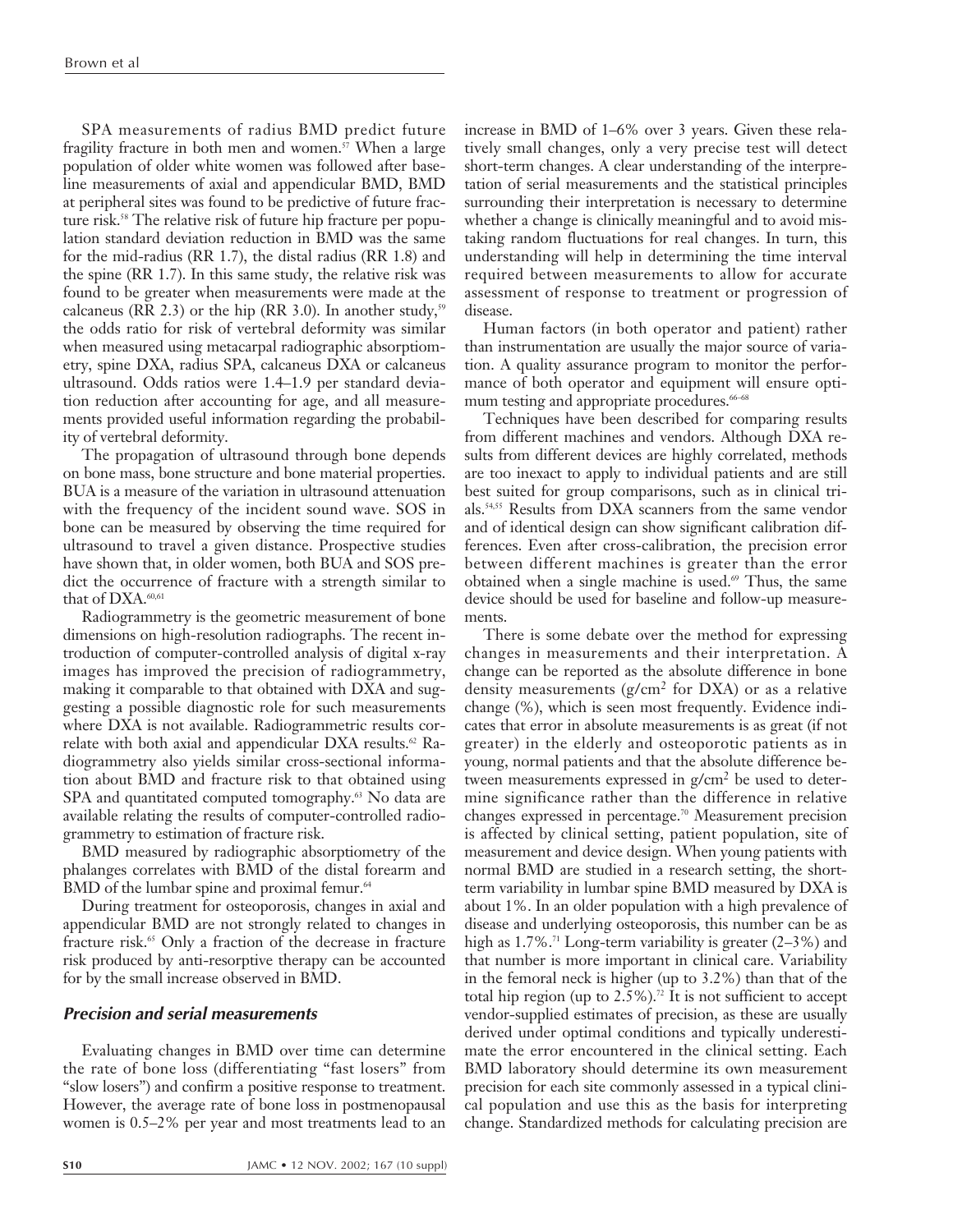SPA measurements of radius BMD predict future fragility fracture in both men and women.[57] When a large population of older white women was followed after baseline measurements of axial and appendicular BMD, BMD at peripheral sites was found to be predictive of future fracture risk.[58] The relative risk of future hip fracture per population standard deviation reduction in BMD was the same for the mid-radius (RR 1.7), the distal radius (RR 1.8) and the spine (RR 1.7). In this same study, the relative risk was found to be greater when measurements were made at the calcaneus (RR 2.3) or the hip (RR 3.0). In another study,[59] the odds ratio for risk of vertebral deformity was similar when measured using metacarpal radiographic absorptiometry, spine DXA, radius SPA, calcaneus DXA or calcaneus ultrasound. Odds ratios were 1.4–1.9 per standard deviation reduction after accounting for age, and all measurements provided useful information regarding the probability of vertebral deformity.

The propagation of ultrasound through bone depends on bone mass, bone structure and bone material properties. BUA is a measure of the variation in ultrasound attenuation with the frequency of the incident sound wave. SOS in bone can be measured by observing the time required for ultrasound to travel a given distance. Prospective studies have shown that, in older women, both BUA and SOS predict the occurrence of fracture with a strength similar to that of DXA.[60,61]

Radiogrammetry is the geometric measurement of bone dimensions on high-resolution radiographs. The recent introduction of computer-controlled analysis of digital x-ray images has improved the precision of radiogrammetry, making it comparable to that obtained with DXA and suggesting a possible diagnostic role for such measurements where DXA is not available. Radiogrammetric results correlate with both axial and appendicular DXA results.[62] Radiogrammetry also yields similar cross-sectional information about BMD and fracture risk to that obtained using SPA and quantitated computed tomography.[63] No data are available relating the results of computer-controlled radiogrammetry to estimation of fracture risk.

BMD measured by radiographic absorptiometry of the phalanges correlates with BMD of the distal forearm and BMD of the lumbar spine and proximal femur.[64]

During treatment for osteoporosis, changes in axial and appendicular BMD are not strongly related to changes in fracture risk.[65] Only a fraction of the decrease in fracture risk produced by anti-resorptive therapy can be accounted for by the small increase observed in BMD.

### *Precision and serial measurements*

Evaluating changes in BMD over time can determine the rate of bone loss (differentiating "fast losers" from "slow losers") and confirm a positive response to treatment. However, the average rate of bone loss in postmenopausal women is 0.5–2% per year and most treatments lead to an increase in BMD of 1–6% over 3 years. Given these relatively small changes, only a very precise test will detect short-term changes. A clear understanding of the interpretation of serial measurements and the statistical principles surrounding their interpretation is necessary to determine whether a change is clinically meaningful and to avoid mistaking random fluctuations for real changes. In turn, this understanding will help in determining the time interval required between measurements to allow for accurate assessment of response to treatment or progression of disease.

Human factors (in both operator and patient) rather than instrumentation are usually the major source of variation. A quality assurance program to monitor the performance of both operator and equipment will ensure optimum testing and appropriate procedures.[66–68]

Techniques have been described for comparing results from different machines and vendors. Although DXA results from different devices are highly correlated, methods are too inexact to apply to individual patients and are still best suited for group comparisons, such as in clinical trials.[54,55] Results from DXA scanners from the same vendor and of identical design can show significant calibration differences. Even after cross-calibration, the precision error between different machines is greater than the error obtained when a single machine is used.[69] Thus, the same device should be used for baseline and follow-up measurements.

There is some debate over the method for expressing changes in measurements and their interpretation. A change can be reported as the absolute difference in bone density measurements (g/cm$^2$ for DXA) or as a relative change (%), which is seen most frequently. Evidence indicates that error in absolute measurements is as great (if not greater) in the elderly and osteoporotic patients as in young, normal patients and that the absolute difference between measurements expressed in g/cm$^2$ be used to determine significance rather than the difference in relative changes expressed in percentage.[70] Measurement precision is affected by clinical setting, patient population, site of measurement and device design. When young patients with normal BMD are studied in a research setting, the short-term variability in lumbar spine BMD measured by DXA is about 1%. In an older population with a high prevalence of disease and underlying osteoporosis, this number can be as high as 1.7%.[71] Long-term variability is greater (2–3%) and that number is more important in clinical care. Variability in the femoral neck is higher (up to 3.2%) than that of the total hip region (up to 2.5%).[72] It is not sufficient to accept vendor-supplied estimates of precision, as these are usually derived under optimal conditions and typically underestimate the error encountered in the clinical setting. Each BMD laboratory should determine its own measurement precision for each site commonly assessed in a typical clinical population and use this as the basis for interpreting change. Standardized methods for calculating precision are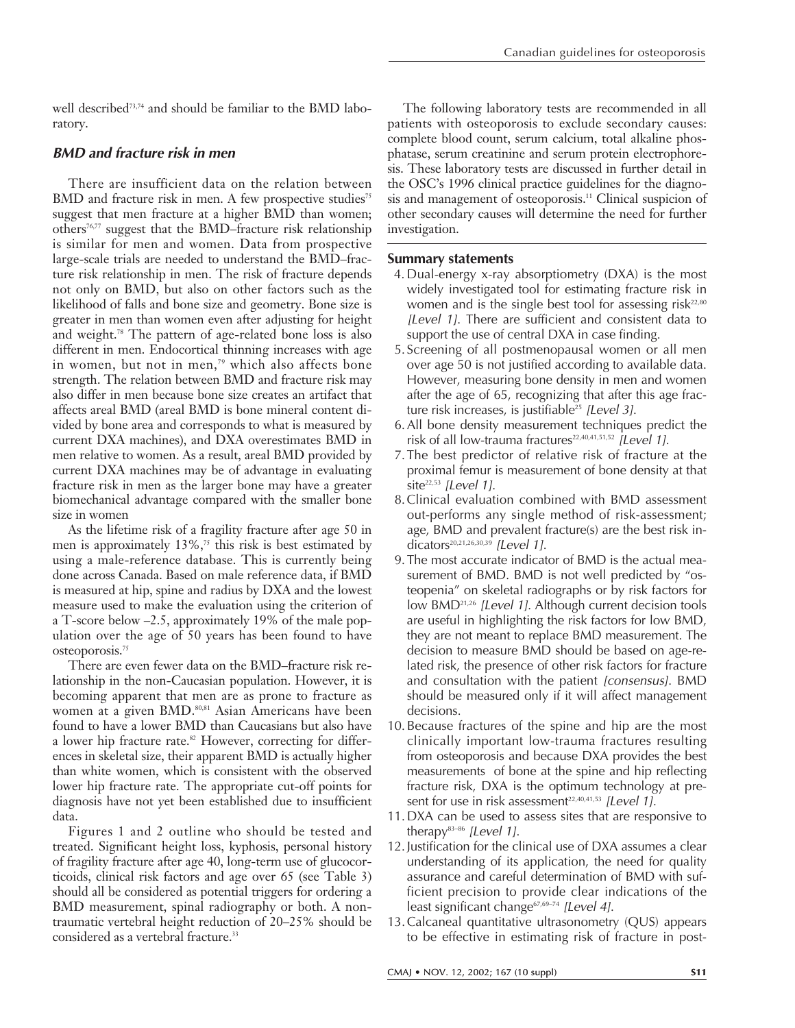well described[73,74] and should be familiar to the BMD laboratory.

### *BMD and fracture risk in men*

There are insufficient data on the relation between BMD and fracture risk in men. A few prospective studies[75] suggest that men fracture at a higher BMD than women; others[76,77] suggest that the BMD–fracture risk relationship is similar for men and women. Data from prospective large-scale trials are needed to understand the BMD–fracture risk relationship in men. The risk of fracture depends not only on BMD, but also on other factors such as the likelihood of falls and bone size and geometry. Bone size is greater in men than women even after adjusting for height and weight.[78] The pattern of age-related bone loss is also different in men. Endocortical thinning increases with age in women, but not in men,[79] which also affects bone strength. The relation between BMD and fracture risk may also differ in men because bone size creates an artifact that affects areal BMD (areal BMD is bone mineral content divided by bone area and corresponds to what is measured by current DXA machines), and DXA overestimates BMD in men relative to women. As a result, areal BMD provided by current DXA machines may be of advantage in evaluating fracture risk in men as the larger bone may have a greater biomechanical advantage compared with the smaller bone size in women

As the lifetime risk of a fragility fracture after age 50 in men is approximately 13%,[75] this risk is best estimated by using a male-reference database. This is currently being done across Canada. Based on male reference data, if BMD is measured at hip, spine and radius by DXA and the lowest measure used to make the evaluation using the criterion of a T-score below –2.5, approximately 19% of the male population over the age of 50 years has been found to have osteoporosis.[75]

There are even fewer data on the BMD–fracture risk relationship in the non-Caucasian population. However, it is becoming apparent that men are as prone to fracture as women at a given BMD.[80,81] Asian Americans have been found to have a lower BMD than Caucasians but also have a lower hip fracture rate.[82] However, correcting for differences in skeletal size, their apparent BMD is actually higher than white women, which is consistent with the observed lower hip fracture rate. The appropriate cut-off points for diagnosis have not yet been established due to insufficient data.

Figures 1 and 2 outline who should be tested and treated. Significant height loss, kyphosis, personal history of fragility fracture after age 40, long-term use of glucocorticoids, clinical risk factors and age over 65 (see Table 3) should all be considered as potential triggers for ordering a BMD measurement, spinal radiography or both. A nontraumatic vertebral height reduction of 20–25% should be considered as a vertebral fracture.[33]

The following laboratory tests are recommended in all patients with osteoporosis to exclude secondary causes: complete blood count, serum calcium, total alkaline phosphatase, serum creatinine and serum protein electrophoresis. These laboratory tests are discussed in further detail in the OSC's 1996 clinical practice guidelines for the diagnosis and management of osteoporosis.[11] Clinical suspicion of other secondary causes will determine the need for further investigation.

**Summary statements**

4. Dual-energy x-ray absorptiometry (DXA) is the most widely investigated tool for estimating fracture risk in women and is the single best tool for assessing risk[22,80] *[Level 1]*. There are sufficient and consistent data to support the use of central DXA in case finding.
5. Screening of all postmenopausal women or all men over age 50 is not justified according to available data. However, measuring bone density in men and women after the age of 65, recognizing that after this age fracture risk increases, is justifiable[25] *[Level 3]*.
6. All bone density measurement techniques predict the risk of all low-trauma fractures[22,40,41,51,52] *[Level 1]*.
7. The best predictor of relative risk of fracture at the proximal femur is measurement of bone density at that site[22,53] *[Level 1]*.
8. Clinical evaluation combined with BMD assessment out-performs any single method of risk-assessment; age, BMD and prevalent fracture(s) are the best risk indicators[20,21,26,30,39] *[Level 1]*.
9. The most accurate indicator of BMD is the actual measurement of BMD. BMD is not well predicted by "osteopenia" on skeletal radiographs or by risk factors for low BMD[21,26] *[Level 1]*. Although current decision tools are useful in highlighting the risk factors for low BMD, they are not meant to replace BMD measurement. The decision to measure BMD should be based on age-related risk, the presence of other risk factors for fracture and consultation with the patient *[consensus]*. BMD should be measured only if it will affect management decisions.
10. Because fractures of the spine and hip are the most clinically important low-trauma fractures resulting from osteoporosis and because DXA provides the best measurements of bone at the spine and hip reflecting fracture risk, DXA is the optimum technology at present for use in risk assessment[22,40,41,53] *[Level 1]*.
11. DXA can be used to assess sites that are responsive to therapy[83–86] *[Level 1]*.
12. Justification for the clinical use of DXA assumes a clear understanding of its application, the need for quality assurance and careful determination of BMD with sufficient precision to provide clear indications of the least significant change[67,69–74] *[Level 4]*.
13. Calcaneal quantitative ultrasonometry (QUS) appears to be effective in estimating risk of fracture in post-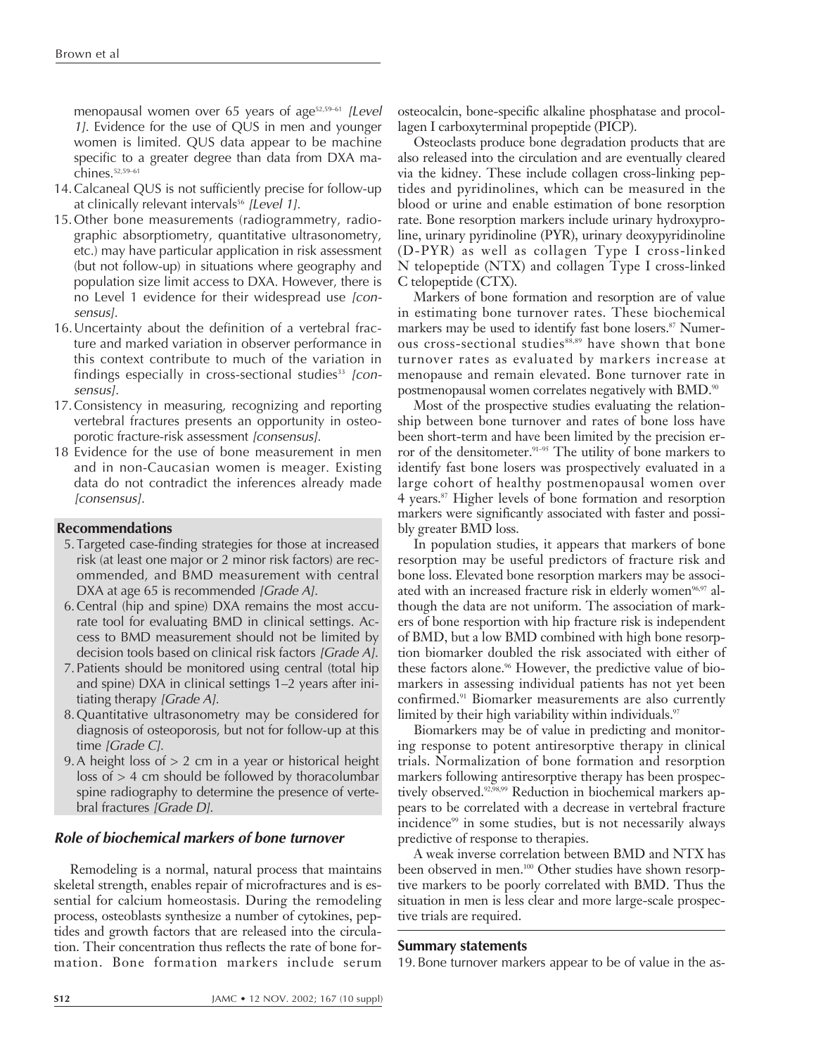menopausal women over 65 years of age[52,59–61] *[Level 1]*. Evidence for the use of QUS in men and younger women is limited. QUS data appear to be machine specific to a greater degree than data from DXA machines.[52,59–61]

14. Calcaneal QUS is not sufficiently precise for follow-up at clinically relevant intervals[56] *[Level 1]*.
15. Other bone measurements (radiogrammetry, radiographic absorptiometry, quantitative ultrasonometry, etc.) may have particular application in risk assessment (but not follow-up) in situations where geography and population size limit access to DXA. However, there is no Level 1 evidence for their widespread use *[consensus]*.
16. Uncertainty about the definition of a vertebral fracture and marked variation in observer performance in this context contribute to much of the variation in findings especially in cross-sectional studies[33] *[consensus]*.
17. Consistency in measuring, recognizing and reporting vertebral fractures presents an opportunity in osteoporotic fracture-risk assessment *[consensus]*.
18. Evidence for the use of bone measurement in men and in non-Caucasian women is meager. Existing data do not contradict the inferences already made *[consensus]*.

### Recommendations

5. Targeted case-finding strategies for those at increased risk (at least one major or 2 minor risk factors) are recommended, and BMD measurement with central DXA at age 65 is recommended *[Grade A]*.
6. Central (hip and spine) DXA remains the most accurate tool for evaluating BMD in clinical settings. Access to BMD measurement should not be limited by decision tools based on clinical risk factors *[Grade A]*.
7. Patients should be monitored using central (total hip and spine) DXA in clinical settings 1–2 years after initiating therapy *[Grade A]*.
8. Quantitative ultrasonometry may be considered for diagnosis of osteoporosis, but not for follow-up at this time *[Grade C]*.
9. A height loss of > 2 cm in a year or historical height loss of > 4 cm should be followed by thoracolumbar spine radiography to determine the presence of vertebral fractures *[Grade D]*.

## *Role of biochemical markers of bone turnover*

Remodeling is a normal, natural process that maintains skeletal strength, enables repair of microfractures and is essential for calcium homeostasis. During the remodeling process, osteoblasts synthesize a number of cytokines, peptides and growth factors that are released into the circulation. Their concentration thus reflects the rate of bone formation. Bone formation markers include serum osteocalcin, bone-specific alkaline phosphatase and procollagen I carboxyterminal propeptide (PICP).

Osteoclasts produce bone degradation products that are also released into the circulation and are eventually cleared via the kidney. These include collagen cross-linking peptides and pyridinolines, which can be measured in the blood or urine and enable estimation of bone resorption rate. Bone resorption markers include urinary hydroxyproline, urinary pyridinoline (PYR), urinary deoxypyridinoline (D-PYR) as well as collagen Type I cross-linked N telopeptide (NTX) and collagen Type I cross-linked C telopeptide (CTX).

Markers of bone formation and resorption are of value in estimating bone turnover rates. These biochemical markers may be used to identify fast bone losers.[87] Numerous cross-sectional studies[88,89] have shown that bone turnover rates as evaluated by markers increase at menopause and remain elevated. Bone turnover rate in postmenopausal women correlates negatively with BMD.[90]

Most of the prospective studies evaluating the relationship between bone turnover and rates of bone loss have been short-term and have been limited by the precision error of the densitometer.[91–95] The utility of bone markers to identify fast bone losers was prospectively evaluated in a large cohort of healthy postmenopausal women over 4 years.[87] Higher levels of bone formation and resorption markers were significantly associated with faster and possibly greater BMD loss.

In population studies, it appears that markers of bone resorption may be useful predictors of fracture risk and bone loss. Elevated bone resorption markers may be associated with an increased fracture risk in elderly women[96,97] although the data are not uniform. The association of markers of bone resportion with hip fracture risk is independent of BMD, but a low BMD combined with high bone resorption biomarker doubled the risk associated with either of these factors alone.[96] However, the predictive value of biomarkers in assessing individual patients has not yet been confirmed.[91] Biomarker measurements are also currently limited by their high variability within individuals.[97]

Biomarkers may be of value in predicting and monitoring response to potent antiresorptive therapy in clinical trials. Normalization of bone formation and resorption markers following antiresorptive therapy has been prospectively observed.[92,98,99] Reduction in biochemical markers appears to be correlated with a decrease in vertebral fracture incidence[99] in some studies, but is not necessarily always predictive of response to therapies.

A weak inverse correlation between BMD and NTX has been observed in men.[100] Other studies have shown resorptive markers to be poorly correlated with BMD. Thus the situation in men is less clear and more large-scale prospective trials are required.

### Summary statements

19. Bone turnover markers appear to be of value in the as-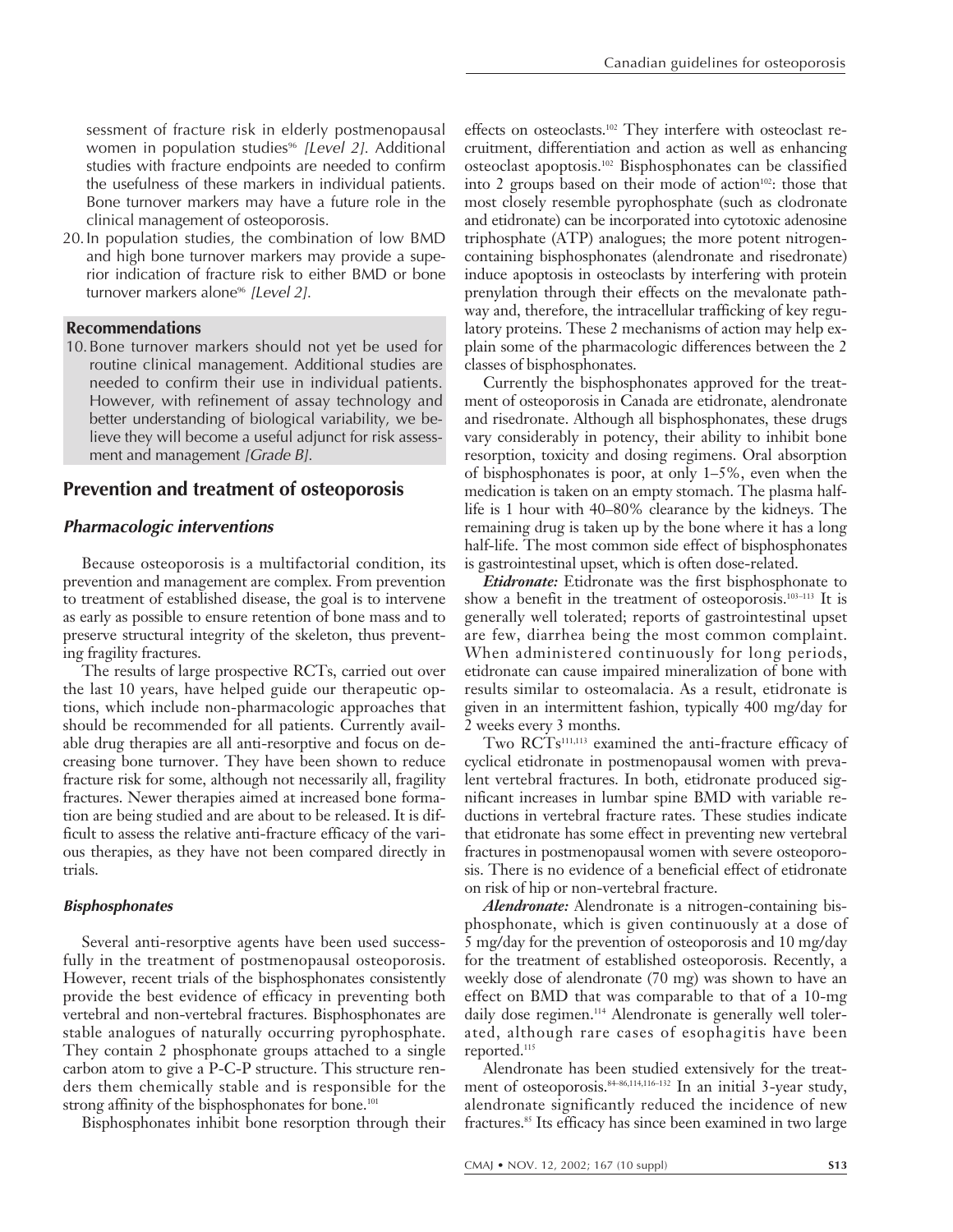sessment of fracture risk in elderly postmenopausal women in population studies[96] *[Level 2]*. Additional studies with fracture endpoints are needed to confirm the usefulness of these markers in individual patients. Bone turnover markers may have a future role in the clinical management of osteoporosis.

20. In population studies, the combination of low BMD and high bone turnover markers may provide a superior indication of fracture risk to either BMD or bone turnover markers alone[96] *[Level 2]*.

**Recommendations**

10. Bone turnover markers should not yet be used for routine clinical management. Additional studies are needed to confirm their use in individual patients. However, with refinement of assay technology and better understanding of biological variability, we believe they will become a useful adjunct for risk assessment and management *[Grade B]*.

## Prevention and treatment of osteoporosis

### *Pharmacologic interventions*

Because osteoporosis is a multifactorial condition, its prevention and management are complex. From prevention to treatment of established disease, the goal is to intervene as early as possible to ensure retention of bone mass and to preserve structural integrity of the skeleton, thus preventing fragility fractures.

The results of large prospective RCTs, carried out over the last 10 years, have helped guide our therapeutic options, which include non-pharmacologic approaches that should be recommended for all patients. Currently available drug therapies are all anti-resorptive and focus on decreasing bone turnover. They have been shown to reduce fracture risk for some, although not necessarily all, fragility fractures. Newer therapies aimed at increased bone formation are being studied and are about to be released. It is difficult to assess the relative anti-fracture efficacy of the various therapies, as they have not been compared directly in trials.

#### *Bisphosphonates*

Several anti-resorptive agents have been used successfully in the treatment of postmenopausal osteoporosis. However, recent trials of the bisphosphonates consistently provide the best evidence of efficacy in preventing both vertebral and non-vertebral fractures. Bisphosphonates are stable analogues of naturally occurring pyrophosphate. They contain 2 phosphonate groups attached to a single carbon atom to give a P-C-P structure. This structure renders them chemically stable and is responsible for the strong affinity of the bisphosphonates for bone.[101]

Bisphosphonates inhibit bone resorption through their effects on osteoclasts.[102] They interfere with osteoclast recruitment, differentiation and action as well as enhancing osteoclast apoptosis.[102] Bisphosphonates can be classified into 2 groups based on their mode of action[102]: those that most closely resemble pyrophosphate (such as clodronate and etidronate) can be incorporated into cytotoxic adenosine triphosphate (ATP) analogues; the more potent nitrogen-containing bisphosphonates (alendronate and risedronate) induce apoptosis in osteoclasts by interfering with protein prenylation through their effects on the mevalonate pathway and, therefore, the intracellular trafficking of key regulatory proteins. These 2 mechanisms of action may help explain some of the pharmacologic differences between the 2 classes of bisphosphonates.

Currently the bisphosphonates approved for the treatment of osteoporosis in Canada are etidronate, alendronate and risedronate. Although all bisphosphonates, these drugs vary considerably in potency, their ability to inhibit bone resorption, toxicity and dosing regimens. Oral absorption of bisphosphonates is poor, at only 1–5%, even when the medication is taken on an empty stomach. The plasma half-life is 1 hour with 40–80% clearance by the kidneys. The remaining drug is taken up by the bone where it has a long half-life. The most common side effect of bisphosphonates is gastrointestinal upset, which is often dose-related.

***Etidronate:*** Etidronate was the first bisphosphonate to show a benefit in the treatment of osteoporosis.[103–113] It is generally well tolerated; reports of gastrointestinal upset are few, diarrhea being the most common complaint. When administered continuously for long periods, etidronate can cause impaired mineralization of bone with results similar to osteomalacia. As a result, etidronate is given in an intermittent fashion, typically 400 mg/day for 2 weeks every 3 months.

Two RCTs[111,113] examined the anti-fracture efficacy of cyclical etidronate in postmenopausal women with prevalent vertebral fractures. In both, etidronate produced significant increases in lumbar spine BMD with variable reductions in vertebral fracture rates. These studies indicate that etidronate has some effect in preventing new vertebral fractures in postmenopausal women with severe osteoporosis. There is no evidence of a beneficial effect of etidronate on risk of hip or non-vertebral fracture.

***Alendronate:*** Alendronate is a nitrogen-containing bisphosphonate, which is given continuously at a dose of 5 mg/day for the prevention of osteoporosis and 10 mg/day for the treatment of established osteoporosis. Recently, a weekly dose of alendronate (70 mg) was shown to have an effect on BMD that was comparable to that of a 10-mg daily dose regimen.[114] Alendronate is generally well tolerated, although rare cases of esophagitis have been reported.[115]

Alendronate has been studied extensively for the treatment of osteoporosis.[84–86,114,116–132] In an initial 3-year study, alendronate significantly reduced the incidence of new fractures.[85] Its efficacy has since been examined in two large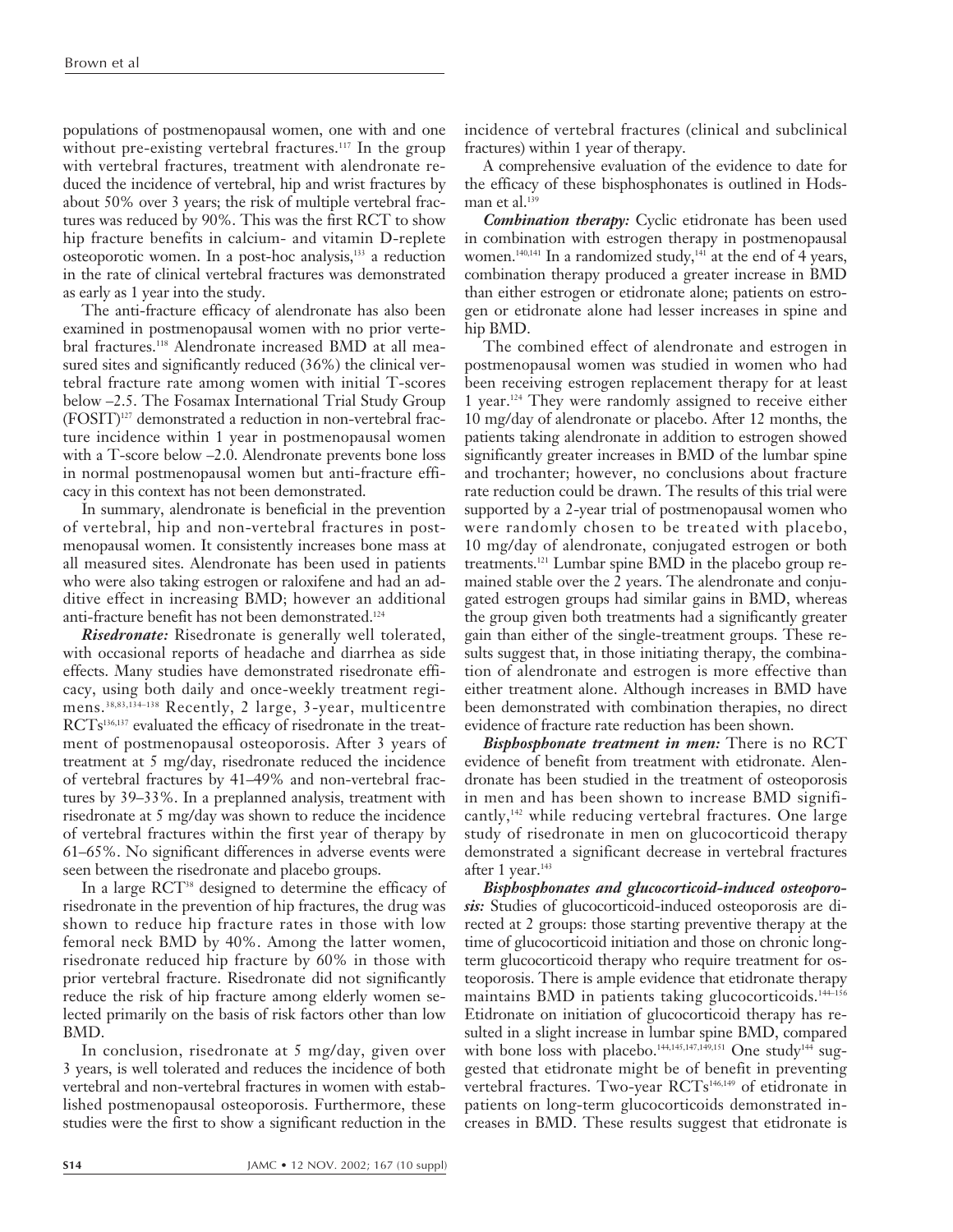populations of postmenopausal women, one with and one without pre-existing vertebral fractures.[117] In the group with vertebral fractures, treatment with alendronate reduced the incidence of vertebral, hip and wrist fractures by about 50% over 3 years; the risk of multiple vertebral fractures was reduced by 90%. This was the first RCT to show hip fracture benefits in calcium- and vitamin D-replete osteoporotic women. In a post-hoc analysis,[133] a reduction in the rate of clinical vertebral fractures was demonstrated as early as 1 year into the study.

The anti-fracture efficacy of alendronate has also been examined in postmenopausal women with no prior vertebral fractures.[118] Alendronate increased BMD at all measured sites and significantly reduced (36%) the clinical vertebral fracture rate among women with initial T-scores below –2.5. The Fosamax International Trial Study Group (FOSIT)[127] demonstrated a reduction in non-vertebral fracture incidence within 1 year in postmenopausal women with a T-score below –2.0. Alendronate prevents bone loss in normal postmenopausal women but anti-fracture efficacy in this context has not been demonstrated.

In summary, alendronate is beneficial in the prevention of vertebral, hip and non-vertebral fractures in postmenopausal women. It consistently increases bone mass at all measured sites. Alendronate has been used in patients who were also taking estrogen or raloxifene and had an additive effect in increasing BMD; however an additional anti-fracture benefit has not been demonstrated.[124]

***Risedronate:*** Risedronate is generally well tolerated, with occasional reports of headache and diarrhea as side effects. Many studies have demonstrated risedronate efficacy, using both daily and once-weekly treatment regimens.[38,83,134–138] Recently, 2 large, 3-year, multicentre RCTs[136,137] evaluated the efficacy of risedronate in the treatment of postmenopausal osteoporosis. After 3 years of treatment at 5 mg/day, risedronate reduced the incidence of vertebral fractures by 41–49% and non-vertebral fractures by 39–33%. In a preplanned analysis, treatment with risedronate at 5 mg/day was shown to reduce the incidence of vertebral fractures within the first year of therapy by 61–65%. No significant differences in adverse events were seen between the risedronate and placebo groups.

In a large RCT[38] designed to determine the efficacy of risedronate in the prevention of hip fractures, the drug was shown to reduce hip fracture rates in those with low femoral neck BMD by 40%. Among the latter women, risedronate reduced hip fracture by 60% in those with prior vertebral fracture. Risedronate did not significantly reduce the risk of hip fracture among elderly women selected primarily on the basis of risk factors other than low BMD.

In conclusion, risedronate at 5 mg/day, given over 3 years, is well tolerated and reduces the incidence of both vertebral and non-vertebral fractures in women with established postmenopausal osteoporosis. Furthermore, these studies were the first to show a significant reduction in the incidence of vertebral fractures (clinical and subclinical fractures) within 1 year of therapy.

A comprehensive evaluation of the evidence to date for the efficacy of these bisphosphonates is outlined in Hodsman et al.[139]

***Combination therapy:*** Cyclic etidronate has been used in combination with estrogen therapy in postmenopausal women.[140,141] In a randomized study,[141] at the end of 4 years, combination therapy produced a greater increase in BMD than either estrogen or etidronate alone; patients on estrogen or etidronate alone had lesser increases in spine and hip BMD.

The combined effect of alendronate and estrogen in postmenopausal women was studied in women who had been receiving estrogen replacement therapy for at least 1 year.[124] They were randomly assigned to receive either 10 mg/day of alendronate or placebo. After 12 months, the patients taking alendronate in addition to estrogen showed significantly greater increases in BMD of the lumbar spine and trochanter; however, no conclusions about fracture rate reduction could be drawn. The results of this trial were supported by a 2-year trial of postmenopausal women who were randomly chosen to be treated with placebo, 10 mg/day of alendronate, conjugated estrogen or both treatments.[121] Lumbar spine BMD in the placebo group remained stable over the 2 years. The alendronate and conjugated estrogen groups had similar gains in BMD, whereas the group given both treatments had a significantly greater gain than either of the single-treatment groups. These results suggest that, in those initiating therapy, the combination of alendronate and estrogen is more effective than either treatment alone. Although increases in BMD have been demonstrated with combination therapies, no direct evidence of fracture rate reduction has been shown.

***Bisphosphonate treatment in men:*** There is no RCT evidence of benefit from treatment with etidronate. Alendronate has been studied in the treatment of osteoporosis in men and has been shown to increase BMD significantly,[142] while reducing vertebral fractures. One large study of risedronate in men on glucocorticoid therapy demonstrated a significant decrease in vertebral fractures after 1 year.[143]

***Bisphosphonates and glucocorticoid-induced osteoporosis:*** Studies of glucocorticoid-induced osteoporosis are directed at 2 groups: those starting preventive therapy at the time of glucocorticoid initiation and those on chronic long-term glucocorticoid therapy who require treatment for osteoporosis. There is ample evidence that etidronate therapy maintains BMD in patients taking glucocorticoids.[144–156] Etidronate on initiation of glucocorticoid therapy has resulted in a slight increase in lumbar spine BMD, compared with bone loss with placebo.[144,145,147,149,151] One study[144] suggested that etidronate might be of benefit in preventing vertebral fractures. Two-year RCTs[146,149] of etidronate in patients on long-term glucocorticoids demonstrated increases in BMD. These results suggest that etidronate is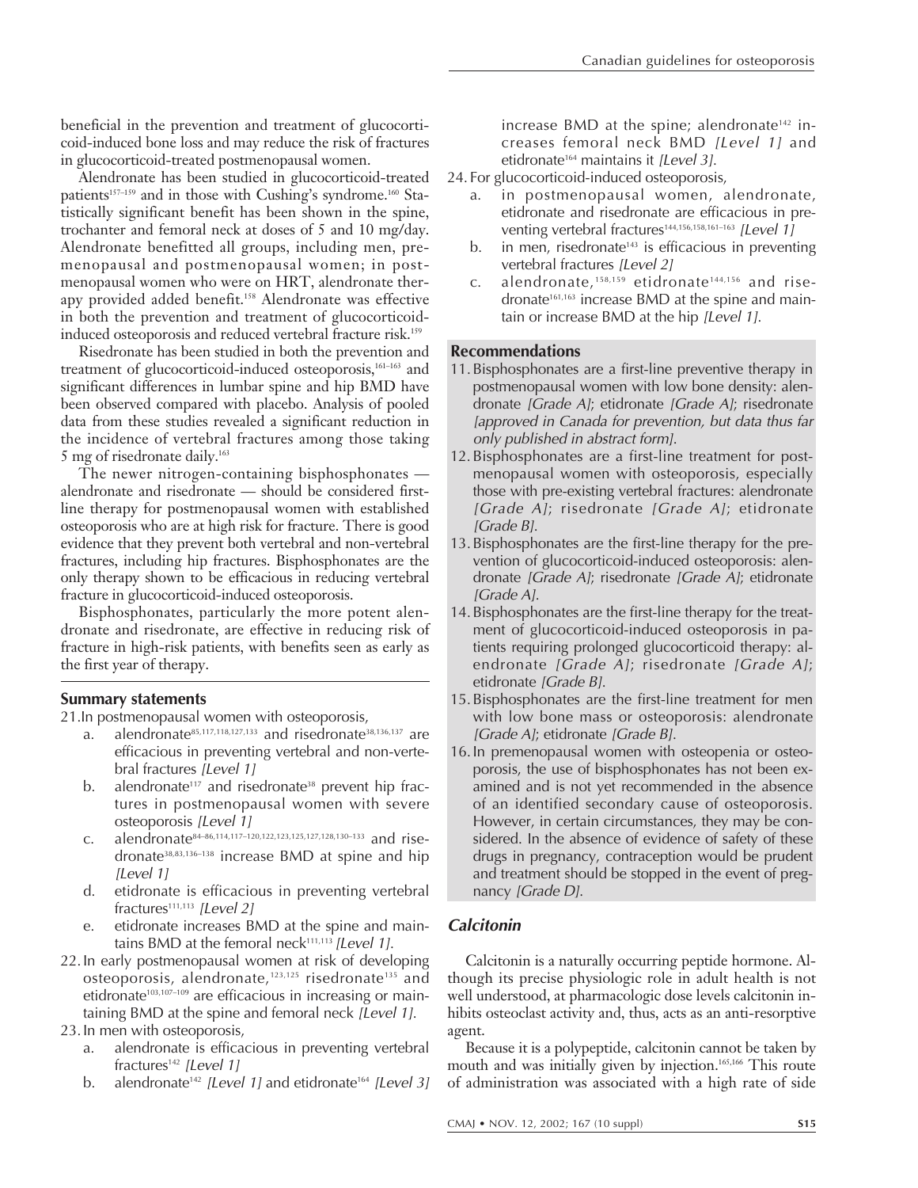beneficial in the prevention and treatment of glucocorticoid-induced bone loss and may reduce the risk of fractures in glucocorticoid-treated postmenopausal women.

Alendronate has been studied in glucocorticoid-treated patients[157–159] and in those with Cushing's syndrome.[160] Statistically significant benefit has been shown in the spine, trochanter and femoral neck at doses of 5 and 10 mg/day. Alendronate benefitted all groups, including men, premenopausal and postmenopausal women; in postmenopausal women who were on HRT, alendronate therapy provided added benefit.[158] Alendronate was effective in both the prevention and treatment of glucocorticoid-induced osteoporosis and reduced vertebral fracture risk.[159]

Risedronate has been studied in both the prevention and treatment of glucocorticoid-induced osteoporosis,[161–163] and significant differences in lumbar spine and hip BMD have been observed compared with placebo. Analysis of pooled data from these studies revealed a significant reduction in the incidence of vertebral fractures among those taking 5 mg of risedronate daily.[163]

The newer nitrogen-containing bisphosphonates — alendronate and risedronate — should be considered first-line therapy for postmenopausal women with established osteoporosis who are at high risk for fracture. There is good evidence that they prevent both vertebral and non-vertebral fractures, including hip fractures. Bisphosphonates are the only therapy shown to be efficacious in reducing vertebral fracture in glucocorticoid-induced osteoporosis.

Bisphosphonates, particularly the more potent alendronate and risedronate, are effective in reducing risk of fracture in high-risk patients, with benefits seen as early as the first year of therapy.

### Summary statements

21. In postmenopausal women with osteoporosis,
    a. alendronate[85,117,118,127,133] and risedronate[38,136,137] are efficacious in preventing vertebral and non-vertebral fractures *[Level 1]*
    b. alendronate[117] and risedronate[38] prevent hip fractures in postmenopausal women with severe osteoporosis *[Level 1]*
    c. alendronate[84–86,114,117–120,122,123,125,127,128,130–133] and risedronate[38,83,136–138] increase BMD at spine and hip *[Level 1]*
    d. etidronate is efficacious in preventing vertebral fractures[111,113] *[Level 2]*
    e. etidronate increases BMD at the spine and maintains BMD at the femoral neck[111,113] *[Level 1]*.
22. In early postmenopausal women at risk of developing osteoporosis, alendronate,[123,125] risedronate[135] and etidronate[103,107–109] are efficacious in increasing or maintaining BMD at the spine and femoral neck *[Level 1]*.
23. In men with osteoporosis,
    a. alendronate is efficacious in preventing vertebral fractures[142] *[Level 1]*
    b. alendronate[142] *[Level 1]* and etidronate[164] *[Level 3]* increase BMD at the spine; alendronate[142] increases femoral neck BMD *[Level 1]* and etidronate[164] maintains it *[Level 3]*.
24. For glucocorticoid-induced osteoporosis,
    a. in postmenopausal women, alendronate, etidronate and risedronate are efficacious in preventing vertebral fractures[144,156,158,161–163] *[Level 1]*
    b. in men, risedronate[143] is efficacious in preventing vertebral fractures *[Level 2]*
    c. alendronate,[158,159] etidronate[144,156] and risedronate[161,163] increase BMD at the spine and maintain or increase BMD at the hip *[Level 1]*.

### Recommendations

11. Bisphosphonates are a first-line preventive therapy in postmenopausal women with low bone density: alendronate *[Grade A]*; etidronate *[Grade A]*; risedronate *[approved in Canada for prevention, but data thus far only published in abstract form]*.
12. Bisphosphonates are a first-line treatment for postmenopausal women with osteoporosis, especially those with pre-existing vertebral fractures: alendronate *[Grade A]*; risedronate *[Grade A]*; etidronate *[Grade B]*.
13. Bisphosphonates are the first-line therapy for the prevention of glucocorticoid-induced osteoporosis: alendronate *[Grade A]*; risedronate *[Grade A]*; etidronate *[Grade A]*.
14. Bisphosphonates are the first-line therapy for the treatment of glucocorticoid-induced osteoporosis in patients requiring prolonged glucocorticoid therapy: alendronate *[Grade A]*; risedronate *[Grade A]*; etidronate *[Grade B]*.
15. Bisphosphonates are the first-line treatment for men with low bone mass or osteoporosis: alendronate *[Grade A]*; etidronate *[Grade B]*.
16. In premenopausal women with osteopenia or osteoporosis, the use of bisphosphonates has not been examined and is not yet recommended in the absence of an identified secondary cause of osteoporosis. However, in certain circumstances, they may be considered. In the absence of evidence of safety of these drugs in pregnancy, contraception would be prudent and treatment should be stopped in the event of pregnancy *[Grade D]*.

## *Calcitonin*

Calcitonin is a naturally occurring peptide hormone. Although its precise physiologic role in adult health is not well understood, at pharmacologic dose levels calcitonin inhibits osteoclast activity and, thus, acts as an anti-resorptive agent.

Because it is a polypeptide, calcitonin cannot be taken by mouth and was initially given by injection.[165,166] This route of administration was associated with a high rate of side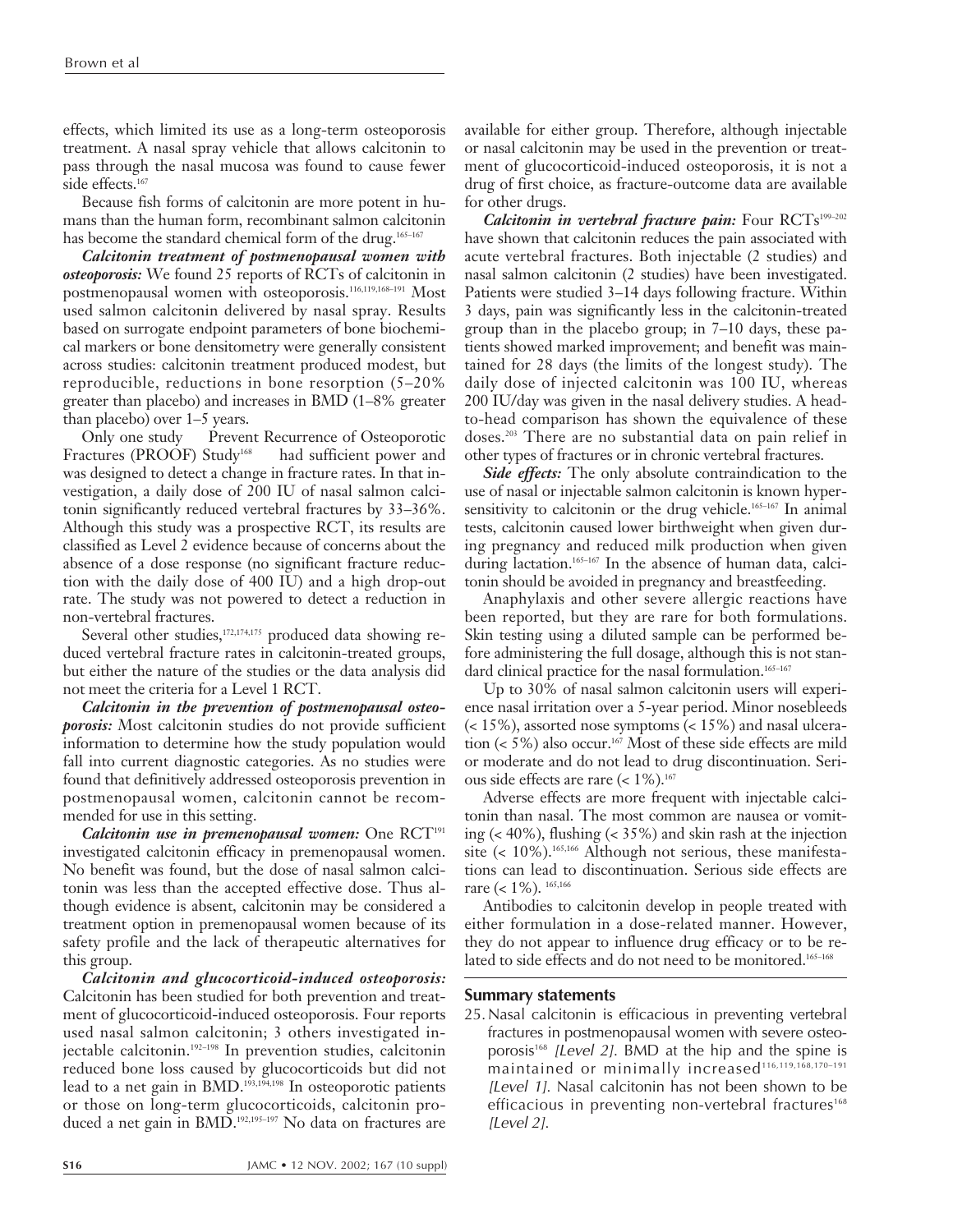effects, which limited its use as a long-term osteoporosis treatment. A nasal spray vehicle that allows calcitonin to pass through the nasal mucosa was found to cause fewer side effects.[167]

Because fish forms of calcitonin are more potent in humans than the human form, recombinant salmon calcitonin has become the standard chemical form of the drug.[165–167]

***Calcitonin treatment of postmenopausal women with osteoporosis:*** We found 25 reports of RCTs of calcitonin in postmenopausal women with osteoporosis.[116,119,168–191] Most used salmon calcitonin delivered by nasal spray. Results based on surrogate endpoint parameters of bone biochemical markers or bone densitometry were generally consistent across studies: calcitonin treatment produced modest, but reproducible, reductions in bone resorption (5–20% greater than placebo) and increases in BMD (1–8% greater than placebo) over 1–5 years.

Only one study — Prevent Recurrence of Osteoporotic Fractures (PROOF) Study[168] — had sufficient power and was designed to detect a change in fracture rates. In that investigation, a daily dose of 200 IU of nasal salmon calcitonin significantly reduced vertebral fractures by 33–36%. Although this study was a prospective RCT, its results are classified as Level 2 evidence because of concerns about the absence of a dose response (no significant fracture reduction with the daily dose of 400 IU) and a high drop-out rate. The study was not powered to detect a reduction in non-vertebral fractures.

Several other studies,[172,174,175] produced data showing reduced vertebral fracture rates in calcitonin-treated groups, but either the nature of the studies or the data analysis did not meet the criteria for a Level 1 RCT.

***Calcitonin in the prevention of postmenopausal osteoporosis:*** Most calcitonin studies do not provide sufficient information to determine how the study population would fall into current diagnostic categories. As no studies were found that definitively addressed osteoporosis prevention in postmenopausal women, calcitonin cannot be recommended for use in this setting.

***Calcitonin use in premenopausal women:*** One RCT[191] investigated calcitonin efficacy in premenopausal women. No benefit was found, but the dose of nasal salmon calcitonin was less than the accepted effective dose. Thus although evidence is absent, calcitonin may be considered a treatment option in premenopausal women because of its safety profile and the lack of therapeutic alternatives for this group.

***Calcitonin and glucocorticoid-induced osteoporosis:*** Calcitonin has been studied for both prevention and treatment of glucocorticoid-induced osteoporosis. Four reports used nasal salmon calcitonin; 3 others investigated injectable calcitonin.[192–198] In prevention studies, calcitonin reduced bone loss caused by glucocorticoids but did not lead to a net gain in BMD.[193,194,198] In osteoporotic patients or those on long-term glucocorticoids, calcitonin produced a net gain in BMD.[192,195–197] No data on fractures are available for either group. Therefore, although injectable or nasal calcitonin may be used in the prevention or treatment of glucocorticoid-induced osteoporosis, it is not a drug of first choice, as fracture-outcome data are available for other drugs.

***Calcitonin in vertebral fracture pain:*** Four RCTs[199–202] have shown that calcitonin reduces the pain associated with acute vertebral fractures. Both injectable (2 studies) and nasal salmon calcitonin (2 studies) have been investigated. Patients were studied 3–14 days following fracture. Within 3 days, pain was significantly less in the calcitonin-treated group than in the placebo group; in 7–10 days, these patients showed marked improvement; and benefit was maintained for 28 days (the limits of the longest study). The daily dose of injected calcitonin was 100 IU, whereas 200 IU/day was given in the nasal delivery studies. A head-to-head comparison has shown the equivalence of these doses.[203] There are no substantial data on pain relief in other types of fractures or in chronic vertebral fractures.

***Side effects:*** The only absolute contraindication to the use of nasal or injectable salmon calcitonin is known hypersensitivity to calcitonin or the drug vehicle.[165–167] In animal tests, calcitonin caused lower birthweight when given during pregnancy and reduced milk production when given during lactation.[165–167] In the absence of human data, calcitonin should be avoided in pregnancy and breastfeeding.

Anaphylaxis and other severe allergic reactions have been reported, but they are rare for both formulations. Skin testing using a diluted sample can be performed before administering the full dosage, although this is not standard clinical practice for the nasal formulation.[165–167]

Up to 30% of nasal salmon calcitonin users will experience nasal irritation over a 5-year period. Minor nosebleeds (< 15%), assorted nose symptoms (< 15%) and nasal ulceration (< 5%) also occur.[167] Most of these side effects are mild or moderate and do not lead to drug discontinuation. Serious side effects are rare (< 1%).[167]

Adverse effects are more frequent with injectable calcitonin than nasal. The most common are nausea or vomiting (< 40%), flushing (< 35%) and skin rash at the injection site (< 10%).[165,166] Although not serious, these manifestations can lead to discontinuation. Serious side effects are rare (< 1%).[165,166]

Antibodies to calcitonin develop in people treated with either formulation in a dose-related manner. However, they do not appear to influence drug efficacy or to be related to side effects and do not need to be monitored.[165–168]

## Summary statements

25. Nasal calcitonin is efficacious in preventing vertebral fractures in postmenopausal women with severe osteoporosis[168] *[Level 2]*. BMD at the hip and the spine is maintained or minimally increased[116,119,168,170–191] *[Level 1]*. Nasal calcitonin has not been shown to be efficacious in preventing non-vertebral fractures[168] *[Level 2]*.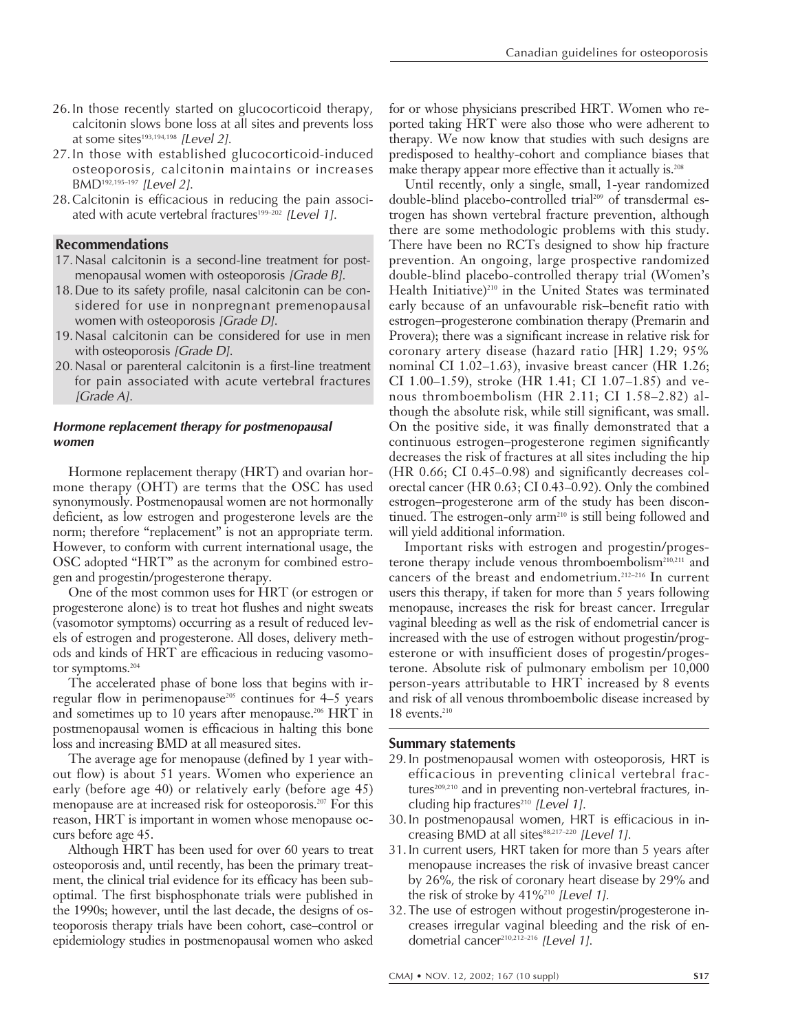26. In those recently started on glucocorticoid therapy, calcitonin slows bone loss at all sites and prevents loss at some sites[193,194,198] *[Level 2].*
27. In those with established glucocorticoid-induced osteoporosis, calcitonin maintains or increases BMD[192,195–197] *[Level 2].*
28. Calcitonin is efficacious in reducing the pain associated with acute vertebral fractures[199–202] *[Level 1].*

### Recommendations

17. Nasal calcitonin is a second-line treatment for postmenopausal women with osteoporosis *[Grade B].*
18. Due to its safety profile, nasal calcitonin can be considered for use in nonpregnant premenopausal women with osteoporosis *[Grade D].*
19. Nasal calcitonin can be considered for use in men with osteoporosis *[Grade D].*
20. Nasal or parenteral calcitonin is a first-line treatment for pain associated with acute vertebral fractures *[Grade A].*

#### *Hormone replacement therapy for postmenopausal women*

Hormone replacement therapy (HRT) and ovarian hormone therapy (OHT) are terms that the OSC has used synonymously. Postmenopausal women are not hormonally deficient, as low estrogen and progesterone levels are the norm; therefore "replacement" is not an appropriate term. However, to conform with current international usage, the OSC adopted "HRT" as the acronym for combined estrogen and progestin/progesterone therapy.

One of the most common uses for HRT (or estrogen or progesterone alone) is to treat hot flushes and night sweats (vasomotor symptoms) occurring as a result of reduced levels of estrogen and progesterone. All doses, delivery methods and kinds of HRT are efficacious in reducing vasomotor symptoms.[204]

The accelerated phase of bone loss that begins with irregular flow in perimenopause[205] continues for 4–5 years and sometimes up to 10 years after menopause.[206] HRT in postmenopausal women is efficacious in halting this bone loss and increasing BMD at all measured sites.

The average age for menopause (defined by 1 year without flow) is about 51 years. Women who experience an early (before age 40) or relatively early (before age 45) menopause are at increased risk for osteoporosis.[207] For this reason, HRT is important in women whose menopause occurs before age 45.

Although HRT has been used for over 60 years to treat osteoporosis and, until recently, has been the primary treatment, the clinical trial evidence for its efficacy has been suboptimal. The first bisphosphonate trials were published in the 1990s; however, until the last decade, the designs of osteoporosis therapy trials have been cohort, case–control or epidemiology studies in postmenopausal women who asked for or whose physicians prescribed HRT. Women who reported taking HRT were also those who were adherent to therapy. We now know that studies with such designs are predisposed to healthy-cohort and compliance biases that make therapy appear more effective than it actually is.[208]

Until recently, only a single, small, 1-year randomized double-blind placebo-controlled trial[209] of transdermal estrogen has shown vertebral fracture prevention, although there are some methodologic problems with this study. There have been no RCTs designed to show hip fracture prevention. An ongoing, large prospective randomized double-blind placebo-controlled therapy trial (Women's Health Initiative)[210] in the United States was terminated early because of an unfavourable risk–benefit ratio with estrogen–progesterone combination therapy (Premarin and Provera); there was a significant increase in relative risk for coronary artery disease (hazard ratio [HR] 1.29; 95% nominal CI 1.02–1.63), invasive breast cancer (HR 1.26; CI 1.00–1.59), stroke (HR 1.41; CI 1.07–1.85) and venous thromboembolism (HR 2.11; CI 1.58–2.82) although the absolute risk, while still significant, was small. On the positive side, it was finally demonstrated that a continuous estrogen–progesterone regimen significantly decreases the risk of fractures at all sites including the hip (HR 0.66; CI 0.45–0.98) and significantly decreases colorectal cancer (HR 0.63; CI 0.43–0.92). Only the combined estrogen–progesterone arm of the study has been discontinued. The estrogen-only arm[210] is still being followed and will yield additional information.

Important risks with estrogen and progestin/progesterone therapy include venous thromboembolism[210,211] and cancers of the breast and endometrium.[212–216] In current users this therapy, if taken for more than 5 years following menopause, increases the risk for breast cancer. Irregular vaginal bleeding as well as the risk of endometrial cancer is increased with the use of estrogen without progestin/progesterone or with insufficient doses of progestin/progesterone. Absolute risk of pulmonary embolism per 10,000 person-years attributable to HRT increased by 8 events and risk of all venous thromboembolic disease increased by 18 events.[210]

### Summary statements

29. In postmenopausal women with osteoporosis, HRT is efficacious in preventing clinical vertebral fractures[209,210] and in preventing non-vertebral fractures, including hip fractures[210] *[Level 1].*
30. In postmenopausal women, HRT is efficacious in increasing BMD at all sites[88,217–220] *[Level 1].*
31. In current users, HRT taken for more than 5 years after menopause increases the risk of invasive breast cancer by 26%, the risk of coronary heart disease by 29% and the risk of stroke by 41%[210] *[Level 1].*
32. The use of estrogen without progestin/progesterone increases irregular vaginal bleeding and the risk of endometrial cancer[210,212–216] *[Level 1].*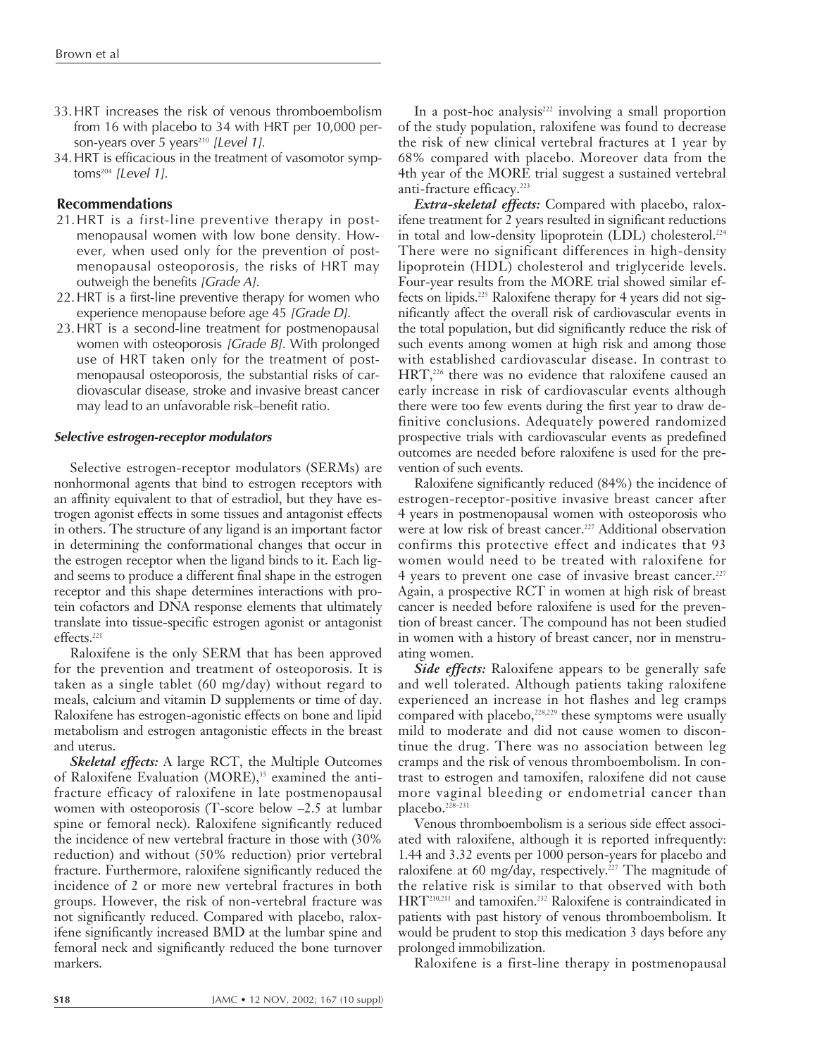33. HRT increases the risk of venous thromboembolism from 16 with placebo to 34 with HRT per 10,000 person-years over 5 years[210] *[Level 1]*.
34. HRT is efficacious in the treatment of vasomotor symptoms[204] *[Level 1]*.

### Recommendations

21. HRT is a first-line preventive therapy in postmenopausal women with low bone density. However, when used only for the prevention of postmenopausal osteoporosis, the risks of HRT may outweigh the benefits *[Grade A]*.
22. HRT is a first-line preventive therapy for women who experience menopause before age 45 *[Grade D]*.
23. HRT is a second-line treatment for postmenopausal women with osteoporosis *[Grade B]*. With prolonged use of HRT taken only for the treatment of postmenopausal osteoporosis, the substantial risks of cardiovascular disease, stroke and invasive breast cancer may lead to an unfavorable risk–benefit ratio.

#### *Selective estrogen-receptor modulators*

Selective estrogen-receptor modulators (SERMs) are nonhormonal agents that bind to estrogen receptors with an affinity equivalent to that of estradiol, but they have estrogen agonist effects in some tissues and antagonist effects in others. The structure of any ligand is an important factor in determining the conformational changes that occur in the estrogen receptor when the ligand binds to it. Each ligand seems to produce a different final shape in the estrogen receptor and this shape determines interactions with protein cofactors and DNA response elements that ultimately translate into tissue-specific estrogen agonist or antagonist effects.[221]

Raloxifene is the only SERM that has been approved for the prevention and treatment of osteoporosis. It is taken as a single tablet (60 mg/day) without regard to meals, calcium and vitamin D supplements or time of day. Raloxifene has estrogen-agonistic effects on bone and lipid metabolism and estrogen antagonistic effects in the breast and uterus.

***Skeletal effects:*** A large RCT, the Multiple Outcomes of Raloxifene Evaluation (MORE),[35] examined the antifracture efficacy of raloxifene in late postmenopausal women with osteoporosis (T-score below –2.5 at lumbar spine or femoral neck). Raloxifene significantly reduced the incidence of new vertebral fracture in those with (30% reduction) and without (50% reduction) prior vertebral fracture. Furthermore, raloxifene significantly reduced the incidence of 2 or more new vertebral fractures in both groups. However, the risk of non-vertebral fracture was not significantly reduced. Compared with placebo, raloxifene significantly increased BMD at the lumbar spine and femoral neck and significantly reduced the bone turnover markers.

In a post-hoc analysis[222] involving a small proportion of the study population, raloxifene was found to decrease the risk of new clinical vertebral fractures at 1 year by 68% compared with placebo. Moreover data from the 4th year of the MORE trial suggest a sustained vertebral anti-fracture efficacy.[223]

***Extra-skeletal effects:*** Compared with placebo, raloxifene treatment for 2 years resulted in significant reductions in total and low-density lipoprotein (LDL) cholesterol.[224] There were no significant differences in high-density lipoprotein (HDL) cholesterol and triglyceride levels. Four-year results from the MORE trial showed similar effects on lipids.[225] Raloxifene therapy for 4 years did not significantly affect the overall risk of cardiovascular events in the total population, but did significantly reduce the risk of such events among women at high risk and among those with established cardiovascular disease. In contrast to HRT,[226] there was no evidence that raloxifene caused an early increase in risk of cardiovascular events although there were too few events during the first year to draw definitive conclusions. Adequately powered randomized prospective trials with cardiovascular events as predefined outcomes are needed before raloxifene is used for the prevention of such events.

Raloxifene significantly reduced (84%) the incidence of estrogen-receptor-positive invasive breast cancer after 4 years in postmenopausal women with osteoporosis who were at low risk of breast cancer.[227] Additional observation confirms this protective effect and indicates that 93 women would need to be treated with raloxifene for 4 years to prevent one case of invasive breast cancer.[227] Again, a prospective RCT in women at high risk of breast cancer is needed before raloxifene is used for the prevention of breast cancer. The compound has not been studied in women with a history of breast cancer, nor in menstruating women.

***Side effects:*** Raloxifene appears to be generally safe and well tolerated. Although patients taking raloxifene experienced an increase in hot flashes and leg cramps compared with placebo,[228,229] these symptoms were usually mild to moderate and did not cause women to discontinue the drug. There was no association between leg cramps and the risk of venous thromboembolism. In contrast to estrogen and tamoxifen, raloxifene did not cause more vaginal bleeding or endometrial cancer than placebo.[228–231]

Venous thromboembolism is a serious side effect associated with raloxifene, although it is reported infrequently: 1.44 and 3.32 events per 1000 person-years for placebo and raloxifene at 60 mg/day, respectively.[227] The magnitude of the relative risk is similar to that observed with both HRT[210,211] and tamoxifen.[232] Raloxifene is contraindicated in patients with past history of venous thromboembolism. It would be prudent to stop this medication 3 days before any prolonged immobilization.

Raloxifene is a first-line therapy in postmenopausal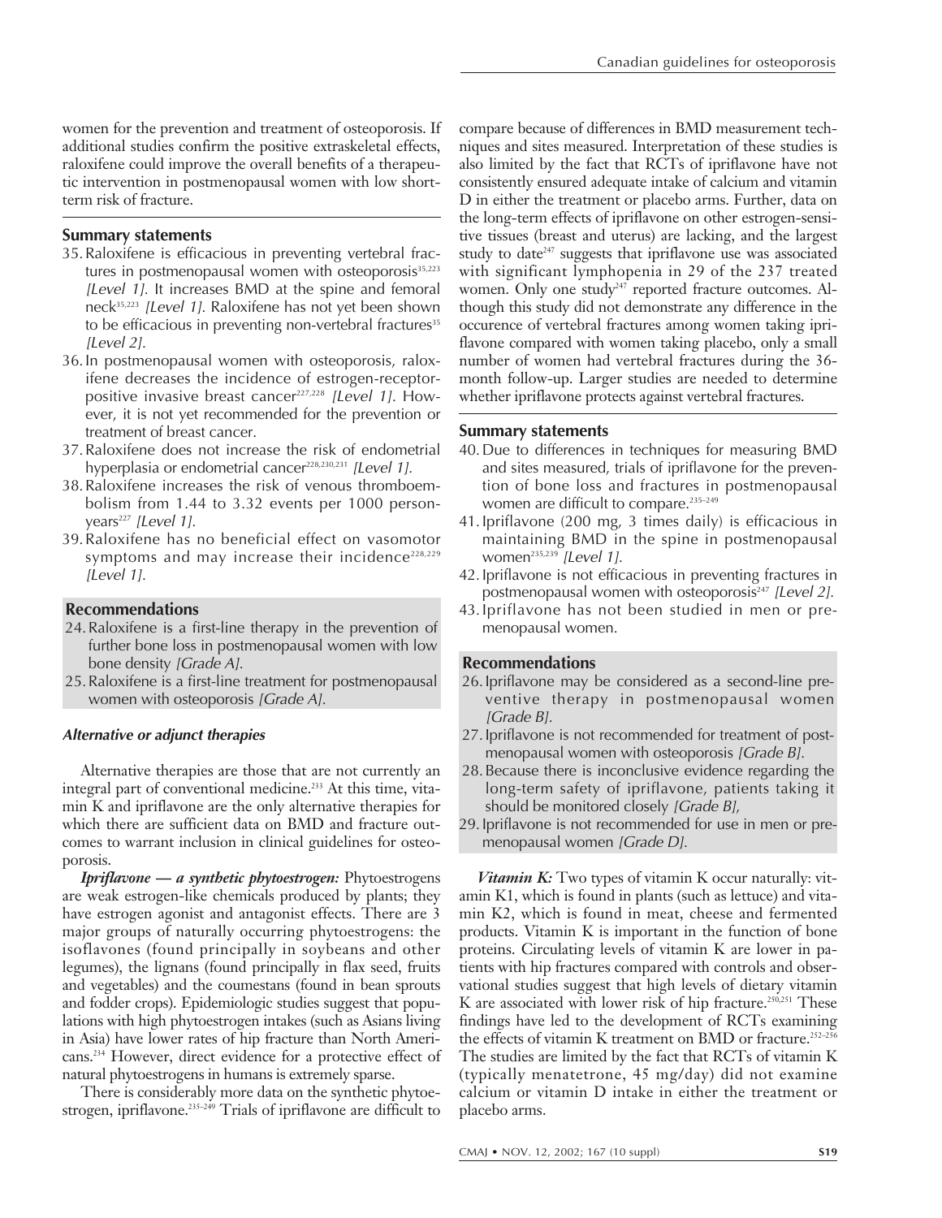women for the prevention and treatment of osteoporosis. If additional studies confirm the positive extraskeletal effects, raloxifene could improve the overall benefits of a therapeutic intervention in postmenopausal women with low short-term risk of fracture.

### Summary statements

35. Raloxifene is efficacious in preventing vertebral fractures in postmenopausal women with osteoporosis[35,223] *[Level 1]*. It increases BMD at the spine and femoral neck[35,223] *[Level 1]*. Raloxifene has not yet been shown to be efficacious in preventing non-vertebral fractures[35] *[Level 2]*.
36. In postmenopausal women with osteoporosis, raloxifene decreases the incidence of estrogen-receptor-positive invasive breast cancer[227,228] *[Level 1]*. However, it is not yet recommended for the prevention or treatment of breast cancer.
37. Raloxifene does not increase the risk of endometrial hyperplasia or endometrial cancer[228,230,231] *[Level 1]*.
38. Raloxifene increases the risk of venous thromboembolism from 1.44 to 3.32 events per 1000 person-years[227] *[Level 1]*.
39. Raloxifene has no beneficial effect on vasomotor symptoms and may increase their incidence[228,229] *[Level 1]*.

### Recommendations

24. Raloxifene is a first-line therapy in the prevention of further bone loss in postmenopausal women with low bone density *[Grade A]*.
25. Raloxifene is a first-line treatment for postmenopausal women with osteoporosis *[Grade A]*.

#### *Alternative or adjunct therapies*

Alternative therapies are those that are not currently an integral part of conventional medicine.[233] At this time, vitamin K and ipriflavone are the only alternative therapies for which there are sufficient data on BMD and fracture outcomes to warrant inclusion in clinical guidelines for osteoporosis.

***Ipriflavone — a synthetic phytoestrogen:*** Phytoestrogens are weak estrogen-like chemicals produced by plants; they have estrogen agonist and antagonist effects. There are 3 major groups of naturally occurring phytoestrogens: the isoflavones (found principally in soybeans and other legumes), the lignans (found principally in flax seed, fruits and vegetables) and the coumestans (found in bean sprouts and fodder crops). Epidemiologic studies suggest that populations with high phytoestrogen intakes (such as Asians living in Asia) have lower rates of hip fracture than North Americans.[234] However, direct evidence for a protective effect of natural phytoestrogens in humans is extremely sparse.

There is considerably more data on the synthetic phytoestrogen, ipriflavone.[235–249] Trials of ipriflavone are difficult to compare because of differences in BMD measurement techniques and sites measured. Interpretation of these studies is also limited by the fact that RCTs of ipriflavone have not consistently ensured adequate intake of calcium and vitamin D in either the treatment or placebo arms. Further, data on the long-term effects of ipriflavone on other estrogen-sensitive tissues (breast and uterus) are lacking, and the largest study to date[247] suggests that ipriflavone use was associated with significant lymphopenia in 29 of the 237 treated women. Only one study[247] reported fracture outcomes. Although this study did not demonstrate any difference in the occurence of vertebral fractures among women taking ipriflavone compared with women taking placebo, only a small number of women had vertebral fractures during the 36-month follow-up. Larger studies are needed to determine whether ipriflavone protects against vertebral fractures.

### Summary statements

40. Due to differences in techniques for measuring BMD and sites measured, trials of ipriflavone for the prevention of bone loss and fractures in postmenopausal women are difficult to compare.[235–249]
41. Ipriflavone (200 mg, 3 times daily) is efficacious in maintaining BMD in the spine in postmenopausal women[235,239] *[Level 1]*.
42. Ipriflavone is not efficacious in preventing fractures in postmenopausal women with osteoporosis[247] *[Level 2]*.
43. Ipriflavone has not been studied in men or premenopausal women.

### Recommendations

26. Ipriflavone may be considered as a second-line preventive therapy in postmenopausal women *[Grade B]*.
27. Ipriflavone is not recommended for treatment of postmenopausal women with osteoporosis *[Grade B]*.
28. Because there is inconclusive evidence regarding the long-term safety of ipriflavone, patients taking it should be monitored closely *[Grade B]*,
29. Ipriflavone is not recommended for use in men or premenopausal women *[Grade D]*.

***Vitamin K:*** Two types of vitamin K occur naturally: vitamin K1, which is found in plants (such as lettuce) and vitamin K2, which is found in meat, cheese and fermented products. Vitamin K is important in the function of bone proteins. Circulating levels of vitamin K are lower in patients with hip fractures compared with controls and observational studies suggest that high levels of dietary vitamin K are associated with lower risk of hip fracture.[250,251] These findings have led to the development of RCTs examining the effects of vitamin K treatment on BMD or fracture.[252–256] The studies are limited by the fact that RCTs of vitamin K (typically menatetrone, 45 mg/day) did not examine calcium or vitamin D intake in either the treatment or placebo arms.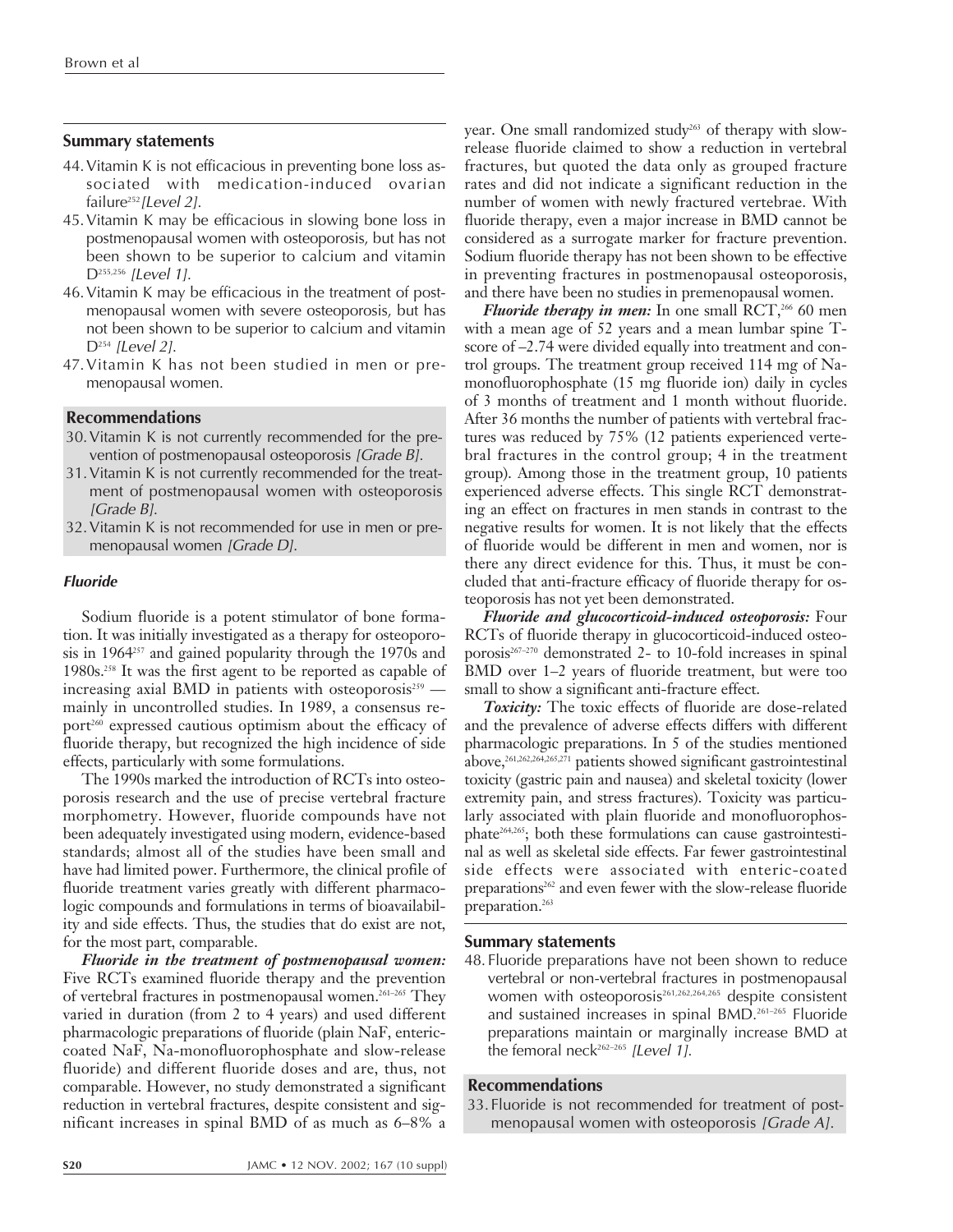### Summary statements

44. Vitamin K is not efficacious in preventing bone loss associated with medication-induced ovarian failure[252] *[Level 2].*
45. Vitamin K may be efficacious in slowing bone loss in postmenopausal women with osteoporosis, but has not been shown to be superior to calcium and vitamin D[255,256] *[Level 1].*
46. Vitamin K may be efficacious in the treatment of postmenopausal women with severe osteoporosis, but has not been shown to be superior to calcium and vitamin D[254] *[Level 2].*
47. Vitamin K has not been studied in men or premenopausal women.

### Recommendations

30. Vitamin K is not currently recommended for the prevention of postmenopausal osteoporosis *[Grade B].*
31. Vitamin K is not currently recommended for the treatment of postmenopausal women with osteoporosis *[Grade B].*
32. Vitamin K is not recommended for use in men or premenopausal women *[Grade D].*

#### *Fluoride*

Sodium fluoride is a potent stimulator of bone formation. It was initially investigated as a therapy for osteoporosis in 1964[257] and gained popularity through the 1970s and 1980s.[258] It was the first agent to be reported as capable of increasing axial BMD in patients with osteoporosis[259] — mainly in uncontrolled studies. In 1989, a consensus report[260] expressed cautious optimism about the efficacy of fluoride therapy, but recognized the high incidence of side effects, particularly with some formulations.

The 1990s marked the introduction of RCTs into osteoporosis research and the use of precise vertebral fracture morphometry. However, fluoride compounds have not been adequately investigated using modern, evidence-based standards; almost all of the studies have been small and have had limited power. Furthermore, the clinical profile of fluoride treatment varies greatly with different pharmacologic compounds and formulations in terms of bioavailability and side effects. Thus, the studies that do exist are not, for the most part, comparable.

***Fluoride in the treatment of postmenopausal women:*** Five RCTs examined fluoride therapy and the prevention of vertebral fractures in postmenopausal women.[261–265] They varied in duration (from 2 to 4 years) and used different pharmacologic preparations of fluoride (plain NaF, enteric-coated NaF, Na-monofluorophosphate and slow-release fluoride) and different fluoride doses and are, thus, not comparable. However, no study demonstrated a significant reduction in vertebral fractures, despite consistent and significant increases in spinal BMD of as much as 6–8% a year. One small randomized study[263] of therapy with slow-release fluoride claimed to show a reduction in vertebral fractures, but quoted the data only as grouped fracture rates and did not indicate a significant reduction in the number of women with newly fractured vertebrae. With fluoride therapy, even a major increase in BMD cannot be considered as a surrogate marker for fracture prevention. Sodium fluoride therapy has not been shown to be effective in preventing fractures in postmenopausal osteoporosis, and there have been no studies in premenopausal women.

***Fluoride therapy in men:*** In one small RCT,[266] 60 men with a mean age of 52 years and a mean lumbar spine T-score of –2.74 were divided equally into treatment and control groups. The treatment group received 114 mg of Na-monofluorophosphate (15 mg fluoride ion) daily in cycles of 3 months of treatment and 1 month without fluoride. After 36 months the number of patients with vertebral fractures was reduced by 75% (12 patients experienced vertebral fractures in the control group; 4 in the treatment group). Among those in the treatment group, 10 patients experienced adverse effects. This single RCT demonstrating an effect on fractures in men stands in contrast to the negative results for women. It is not likely that the effects of fluoride would be different in men and women, nor is there any direct evidence for this. Thus, it must be concluded that anti-fracture efficacy of fluoride therapy for osteoporosis has not yet been demonstrated.

***Fluoride and glucocorticoid-induced osteoporosis:*** Four RCTs of fluoride therapy in glucocorticoid-induced osteoporosis[267–270] demonstrated 2- to 10-fold increases in spinal BMD over 1–2 years of fluoride treatment, but were too small to show a significant anti-fracture effect.

***Toxicity:*** The toxic effects of fluoride are dose-related and the prevalence of adverse effects differs with different pharmacologic preparations. In 5 of the studies mentioned above,[261,262,264,265,271] patients showed significant gastrointestinal toxicity (gastric pain and nausea) and skeletal toxicity (lower extremity pain, and stress fractures). Toxicity was particularly associated with plain fluoride and monofluorophosphate[264,265]; both these formulations can cause gastrointestinal as well as skeletal side effects. Far fewer gastrointestinal side effects were associated with enteric-coated preparations[262] and even fewer with the slow-release fluoride preparation.[263]

### Summary statements

48. Fluoride preparations have not been shown to reduce vertebral or non-vertebral fractures in postmenopausal women with osteoporosis[261,262,264,265] despite consistent and sustained increases in spinal BMD.[261–265] Fluoride preparations maintain or marginally increase BMD at the femoral neck[262–265] *[Level 1].*

### Recommendations

33. Fluoride is not recommended for treatment of postmenopausal women with osteoporosis *[Grade A].*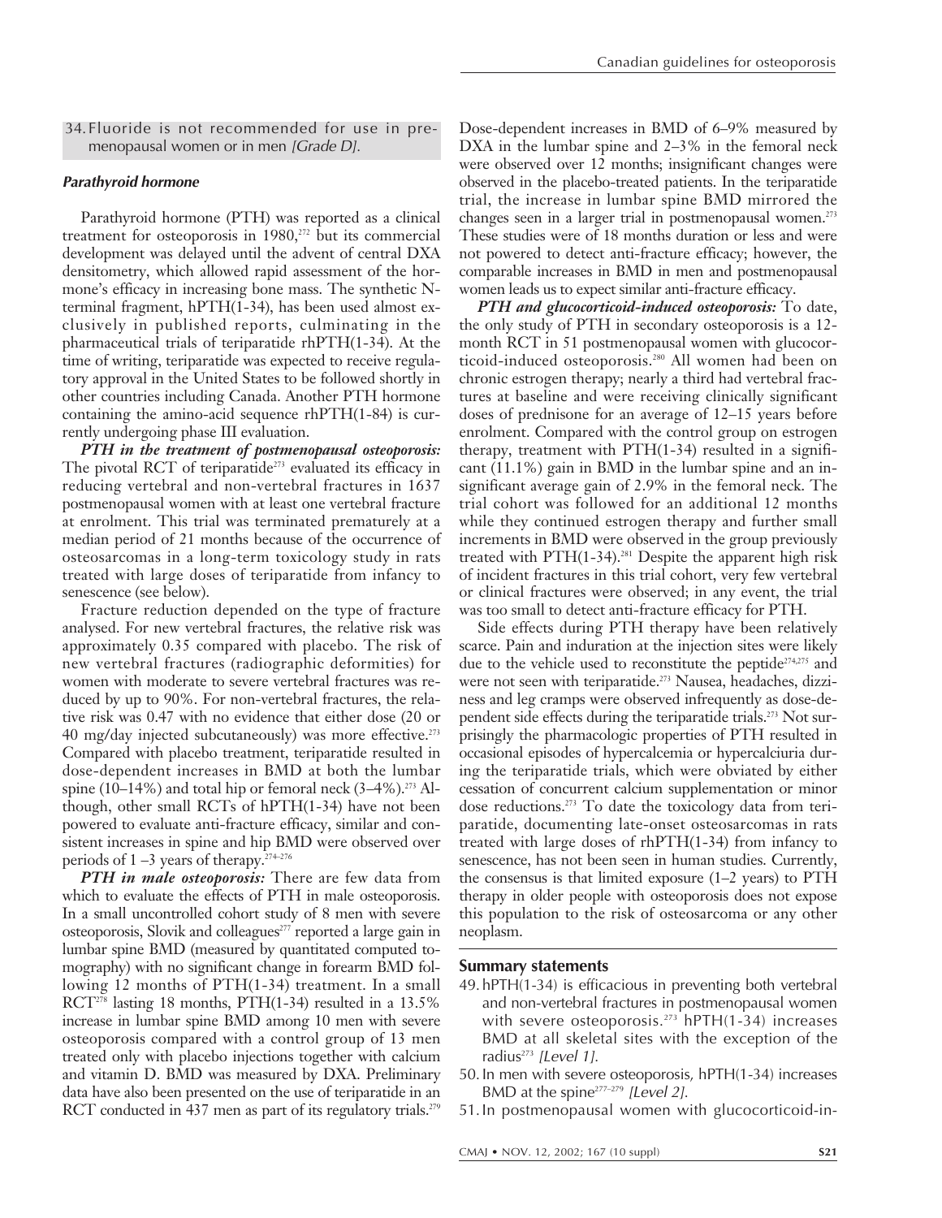34. Fluoride is not recommended for use in premenopausal women or in men *[Grade D]*.

#### *Parathyroid hormone*

Parathyroid hormone (PTH) was reported as a clinical treatment for osteoporosis in 1980,[272] but its commercial development was delayed until the advent of central DXA densitometry, which allowed rapid assessment of the hormone's efficacy in increasing bone mass. The synthetic N-terminal fragment, hPTH(1-34), has been used almost exclusively in published reports, culminating in the pharmaceutical trials of teriparatide rhPTH(1-34). At the time of writing, teriparatide was expected to receive regulatory approval in the United States to be followed shortly in other countries including Canada. Another PTH hormone containing the amino-acid sequence rhPTH(1-84) is currently undergoing phase III evaluation.

***PTH in the treatment of postmenopausal osteoporosis:*** The pivotal RCT of teriparatide[273] evaluated its efficacy in reducing vertebral and non-vertebral fractures in 1637 postmenopausal women with at least one vertebral fracture at enrolment. This trial was terminated prematurely at a median period of 21 months because of the occurrence of osteosarcomas in a long-term toxicology study in rats treated with large doses of teriparatide from infancy to senescence (see below).

Fracture reduction depended on the type of fracture analysed. For new vertebral fractures, the relative risk was approximately 0.35 compared with placebo. The risk of new vertebral fractures (radiographic deformities) for women with moderate to severe vertebral fractures was reduced by up to 90%. For non-vertebral fractures, the relative risk was 0.47 with no evidence that either dose (20 or 40 mg/day injected subcutaneously) was more effective.[273] Compared with placebo treatment, teriparatide resulted in dose-dependent increases in BMD at both the lumbar spine (10–14%) and total hip or femoral neck (3–4%).[273] Although, other small RCTs of hPTH(1-34) have not been powered to evaluate anti-fracture efficacy, similar and consistent increases in spine and hip BMD were observed over periods of 1 –3 years of therapy.[274–276]

***PTH in male osteoporosis:*** There are few data from which to evaluate the effects of PTH in male osteoporosis. In a small uncontrolled cohort study of 8 men with severe osteoporosis, Slovik and colleagues[277] reported a large gain in lumbar spine BMD (measured by quantitated computed tomography) with no significant change in forearm BMD following 12 months of PTH(1-34) treatment. In a small RCT[278] lasting 18 months, PTH(1-34) resulted in a 13.5% increase in lumbar spine BMD among 10 men with severe osteoporosis compared with a control group of 13 men treated only with placebo injections together with calcium and vitamin D. BMD was measured by DXA. Preliminary data have also been presented on the use of teriparatide in an RCT conducted in 437 men as part of its regulatory trials.[279] Dose-dependent increases in BMD of 6–9% measured by DXA in the lumbar spine and 2–3% in the femoral neck were observed over 12 months; insignificant changes were observed in the placebo-treated patients. In the teriparatide trial, the increase in lumbar spine BMD mirrored the changes seen in a larger trial in postmenopausal women.[273] These studies were of 18 months duration or less and were not powered to detect anti-fracture efficacy; however, the comparable increases in BMD in men and postmenopausal women leads us to expect similar anti-fracture efficacy.

***PTH and glucocorticoid-induced osteoporosis:*** To date, the only study of PTH in secondary osteoporosis is a 12-month RCT in 51 postmenopausal women with glucocorticoid-induced osteoporosis.[280] All women had been on chronic estrogen therapy; nearly a third had vertebral fractures at baseline and were receiving clinically significant doses of prednisone for an average of 12–15 years before enrolment. Compared with the control group on estrogen therapy, treatment with PTH(1-34) resulted in a significant (11.1%) gain in BMD in the lumbar spine and an insignificant average gain of 2.9% in the femoral neck. The trial cohort was followed for an additional 12 months while they continued estrogen therapy and further small increments in BMD were observed in the group previously treated with PTH(1-34).[281] Despite the apparent high risk of incident fractures in this trial cohort, very few vertebral or clinical fractures were observed; in any event, the trial was too small to detect anti-fracture efficacy for PTH.

Side effects during PTH therapy have been relatively scarce. Pain and induration at the injection sites were likely due to the vehicle used to reconstitute the peptide[274,275] and were not seen with teriparatide.[273] Nausea, headaches, dizziness and leg cramps were observed infrequently as dose-dependent side effects during the teriparatide trials.[273] Not surprisingly the pharmacologic properties of PTH resulted in occasional episodes of hypercalcemia or hypercalciuria during the teriparatide trials, which were obviated by either cessation of concurrent calcium supplementation or minor dose reductions.[273] To date the toxicology data from teriparatide, documenting late-onset osteosarcomas in rats treated with large doses of rhPTH(1-34) from infancy to senescence, has not been seen in human studies. Currently, the consensus is that limited exposure (1–2 years) to PTH therapy in older people with osteoporosis does not expose this population to the risk of osteosarcoma or any other neoplasm.

### Summary statements

49. hPTH(1-34) is efficacious in preventing both vertebral and non-vertebral fractures in postmenopausal women with severe osteoporosis.[273] hPTH(1-34) increases BMD at all skeletal sites with the exception of the radius[273] *[Level 1]*.
50. In men with severe osteoporosis, hPTH(1-34) increases BMD at the spine[277–279] *[Level 2]*.
51. In postmenopausal women with glucocorticoid-in-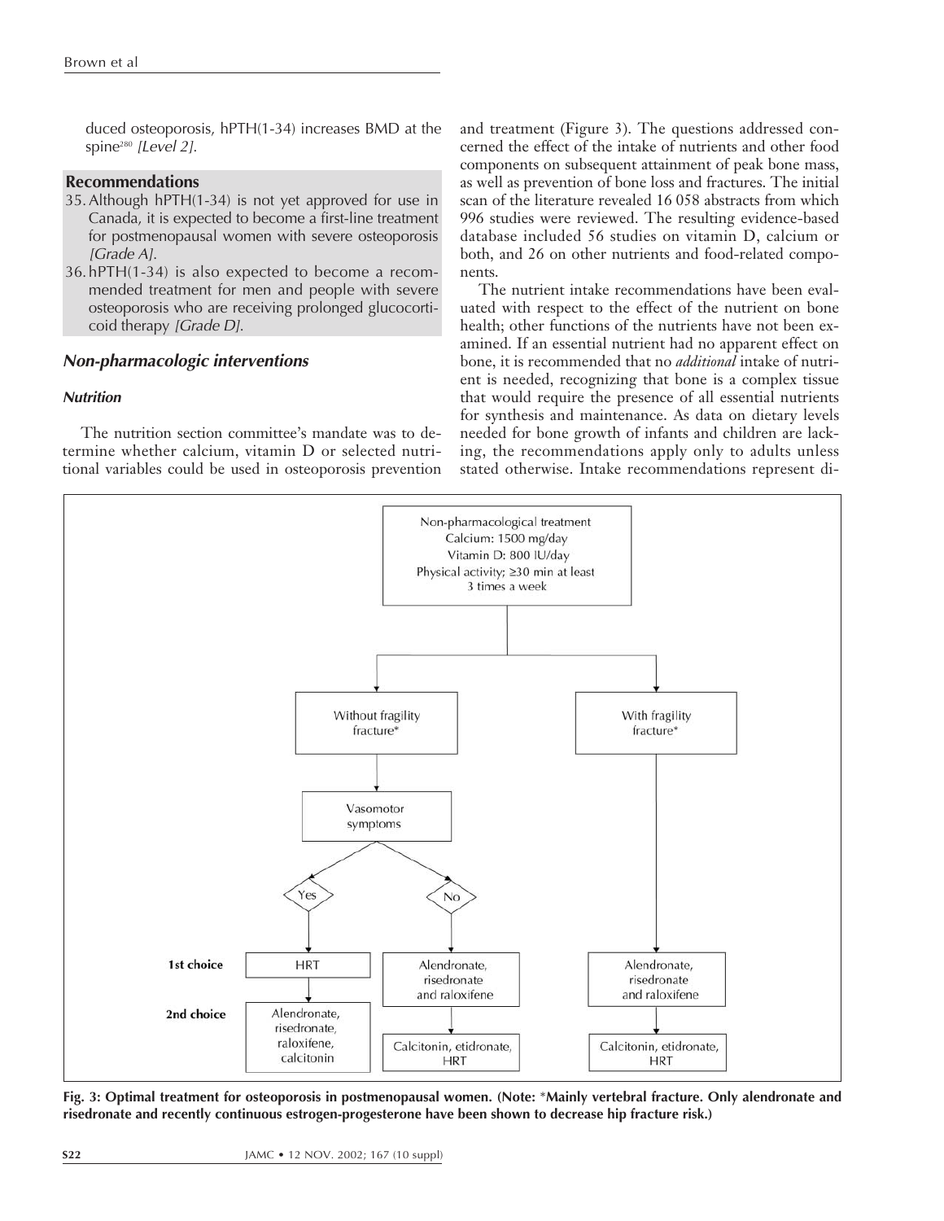duced osteoporosis, hPTH(1-34) increases BMD at the spine[280] *[Level 2]*.

### Recommendations

35. Although hPTH(1-34) is not yet approved for use in Canada, it is expected to become a first-line treatment for postmenopausal women with severe osteoporosis *[Grade A]*.
36. hPTH(1-34) is also expected to become a recommended treatment for men and people with severe osteoporosis who are receiving prolonged glucocorticoid therapy *[Grade D]*.

## *Non-pharmacologic interventions*

### *Nutrition*

The nutrition section committee's mandate was to determine whether calcium, vitamin D or selected nutritional variables could be used in osteoporosis prevention and treatment (Figure 3). The questions addressed concerned the effect of the intake of nutrients and other food components on subsequent attainment of peak bone mass, as well as prevention of bone loss and fractures. The initial scan of the literature revealed 16 058 abstracts from which 996 studies were reviewed. The resulting evidence-based database included 56 studies on vitamin D, calcium or both, and 26 on other nutrients and food-related components.

The nutrient intake recommendations have been evaluated with respect to the effect of the nutrient on bone health; other functions of the nutrients have not been examined. If an essential nutrient had no apparent effect on bone, it is recommended that no *additional* intake of nutrient is needed, recognizing that bone is a complex tissue that would require the presence of all essential nutrients for synthesis and maintenance. As data on dietary levels needed for bone growth of infants and children are lacking, the recommendations apply only to adults unless stated otherwise. Intake recommendations represent di-

Non-pharmacological treatment
Calcium: 1500 mg/day
Vitamin D: 800 IU/day
Physical activity; ≥30 min at least 3 times a week

| | Without fragility fracture* | | With fragility fracture* |
|---|---|---|---|
| | Vasomotor symptoms: Yes | Vasomotor symptoms: No | |
| **1st choice** | HRT | Alendronate, risedronate and raloxifene | Alendronate, risedronate and raloxifene |
| **2nd choice** | Alendronate, risedronate, raloxifene, calcitonin | Calcitonin, etidronate, HRT | Calcitonin, etidronate, HRT |

**Fig. 3: Optimal treatment for osteoporosis in postmenopausal women. (Note: *Mainly vertebral fracture. Only alendronate and risedronate and recently continuous estrogen-progesterone have been shown to decrease hip fracture risk.)**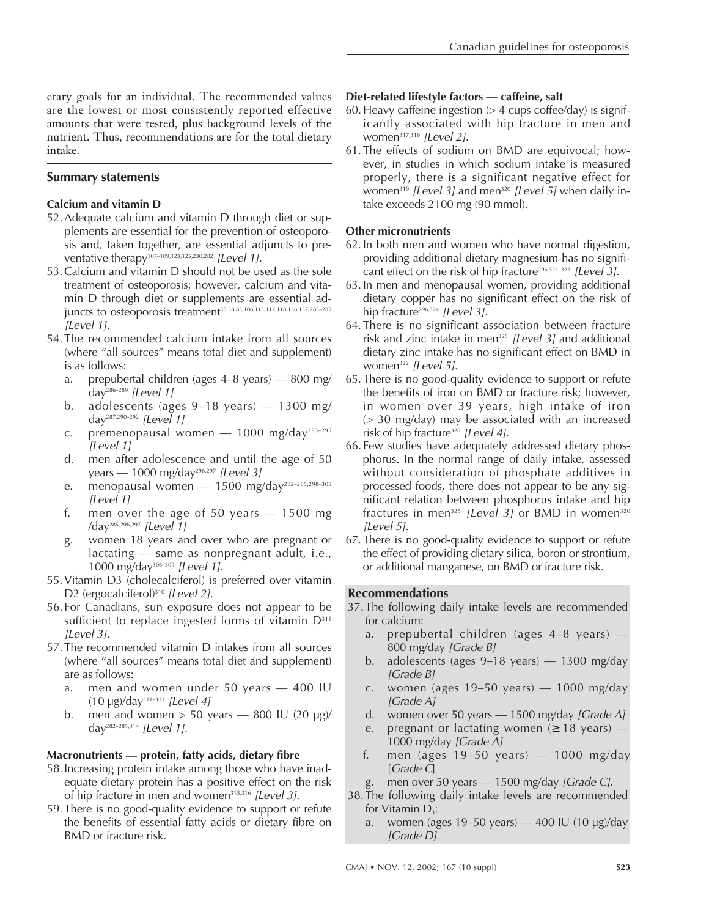etary goals for an individual. The recommended values are the lowest or most consistently reported effective amounts that were tested, plus background levels of the nutrient. Thus, recommendations are for the total dietary intake.

## Summary statements

### Calcium and vitamin D

52. Adequate calcium and vitamin D through diet or supplements are essential for the prevention of osteoporosis and, taken together, are essential adjuncts to preventative therapy[107–109,123,125,230,282] *[Level 1]*.
53. Calcium and vitamin D should not be used as the sole treatment of osteoporosis; however, calcium and vitamin D through diet or supplements are essential adjuncts to osteoporosis treatment[35,38,85,106,113,117,118,136,137,283–285] *[Level 1]*.
54. The recommended calcium intake from all sources (where "all sources" means total diet and supplement) is as follows:
    a. prepubertal children (ages 4–8 years) — 800 mg/day[286–289] *[Level 1]*
    b. adolescents (ages 9–18 years) — 1300 mg/day[287,290–292] *[Level 1]*
    c. premenopausal women — 1000 mg/day[293–295] *[Level 1]*
    d. men after adolescence and until the age of 50 years — 1000 mg/day[296,297] *[Level 3]*
    e. menopausal women — 1500 mg/day[282–285,298–305] *[Level 1]*
    f. men over the age of 50 years — 1500 mg/day[285,296,297] *[Level 1]*
    g. women 18 years and over who are pregnant or lactating — same as nonpregnant adult, i.e., 1000 mg/day[306–309] *[Level 1]*.
55. Vitamin D3 (cholecalciferol) is preferred over vitamin D2 (ergocalciferol)[310] *[Level 2]*.
56. For Canadians, sun exposure does not appear to be sufficient to replace ingested forms of vitamin D[311] *[Level 3]*.
57. The recommended vitamin D intakes from all sources (where "all sources" means total diet and supplement) are as follows:
    a. men and women under 50 years — 400 IU (10 μg)/day[311–313] *[Level 4]*
    b. men and women > 50 years — 800 IU (20 μg)/day[282–285,314] *[Level 1]*.

### Macronutrients — protein, fatty acids, dietary fibre

58. Increasing protein intake among those who have inadequate dietary protein has a positive effect on the risk of hip fracture in men and women[315,316] *[Level 3]*.
59. There is no good-quality evidence to support or refute the benefits of essential fatty acids or dietary fibre on BMD or fracture risk.

### Diet-related lifestyle factors — caffeine, salt

60. Heavy caffeine ingestion (> 4 cups coffee/day) is significantly associated with hip fracture in men and women[317,318] *[Level 2]*.
61. The effects of sodium on BMD are equivocal; however, in studies in which sodium intake is measured properly, there is a significant negative effect for women[319] *[Level 3]* and men[320] *[Level 5]* when daily intake exceeds 2100 mg (90 mmol).

### Other micronutrients

62. In both men and women who have normal digestion, providing additional dietary magnesium has no significant effect on the risk of hip fracture[296,321–323] *[Level 3]*.
63. In men and menopausal women, providing additional dietary copper has no significant effect on the risk of hip fracture[296,324] *[Level 3]*.
64. There is no significant association between fracture risk and zinc intake in men[325] *[Level 3]* and additional dietary zinc intake has no significant effect on BMD in women[322] *[Level 5]*.
65. There is no good-quality evidence to support or refute the benefits of iron on BMD or fracture risk; however, in women over 39 years, high intake of iron (> 30 mg/day) may be associated with an increased risk of hip fracture[326] *[Level 4]*.
66. Few studies have adequately addressed dietary phosphorus. In the normal range of daily intake, assessed without consideration of phosphate additives in processed foods, there does not appear to be any significant relation between phosphorus intake and hip fractures in men[325] *[Level 3]* or BMD in women[320] *[Level 5]*.
67. There is no good-quality evidence to support or refute the effect of providing dietary silica, boron or strontium, or additional manganese, on BMD or fracture risk.

## Recommendations

37. The following daily intake levels are recommended for calcium:
    a. prepubertal children (ages 4–8 years) — 800 mg/day *[Grade B]*
    b. adolescents (ages 9–18 years) — 1300 mg/day *[Grade B]*
    c. women (ages 19–50 years) — 1000 mg/day *[Grade A]*
    d. women over 50 years — 1500 mg/day *[Grade A]*
    e. pregnant or lactating women (≥ 18 years) — 1000 mg/day *[Grade A]*
    f. men (ages 19–50 years) — 1000 mg/day *[Grade C]*
    g. men over 50 years — 1500 mg/day *[Grade C]*.
38. The following daily intake levels are recommended for Vitamin $D_3$:
    a. women (ages 19–50 years) — 400 IU (10 μg)/day *[Grade D]*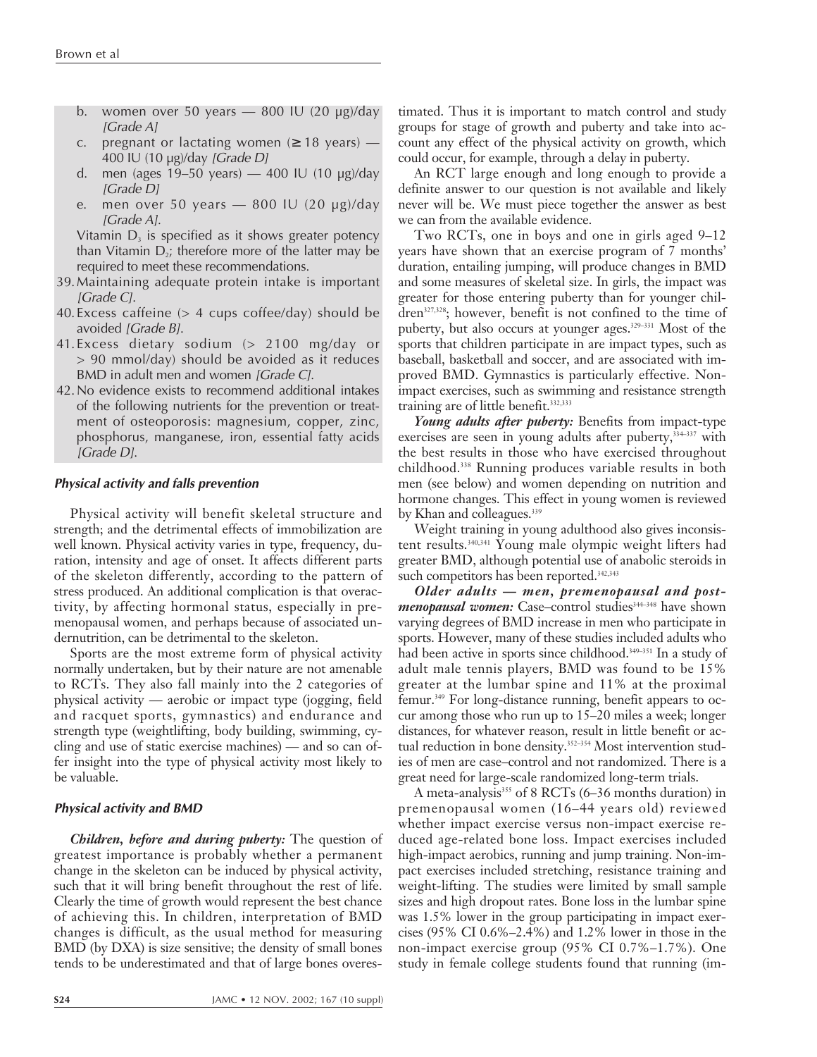b. women over 50 years — 800 IU (20 μg)/day *[Grade A]*
c. pregnant or lactating women (≥ 18 years) — 400 IU (10 μg)/day *[Grade D]*
d. men (ages 19–50 years) — 400 IU (10 μg)/day *[Grade D]*
e. men over 50 years — 800 IU (20 μg)/day *[Grade A]*.

Vitamin $D_3$ is specified as it shows greater potency than Vitamin $D_2$; therefore more of the latter may be required to meet these recommendations.

39. Maintaining adequate protein intake is important *[Grade C]*.
40. Excess caffeine (> 4 cups coffee/day) should be avoided *[Grade B]*.
41. Excess dietary sodium (> 2100 mg/day or > 90 mmol/day) should be avoided as it reduces BMD in adult men and women *[Grade C]*.
42. No evidence exists to recommend additional intakes of the following nutrients for the prevention or treatment of osteoporosis: magnesium, copper, zinc, phosphorus, manganese, iron, essential fatty acids *[Grade D]*.

### Physical activity and falls prevention

Physical activity will benefit skeletal structure and strength; and the detrimental effects of immobilization are well known. Physical activity varies in type, frequency, duration, intensity and age of onset. It affects different parts of the skeleton differently, according to the pattern of stress produced. An additional complication is that overactivity, by affecting hormonal status, especially in premenopausal women, and perhaps because of associated undernutrition, can be detrimental to the skeleton.

Sports are the most extreme form of physical activity normally undertaken, but by their nature are not amenable to RCTs. They also fall mainly into the 2 categories of physical activity — aerobic or impact type (jogging, field and racquet sports, gymnastics) and endurance and strength type (weightlifting, body building, swimming, cycling and use of static exercise machines) — and so can offer insight into the type of physical activity most likely to be valuable.

### Physical activity and BMD

***Children, before and during puberty:*** The question of greatest importance is probably whether a permanent change in the skeleton can be induced by physical activity, such that it will bring benefit throughout the rest of life. Clearly the time of growth would represent the best chance of achieving this. In children, interpretation of BMD changes is difficult, as the usual method for measuring BMD (by DXA) is size sensitive; the density of small bones tends to be underestimated and that of large bones overestimated. Thus it is important to match control and study groups for stage of growth and puberty and take into account any effect of the physical activity on growth, which could occur, for example, through a delay in puberty.

An RCT large enough and long enough to provide a definite answer to our question is not available and likely never will be. We must piece together the answer as best we can from the available evidence.

Two RCTs, one in boys and one in girls aged 9–12 years have shown that an exercise program of 7 months' duration, entailing jumping, will produce changes in BMD and some measures of skeletal size. In girls, the impact was greater for those entering puberty than for younger children[327,328]; however, benefit is not confined to the time of puberty, but also occurs at younger ages.[329–331] Most of the sports that children participate in are impact types, such as baseball, basketball and soccer, and are associated with improved BMD. Gymnastics is particularly effective. Non-impact exercises, such as swimming and resistance strength training are of little benefit.[332,333]

***Young adults after puberty:*** Benefits from impact-type exercises are seen in young adults after puberty,[334–337] with the best results in those who have exercised throughout childhood.[338] Running produces variable results in both men (see below) and women depending on nutrition and hormone changes. This effect in young women is reviewed by Khan and colleagues.[339]

Weight training in young adulthood also gives inconsistent results.[340,341] Young male olympic weight lifters had greater BMD, although potential use of anabolic steroids in such competitors has been reported.[342,343]

***Older adults — men, premenopausal and postmenopausal women:*** Case–control studies[344–348] have shown varying degrees of BMD increase in men who participate in sports. However, many of these studies included adults who had been active in sports since childhood.[349–351] In a study of adult male tennis players, BMD was found to be 15% greater at the lumbar spine and 11% at the proximal femur.[349] For long-distance running, benefit appears to occur among those who run up to 15–20 miles a week; longer distances, for whatever reason, result in little benefit or actual reduction in bone density.[352–354] Most intervention studies of men are case–control and not randomized. There is a great need for large-scale randomized long-term trials.

A meta-analysis[355] of 8 RCTs (6–36 months duration) in premenopausal women (16–44 years old) reviewed whether impact exercise versus non-impact exercise reduced age-related bone loss. Impact exercises included high-impact aerobics, running and jump training. Non-impact exercises included stretching, resistance training and weight-lifting. The studies were limited by small sample sizes and high dropout rates. Bone loss in the lumbar spine was 1.5% lower in the group participating in impact exercises (95% CI 0.6%–2.4%) and 1.2% lower in those in the non-impact exercise group (95% CI 0.7%–1.7%). One study in female college students found that running (im-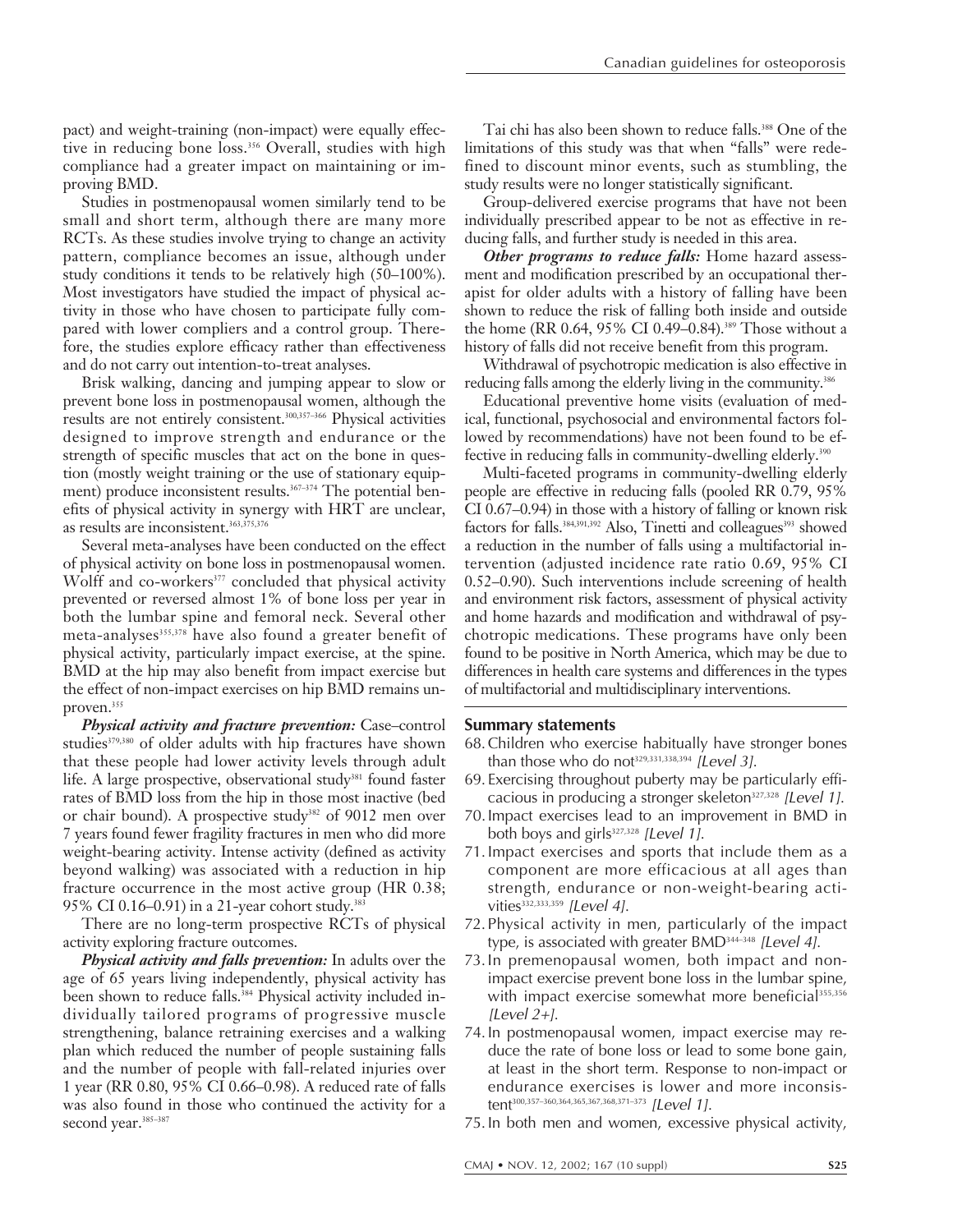pact) and weight-training (non-impact) were equally effective in reducing bone loss.[356] Overall, studies with high compliance had a greater impact on maintaining or improving BMD.

Studies in postmenopausal women similarly tend to be small and short term, although there are many more RCTs. As these studies involve trying to change an activity pattern, compliance becomes an issue, although under study conditions it tends to be relatively high (50–100%). Most investigators have studied the impact of physical activity in those who have chosen to participate fully compared with lower compliers and a control group. Therefore, the studies explore efficacy rather than effectiveness and do not carry out intention-to-treat analyses.

Brisk walking, dancing and jumping appear to slow or prevent bone loss in postmenopausal women, although the results are not entirely consistent.[300,357–366] Physical activities designed to improve strength and endurance or the strength of specific muscles that act on the bone in question (mostly weight training or the use of stationary equipment) produce inconsistent results.[367–374] The potential benefits of physical activity in synergy with HRT are unclear, as results are inconsistent.[363,375,376]

Several meta-analyses have been conducted on the effect of physical activity on bone loss in postmenopausal women. Wolff and co-workers[377] concluded that physical activity prevented or reversed almost 1% of bone loss per year in both the lumbar spine and femoral neck. Several other meta-analyses[355,378] have also found a greater benefit of physical activity, particularly impact exercise, at the spine. BMD at the hip may also benefit from impact exercise but the effect of non-impact exercises on hip BMD remains unproven.[355]

***Physical activity and fracture prevention:*** Case–control studies[379,380] of older adults with hip fractures have shown that these people had lower activity levels through adult life. A large prospective, observational study[381] found faster rates of BMD loss from the hip in those most inactive (bed or chair bound). A prospective study[382] of 9012 men over 7 years found fewer fragility fractures in men who did more weight-bearing activity. Intense activity (defined as activity beyond walking) was associated with a reduction in hip fracture occurrence in the most active group (HR 0.38; 95% CI 0.16–0.91) in a 21-year cohort study.[383]

There are no long-term prospective RCTs of physical activity exploring fracture outcomes.

***Physical activity and falls prevention:*** In adults over the age of 65 years living independently, physical activity has been shown to reduce falls.[384] Physical activity included individually tailored programs of progressive muscle strengthening, balance retraining exercises and a walking plan which reduced the number of people sustaining falls and the number of people with fall-related injuries over 1 year (RR 0.80, 95% CI 0.66–0.98). A reduced rate of falls was also found in those who continued the activity for a second year.[385–387]

Tai chi has also been shown to reduce falls.[388] One of the limitations of this study was that when "falls" were redefined to discount minor events, such as stumbling, the study results were no longer statistically significant.

Group-delivered exercise programs that have not been individually prescribed appear to be not as effective in reducing falls, and further study is needed in this area.

***Other programs to reduce falls:*** Home hazard assessment and modification prescribed by an occupational therapist for older adults with a history of falling have been shown to reduce the risk of falling both inside and outside the home (RR 0.64, 95% CI 0.49–0.84).[389] Those without a history of falls did not receive benefit from this program.

Withdrawal of psychotropic medication is also effective in reducing falls among the elderly living in the community.[386]

Educational preventive home visits (evaluation of medical, functional, psychosocial and environmental factors followed by recommendations) have not been found to be effective in reducing falls in community-dwelling elderly.[390]

Multi-faceted programs in community-dwelling elderly people are effective in reducing falls (pooled RR 0.79, 95% CI 0.67–0.94) in those with a history of falling or known risk factors for falls.[384,391,392] Also, Tinetti and colleagues[393] showed a reduction in the number of falls using a multifactorial intervention (adjusted incidence rate ratio 0.69, 95% CI 0.52–0.90). Such interventions include screening of health and environment risk factors, assessment of physical activity and home hazards and modification and withdrawal of psychotropic medications. These programs have only been found to be positive in North America, which may be due to differences in health care systems and differences in the types of multifactorial and multidisciplinary interventions.

## Summary statements

68. Children who exercise habitually have stronger bones than those who do not[329,331,338,394] *[Level 3]*.
69. Exercising throughout puberty may be particularly efficacious in producing a stronger skeleton[327,328] *[Level 1]*.
70. Impact exercises lead to an improvement in BMD in both boys and girls[327,328] *[Level 1]*.
71. Impact exercises and sports that include them as a component are more efficacious at all ages than strength, endurance or non-weight-bearing activities[332,333,359] *[Level 4]*.
72. Physical activity in men, particularly of the impact type, is associated with greater BMD[344–348] *[Level 4]*.
73. In premenopausal women, both impact and non-impact exercise prevent bone loss in the lumbar spine, with impact exercise somewhat more beneficial[355,356] *[Level 2+]*.
74. In postmenopausal women, impact exercise may reduce the rate of bone loss or lead to some bone gain, at least in the short term. Response to non-impact or endurance exercises is lower and more inconsistent[300,357–360,364,365,367,368,371–373] *[Level 1]*.
75. In both men and women, excessive physical activity,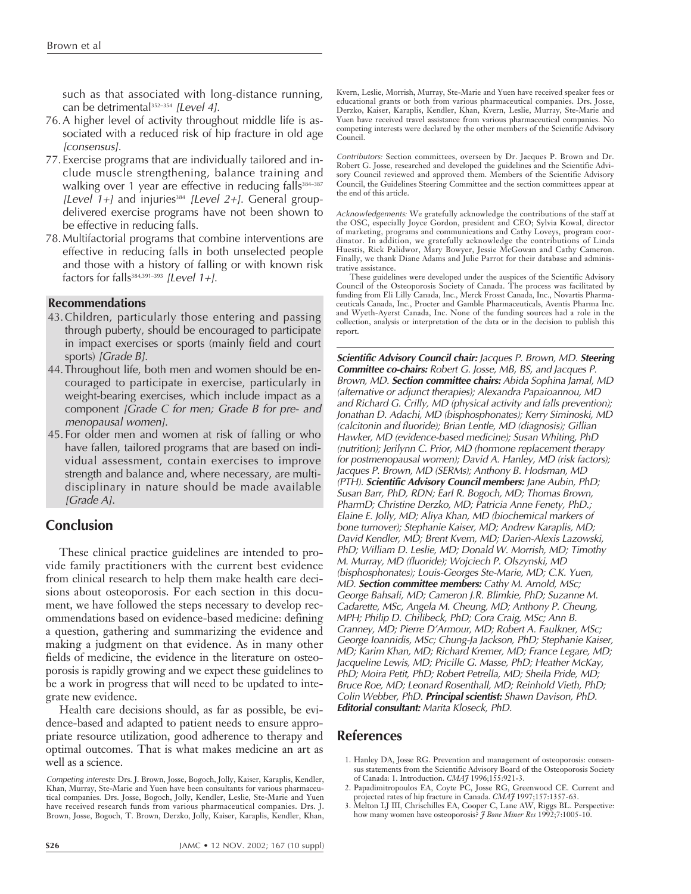such as that associated with long-distance running, can be detrimental[352–354] *[Level 4]*.

76. A higher level of activity throughout middle life is associated with a reduced risk of hip fracture in old age *[consensus]*.
77. Exercise programs that are individually tailored and include muscle strengthening, balance training and walking over 1 year are effective in reducing falls[384–387] *[Level 1+]* and injuries[384] *[Level 2+]*. General group-delivered exercise programs have not been shown to be effective in reducing falls.
78. Multifactorial programs that combine interventions are effective in reducing falls in both unselected people and those with a history of falling or with known risk factors for falls[384,391–393] *[Level 1+]*.

### Recommendations

43. Children, particularly those entering and passing through puberty, should be encouraged to participate in impact exercises or sports (mainly field and court sports) *[Grade B]*.
44. Throughout life, both men and women should be encouraged to participate in exercise, particularly in weight-bearing exercises, which include impact as a component *[Grade C for men; Grade B for pre- and menopausal women]*.
45. For older men and women at risk of falling or who have fallen, tailored programs that are based on individual assessment, contain exercises to improve strength and balance and, where necessary, are multidisciplinary in nature should be made available *[Grade A]*.

## Conclusion

These clinical practice guidelines are intended to provide family practitioners with the current best evidence from clinical research to help them make health care decisions about osteoporosis. For each section in this document, we have followed the steps necessary to develop recommendations based on evidence-based medicine: defining a question, gathering and summarizing the evidence and making a judgment on that evidence. As in many other fields of medicine, the evidence in the literature on osteoporosis is rapidly growing and we expect these guidelines to be a work in progress that will need to be updated to integrate new evidence.

Health care decisions should, as far as possible, be evidence-based and adapted to patient needs to ensure appropriate resource utilization, good adherence to therapy and optimal outcomes. That is what makes medicine an art as well as a science.

*Competing interests:* Drs. J. Brown, Josse, Bogoch, Jolly, Kaiser, Karaplis, Kendler, Khan, Murray, Ste-Marie and Yuen have been consultants for various pharmaceutical companies. Drs. Josse, Bogoch, Jolly, Kendler, Leslie, Ste-Marie and Yuen have received research funds from various pharmaceutical companies. Drs. J. Brown, Josse, Bogoch, T. Brown, Derzko, Jolly, Kaiser, Karaplis, Kendler, Khan, Kvern, Leslie, Morrish, Murray, Ste-Marie and Yuen have received speaker fees or educational grants or both from various pharmaceutical companies. Drs. Josse, Derzko, Kaiser, Karaplis, Kendler, Khan, Kvern, Leslie, Murray, Ste-Marie and Yuen have received travel assistance from various pharmaceutical companies. No competing interests were declared by the other members of the Scientific Advisory Council.

*Contributors:* Section committees, overseen by Dr. Jacques P. Brown and Dr. Robert G. Josse, researched and developed the guidelines and the Scientific Advisory Council reviewed and approved them. Members of the Scientific Advisory Council, the Guidelines Steering Committee and the section committees appear at the end of this article.

*Acknowledgements:* We gratefully acknowledge the contributions of the staff at the OSC, especially Joyce Gordon, president and CEO; Sylvia Kowal, director of marketing, programs and communications and Cathy Loveys, program coordinator. In addition, we gratefully acknowledge the contributions of Linda Huestis, Rick Palidwor, Mary Bowyer, Jessie McGowan and Cathy Cameron. Finally, we thank Diane Adams and Julie Parrot for their database and administrative assistance.

These guidelines were developed under the auspices of the Scientific Advisory Council of the Osteoporosis Society of Canada. The process was facilitated by funding from Eli Lilly Canada, Inc., Merck Frosst Canada, Inc., Novartis Pharmaceuticals Canada, Inc., Procter and Gamble Pharmaceuticals, Aventis Pharma Inc. and Wyeth-Ayerst Canada, Inc. None of the funding sources had a role in the collection, analysis or interpretation of the data or in the decision to publish this report.

***Scientific Advisory Council chair:*** *Jacques P. Brown, MD.* ***Steering Committee co-chairs:*** *Robert G. Josse, MB, BS, and Jacques P. Brown, MD.* ***Section committee chairs:*** *Abida Sophina Jamal, MD (alternative or adjunct therapies); Alexandra Papaioannou, MD and Richard G. Crilly, MD (physical activity and falls prevention); Jonathan D. Adachi, MD (bisphosphonates); Kerry Siminoski, MD (calcitonin and fluoride); Brian Lentle, MD (diagnosis); Gillian Hawker, MD (evidence-based medicine); Susan Whiting, PhD (nutrition); Jerilynn C. Prior, MD (hormone replacement therapy for postmenopausal women); David A. Hanley, MD (risk factors); Jacques P. Brown, MD (SERMs); Anthony B. Hodsman, MD (PTH).* ***Scientific Advisory Council members:*** *Jane Aubin, PhD; Susan Barr, PhD, RDN; Earl R. Bogoch, MD; Thomas Brown, PharmD; Christine Derzko, MD; Patricia Anne Fenety, PhD.; Elaine E. Jolly, MD; Aliya Khan, MD (biochemical markers of bone turnover); Stephanie Kaiser, MD; Andrew Karaplis, MD; David Kendler, MD; Brent Kvern, MD; Darien-Alexis Lazowski, PhD; William D. Leslie, MD; Donald W. Morrish, MD; Timothy M. Murray, MD (fluoride); Wojciech P. Olszynski, MD (bisphosphonates); Louis-Georges Ste-Marie, MD; C.K. Yuen, MD.* ***Section committee members:*** *Cathy M. Arnold, MSc; George Bahsali, MD; Cameron J.R. Blimkie, PhD; Suzanne M. Cadarette, MSc, Angela M. Cheung, MD; Anthony P. Cheung, MPH; Philip D. Chilibeck, PhD; Cora Craig, MSc; Ann B. Cranney, MD; Pierre D'Armour, MD; Robert A. Faulkner, MSc; George Ioannidis, MSc; Chung-Ja Jackson, PhD; Stephanie Kaiser, MD; Karim Khan, MD; Richard Kremer, MD; France Legare, MD; Jacqueline Lewis, MD; Pricille G. Masse, PhD; Heather McKay, PhD; Moira Petit, PhD; Robert Petrella, MD; Sheila Pride, MD; Bruce Roe, MD; Leonard Rosenthall, MD; Reinhold Vieth, PhD; Colin Webber, PhD.* ***Principal scientist:*** *Shawn Davison, PhD.* ***Editorial consultant:*** *Marita Kloseck, PhD.*

## References

1. Hanley DA, Josse RG. Prevention and management of osteoporosis: consensus statements from the Scientific Advisory Board of the Osteoporosis Society of Canada: 1. Introduction. *CMAJ* 1996;155:921-3.
2. Papadimitropoulos EA, Coyte PC, Josse RG, Greenwood CE. Current and projected rates of hip fracture in Canada. *CMAJ* 1997;157:1357-63.
3. Melton LJ III, Chrischilles EA, Cooper C, Lane AW, Riggs BL. Perspective: how many women have osteoporosis? *J Bone Miner Res* 1992;7:1005-10.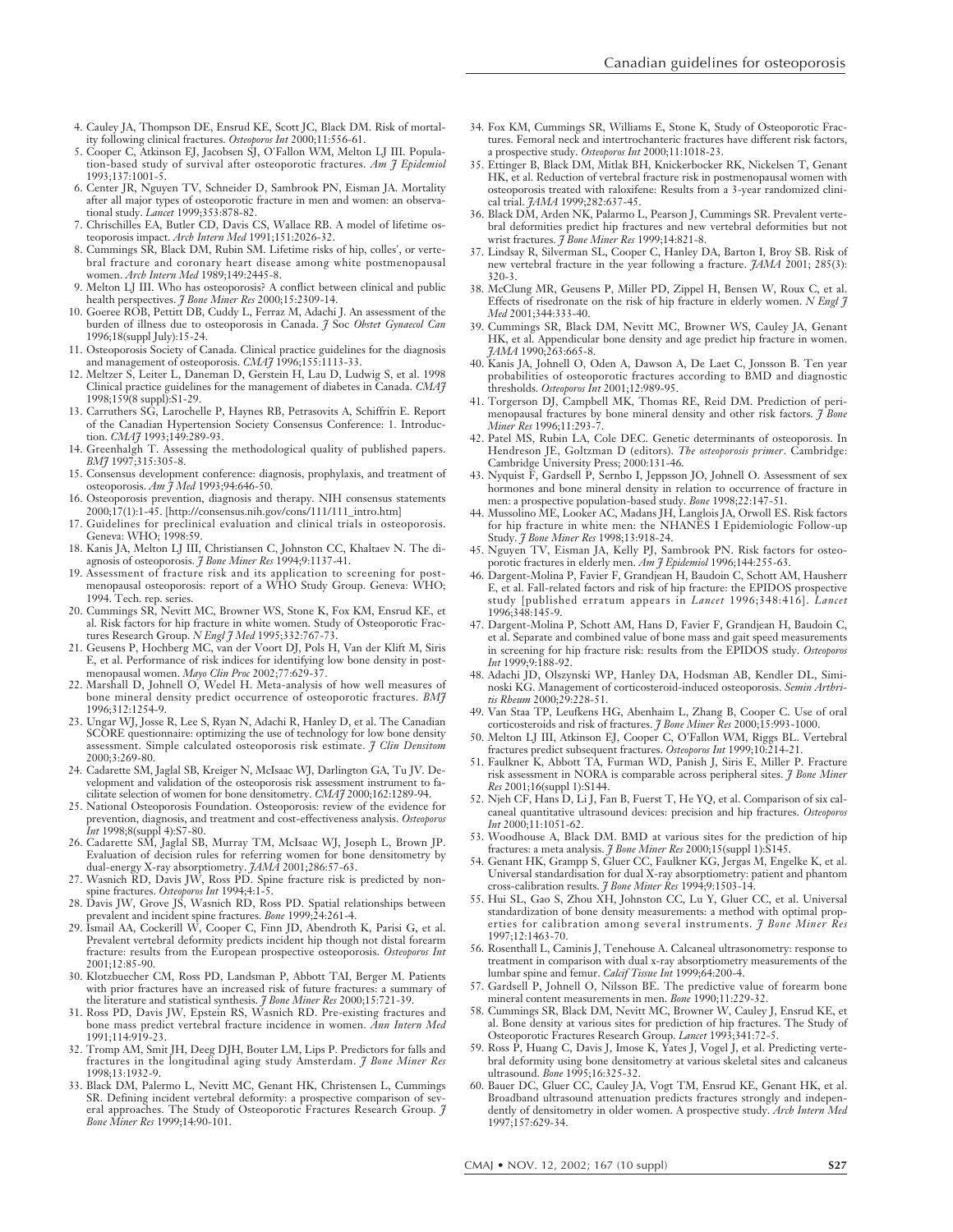4. Cauley JA, Thompson DE, Ensrud KE, Scott JC, Black DM. Risk of mortality following clinical fractures. *Osteoporos Int* 2000;11:556-61.
5. Cooper C, Atkinson EJ, Jacobsen SJ, O'Fallon WM, Melton LJ III. Population-based study of survival after osteoporotic fractures. *Am J Epidemiol* 1993;137:1001-5.
6. Center JR, Nguyen TV, Schneider D, Sambrook PN, Eisman JA. Mortality after all major types of osteoporotic fracture in men and women: an observational study. *Lancet* 1999;353:878-82.
7. Chrischilles EA, Butler CD, Davis CS, Wallace RB. A model of lifetime osteoporosis impact. *Arch Intern Med* 1991;151:2026-32.
8. Cummings SR, Black DM, Rubin SM. Lifetime risks of hip, colles', or vertebral fracture and coronary heart disease among white postmenopausal women. *Arch Intern Med* 1989;149:2445-8.
9. Melton LJ III. Who has osteoporosis? A conflict between clinical and public health perspectives. *J Bone Miner Res* 2000;15:2309-14.
10. Goeree ROB, Pettitt DB, Cuddy L, Ferraz M, Adachi J. An assessment of the burden of illness due to osteoporosis in Canada. *J Soc Obstet Gynaecol Can* 1996;18(suppl July):15-24.
11. Osteoporosis Society of Canada. Clinical practice guidelines for the diagnosis and management of osteoporosis. *CMAJ* 1996;155:1113-33.
12. Meltzer S, Leiter L, Daneman D, Gerstein H, Lau D, Ludwig S, et al. 1998 Clinical practice guidelines for the management of diabetes in Canada. *CMAJ* 1998;159(8 suppl):S1-29.
13. Carruthers SG, Larochelle P, Haynes RB, Petrasovits A, Schiffrin E. Report of the Canadian Hypertension Society Consensus Conference: 1. Introduction. *CMAJ* 1993;149:289-93.
14. Greenhalgh T. Assessing the methodological quality of published papers. *BMJ* 1997;315:305-8.
15. Consensus development conference: diagnosis, prophylaxis, and treatment of osteoporosis. *Am J Med* 1993;94:646-50.
16. Osteoporosis prevention, diagnosis and therapy. NIH consensus statements 2000;17(1):1-45. [http://consensus.nih.gov/cons/111/111_intro.htm]
17. Guidelines for preclinical evaluation and clinical trials in osteoporosis. Geneva: WHO; 1998:59.
18. Kanis JA, Melton LJ III, Christiansen C, Johnston CC, Khaltaev N. The diagnosis of osteoporosis. *J Bone Miner Res* 1994;9:1137-41.
19. Assessment of fracture risk and its application to screening for postmenopausal osteoporosis: report of a WHO Study Group. Geneva: WHO; 1994. Tech. rep. series.
20. Cummings SR, Nevitt MC, Browner WS, Stone K, Fox KM, Ensrud KE, et al. Risk factors for hip fracture in white women. Study of Osteoporotic Fractures Research Group. *N Engl J Med* 1995;332:767-73.
21. Geusens P, Hochberg MC, van der Voort DJ, Pols H, Van der Klift M, Siris E, et al. Performance of risk indices for identifying low bone density in postmenopausal women. *Mayo Clin Proc* 2002;77:629-37.
22. Marshall D, Johnell O, Wedel H. Meta-analysis of how well measures of bone mineral density predict occurrence of osteoporotic fractures. *BMJ* 1996;312:1254-9.
23. Ungar WJ, Josse R, Lee S, Ryan N, Adachi R, Hanley D, et al. The Canadian SCORE questionnaire: optimizing the use of technology for low bone density assessment. Simple calculated osteoporosis risk estimate. *J Clin Densitom* 2000;3:269-80.
24. Cadarette SM, Jaglal SB, Kreiger N, McIsaac WJ, Darlington GA, Tu JV. Development and validation of the osteoporosis risk assessment instrument to facilitate selection of women for bone densitometry. *CMAJ* 2000;162:1289-94.
25. National Osteoporosis Foundation. Osteoporosis: review of the evidence for prevention, diagnosis, and treatment and cost-effectiveness analysis. *Osteoporos Int* 1998;8(suppl 4):S7-80.
26. Cadarette SM, Jaglal SB, Murray TM, McIsaac WJ, Joseph L, Brown JP. Evaluation of decision rules for referring women for bone densitometry by dual-energy X-ray absorptiometry. *JAMA* 2001;286:57-63.
27. Wasnich RD, Davis JW, Ross PD. Spine fracture risk is predicted by non-spine fractures. *Osteoporos Int* 1994;4:1-5.
28. Davis JW, Grove JS, Wasnich RD, Ross PD. Spatial relationships between prevalent and incident spine fractures. *Bone* 1999;24:261-4.
29. Ismail AA, Cockerill W, Cooper C, Finn JD, Abendroth K, Parisi G, et al. Prevalent vertebral deformity predicts incident hip though not distal forearm fracture: results from the European prospective osteoporosis. *Osteoporos Int* 2001;12:85-90.
30. Klotzbuecher CM, Ross PD, Landsman P, Abbott TAI, Berger M. Patients with prior fractures have an increased risk of future fractures: a summary of the literature and statistical synthesis. *J Bone Miner Res* 2000;15:721-39.
31. Ross PD, Davis JW, Epstein RS, Wasnich RD. Pre-existing fractures and bone mass predict vertebral fracture incidence in women. *Ann Intern Med* 1991;114:919-23.
32. Tromp AM, Smit JH, Deeg DJH, Bouter LM, Lips P. Predictors for falls and fractures in the longitudinal aging study Amsterdam. *J Bone Miner Res* 1998;13:1932-9.
33. Black DM, Palermo L, Nevitt MC, Genant HK, Christensen L, Cummings SR. Defining incident vertebral deformity: a prospective comparison of several approaches. The Study of Osteoporotic Fractures Research Group. *J Bone Miner Res* 1999;14:90-101.
34. Fox KM, Cummings SR, Williams E, Stone K, Study of Osteoporotic Fractures. Femoral neck and intertrochanteric fractures have different risk factors, a prospective study. *Osteoporos Int* 2000;11:1018-23.
35. Ettinger B, Black DM, Mitlak BH, Knickerbocker RK, Nickelsen T, Genant HK, et al. Reduction of vertebral fracture risk in postmenopausal women with osteoporosis treated with raloxifene: Results from a 3-year randomized clinical trial. *JAMA* 1999;282:637-45.
36. Black DM, Arden NK, Palermo L, Pearson J, Cummings SR. Prevalent vertebral deformities predict hip fractures and new vertebral deformities but not wrist fractures. *J Bone Miner Res* 1999;14:821-8.
37. Lindsay R, Silverman SL, Cooper C, Hanley DA, Barton I, Broy SB. Risk of new vertebral fracture in the year following a fracture. *JAMA* 2001; 285(3): 320-3.
38. McClung MR, Geusens P, Miller PD, Zippel H, Bensen W, Roux C, et al. Effects of risedronate on the risk of hip fracture in elderly women. *N Engl J Med* 2001;344:333-40.
39. Cummings SR, Black DM, Nevitt MC, Browner WS, Cauley JA, Genant HK, et al. Appendicular bone density and age predict hip fracture in women. *JAMA* 1990;263:665-8.
40. Kanis JA, Johnell O, Oden A, Dawson A, De Laet C, Jonsson B. Ten year probabilities of osteoporotic fractures according to BMD and diagnostic thresholds. *Osteoporos Int* 2001;12:989-95.
41. Torgerson DJ, Campbell MK, Thomas RE, Reid DM. Prediction of perimenopausal fractures by bone mineral density and other risk factors. *J Bone Miner Res* 1996;11:293-7.
42. Patel MS, Rubin LA, Cole DEC. Genetic determinants of osteoporosis. In Hendreson JE, Goltzman D (editors). *The osteoporosis primer*. Cambridge: Cambridge University Press; 2000:131-46.
43. Nyquist F, Gardsell P, Sernbo I, Jeppsson JO, Johnell O. Assessment of sex hormones and bone mineral density in relation to occurrence of fracture in men: a prospective population-based study. *Bone* 1998;22:147-51.
44. Mussolino ME, Looker AC, Madans JH, Langlois JA, Orwoll ES. Risk factors for hip fracture in white men: the NHANES I Epidemiologic Follow-up Study. *J Bone Miner Res* 1998;13:918-24.
45. Nguyen TV, Eisman JA, Kelly PJ, Sambrook PN. Risk factors for osteoporotic fractures in elderly men. *Am J Epidemiol* 1996;144:255-63.
46. Dargent-Molina P, Favier F, Grandjean H, Baudoin C, Schott AM, Hausherr E, et al. Fall-related factors and risk of hip fracture: the EPIDOS prospective study [published erratum appears in *Lancet* 1996;348:416]. *Lancet* 1996;348:145-9.
47. Dargent-Molina P, Schott AM, Hans D, Favier F, Grandjean H, Baudoin C, et al. Separate and combined value of bone mass and gait speed measurements in screening for hip fracture risk: results from the EPIDOS study. *Osteoporos Int* 1999;9:188-92.
48. Adachi JD, Olszynski WP, Hanley DA, Hodsman AB, Kendler DL, Siminoski KG. Management of corticosteroid-induced osteoporosis. *Semin Arthritis Rheum* 2000;29:228-51.
49. Van Staa TP, Leufkens HG, Abenhaim L, Zhang B, Cooper C. Use of oral corticosteroids and risk of fractures. *J Bone Miner Res* 2000;15:993-1000.
50. Melton LJ III, Atkinson EJ, Cooper C, O'Fallon WM, Riggs BL. Vertebral fractures predict subsequent fractures. *Osteoporos Int* 1999;10:214-21.
51. Faulkner KG, Abbott TA, Furman WD, Panish J, Siris E, Miller P. Fracture risk assessment in NORA is comparable across peripheral sites. *J Bone Miner Res* 2001;16(suppl 1):S144.
52. Njeh CF, Hans D, Li J, Fan B, Fuerst T, He YQ, et al. Comparison of six calcaneal quantitative ultrasound devices: precision and hip fractures. *Osteoporos Int* 2000;11:1051-62.
53. Woodhouse A, Black DM. BMD at various sites for the prediction of hip fractures: a meta analysis. *J Bone Miner Res* 2000;15(suppl 1):S145.
54. Genant HK, Grampp S, Gluer CC, Faulkner KG, Jergas M, Engelke K, et al. Universal standardisation for dual X-ray absorptiometry: patient and phantom cross-calibration results. *J Bone Miner Res* 1994;9:1503-14.
55. Hui SL, Gao S, Zhou XH, Johnston CC, Lu Y, Gluer CC, et al. Universal standardization of bone density measurements: a method with optimal properties for calibration among several instruments. *J Bone Miner Res* 1997;12:1463-70.
56. Rosenthall L, Caminis J, Tenehouse A. Calcaneal ultrasonometry: response to treatment in comparison with dual x-ray absorptiometry measurements of the lumbar spine and femur. *Calcif Tissue Int* 1999;64:200-4.
57. Gardsell P, Johnell O, Nilsson BE. The predictive value of forearm bone mineral content measurements in men. *Bone* 1990;11:229-32.
58. Cummings SR, Black DM, Nevitt MC, Browner W, Cauley J, Ensrud KE, et al. Bone density at various sites for prediction of hip fractures. The Study of Osteoporotic Fractures Research Group. *Lancet* 1993;341:72-5.
59. Ross P, Huang C, Davis J, Imose K, Yates J, Vogel J, et al. Predicting vertebral deformity using bone densitometry at various skeletal sites and calcaneus ultrasound. *Bone* 1995;16:325-32.
60. Bauer DC, Gluer CC, Cauley JA, Vogt TM, Ensrud KE, Genant HK, et al. Broadband ultrasound attenuation predicts fractures strongly and independently of densitometry in older women. A prospective study. *Arch Intern Med* 1997;157:629-34.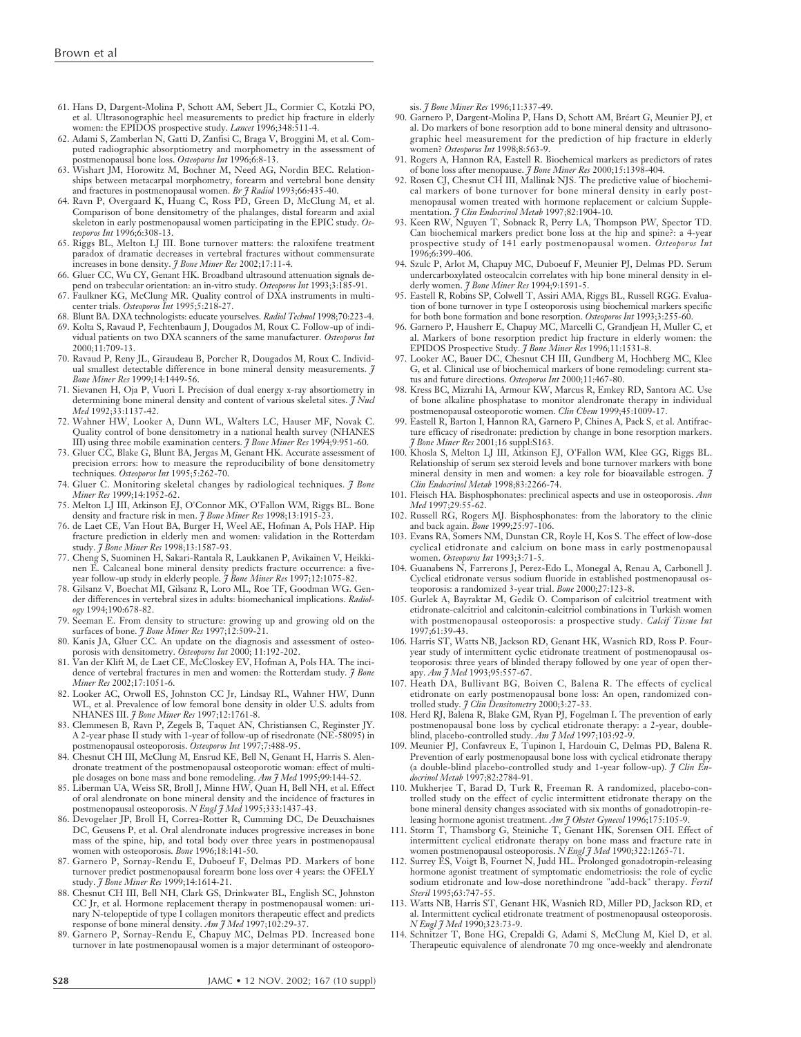61. Hans D, Dargent-Molina P, Schott AM, Sebert JL, Cormier C, Kotzki PO, et al. Ultrasonographic heel measurements to predict hip fracture in elderly women: the EPIDOS prospective study. *Lancet* 1996;348:511-4.
62. Adami S, Zamberlan N, Gatti D, Zanfisi C, Braga V, Broggini M, et al. Computed radiographic absorptiometry and morphometry in the assessment of postmenopausal bone loss. *Osteoporos Int* 1996;6:8-13.
63. Wishart JM, Horowitz M, Bochner M, Need AG, Nordin BEC. Relationships between metacarpal morphometry, forearm and vertebral bone density and fractures in postmenopausal women. *Br J Radiol* 1993;66:435-40.
64. Ravn P, Overgaard K, Huang C, Ross PD, Green D, McClung M, et al. Comparison of bone densitometry of the phalanges, distal forearm and axial skeleton in early postmenopausal women participating in the EPIC study. *Osteoporos Int* 1996;6:308-13.
65. Riggs BL, Melton LJ III. Bone turnover matters: the raloxifene treatment paradox of dramatic decreases in vertebral fractures without commensurate increases in bone density. *J Bone Miner Res* 2002;17:11-4.
66. Gluer CC, Wu CY, Genant HK. Broadband ultrasound attenuation signals depend on trabecular orientation: an in-vitro study. *Osteoporos Int* 1993;3:185-91.
67. Faulkner KG, McClung MR. Quality control of DXA instruments in multicenter trials. *Osteoporos Int* 1995;5:218-27.
68. Blunt BA. DXA technologists: educate yourselves. *Radiol Technol* 1998;70:223-4.
69. Kolta S, Ravaud P, Fechtenbaum J, Dougados M, Roux C. Follow-up of individual patients on two DXA scanners of the same manufacturer. *Osteoporos Int* 2000;11:709-13.
70. Ravaud P, Reny JL, Giraudeau B, Porcher R, Dougados M, Roux C. Individual smallest detectable difference in bone mineral density measurements. *J Bone Miner Res* 1999;14:1449-56.
71. Sievanen H, Oja P, Vuori I. Precision of dual energy x-ray absortiometry in determining bone mineral density and content of various skeletal sites. *J Nucl Med* 1992;33:1137-42.
72. Wahner HW, Looker A, Dunn WL, Walters LC, Hauser MF, Novak C. Quality control of bone densitometry in a national health survey (NHANES III) using three mobile examination centers. *J Bone Miner Res* 1994;9:951-60.
73. Gluer CC, Blake G, Blunt BA, Jergas M, Genant HK. Accurate assessment of precision errors: how to measure the reproducibility of bone densitometry techniques. *Osteoporos Int* 1995;5:262-70.
74. Gluer C. Monitoring skeletal changes by radiological techniques. *J Bone Miner Res* 1999;14:1952-62.
75. Melton LJ III, Atkinson EJ, O'Connor MK, O'Fallon WM, Riggs BL. Bone density and fracture risk in men. *J Bone Miner Res* 1998;13:1915-23.
76. de Laet CE, Van Hout BA, Burger H, Weel AE, Hofman A, Pols HAP. Hip fracture prediction in elderly men and women: validation in the Rotterdam study. *J Bone Miner Res* 1998;13:1587-93.
77. Cheng S, Suominen H, Sakari-Rantala R, Laukkanen P, Avikainen V, Heikkinen E. Calcaneal bone mineral density predicts fracture occurrence: a five-year follow-up study in elderly people. *J Bone Miner Res* 1997;12:1075-82.
78. Gilsanz V, Boechat MI, Gilsanz R, Loro ML, Roe TF, Goodman WG. Gender differences in vertebral sizes in adults: biomechanical implications. *Radiology* 1994;190:678-82.
79. Seeman E. From density to structure: growing up and growing old on the surfaces of bone. *J Bone Miner Res* 1997;12:509-21.
80. Kanis JA, Gluer CC. An update on the diagnosis and assessment of osteoporosis with densitometry. *Osteoporos Int* 2000; 11:192-202.
81. Van der Klift M, de Laet CE, McCloskey EV, Hofman A, Pols HA. The incidence of vertebral fractures in men and women: the Rotterdam study. *J Bone Miner Res* 2002;17:1051-6.
82. Looker AC, Orwoll ES, Johnston CC Jr, Lindsay RL, Wahner HW, Dunn WL, et al. Prevalence of low femoral bone density in older U.S. adults from NHANES III. *J Bone Miner Res* 1997;12:1761-8.
83. Clemmesen B, Ravn P, Zegels B, Taquet AN, Christiansen C, Reginster JY. A 2-year phase II study with 1-year of follow-up of risedronate (NE-58095) in postmenopausal osteoporosis. *Osteoporos Int* 1997;7:488-95.
84. Chesnut CH III, McClung M, Ensrud KE, Bell N, Genant H, Harris S. Alendronate treatment of the postmenopausal osteoporotic woman: effect of multiple dosages on bone mass and bone remodeling. *Am J Med* 1995;99:144-52.
85. Liberman UA, Weiss SR, Broll J, Minne HW, Quan H, Bell NH, et al. Effect of oral alendronate on bone mineral density and the incidence of fractures in postmenopausal osteoporosis. *N Engl J Med* 1995;333:1437-43.
86. Devogelaer JP, Broll H, Correa-Rotter R, Cumming DC, De Deuxchaisnes DC, Geusens P, et al. Oral alendronate induces progressive increases in bone mass of the spine, hip, and total body over three years in postmenopausal women with osteoporosis. *Bone* 1996;18:141-50.
87. Garnero P, Sornay-Rendu E, Duboeuf F, Delmas PD. Markers of bone turnover predict postmenopausal forearm bone loss over 4 years: the OFELY study. *J Bone Miner Res* 1999;14:1614-21.
88. Chesnut CH III, Bell NH, Clark GS, Drinkwater BL, English SC, Johnston CC Jr, et al. Hormone replacement therapy in postmenopausal women: urinary N-telopeptide of type I collagen monitors therapeutic effect and predicts response of bone mineral density. *Am J Med* 1997;102:29-37.
89. Garnero P, Sornay-Rendu E, Chapuy MC, Delmas PD. Increased bone turnover in late postmenopausal women is a major determinant of osteoporosis. *J Bone Miner Res* 1996;11:337-49.
90. Garnero P, Dargent-Molina P, Hans D, Schott AM, Bréart G, Meunier PJ, et al. Do markers of bone resorption add to bone mineral density and ultrasonographic heel measurement for the prediction of hip fracture in elderly women? *Osteoporos Int* 1998;8:563-9.
91. Rogers A, Hannon RA, Eastell R. Biochemical markers as predictors of rates of bone loss after menopause. *J Bone Miner Res* 2000;15:1398-404.
92. Rosen CJ, Chesnut CH III, Mallinak NJS. The predictive value of biochemical markers of bone turnover for bone mineral density in early postmenopausal women treated with hormone replacement or calcium Supplementation. *J Clin Endocrinol Metab* 1997;82:1904-10.
93. Keen RW, Nguyen T, Sobnack R, Perry LA, Thompson PW, Spector TD. Can biochemical markers predict bone loss at the hip and spine?: a 4-year prospective study of 141 early postmenopausal women. *Osteoporos Int* 1996;6:399-406.
94. Szulc P, Arlot M, Chapuy MC, Duboeuf F, Meunier PJ, Delmas PD. Serum undercarboxylated osteocalcin correlates with hip bone mineral density in elderly women. *J Bone Miner Res* 1994;9:1591-5.
95. Eastell R, Robins SP, Colwell T, Assiri AMA, Riggs BL, Russell RGG. Evaluation of bone turnover in type I osteoporosis using biochemical markers specific for both bone formation and bone resorption. *Osteoporos Int* 1993;3:255-60.
96. Garnero P, Hausherr E, Chapuy MC, Marcelli C, Grandjean H, Muller C, et al. Markers of bone resorption predict hip fracture in elderly women: the EPIDOS Prospective Study. *J Bone Miner Res* 1996;11:1531-8.
97. Looker AC, Bauer DC, Chesnut CH III, Gundberg M, Hochberg MC, Klee G, et al. Clinical use of biochemical markers of bone remodeling: current status and future directions. *Osteoporos Int* 2000;11:467-80.
98. Kress BC, Mizrahi IA, Armour KW, Marcus R, Emkey RD, Santora AC. Use of bone alkaline phosphatase to monitor alendronate therapy in individual postmenopausal osteoporotic women. *Clin Chem* 1999;45:1009-17.
99. Eastell R, Barton I, Hannon RA, Garnero P, Chines A, Pack S, et al. Antifracture efficacy of risedronate: prediction by change in bone resorption markers. *J Bone Miner Res* 2001;16 suppl:S163.
100. Khosla S, Melton LJ III, Atkinson EJ, O'Fallon WM, Klee GG, Riggs BL. Relationship of serum sex steroid levels and bone turnover markers with bone mineral density in men and women: a key role for bioavailable estrogen. *J Clin Endocrinol Metab* 1998;83:2266-74.
101. Fleisch HA. Bisphosphonates: preclinical aspects and use in osteoporosis. *Ann Med* 1997;29:55-62.
102. Russell RG, Rogers MJ. Bisphosphonates: from the laboratory to the clinic and back again. *Bone* 1999;25:97-106.
103. Evans RA, Somers NM, Dunstan CR, Royle H, Kos S. The effect of low-dose cyclical etidronate and calcium on bone mass in early postmenopausal women. *Osteoporos Int* 1993;3:71-5.
104. Guanabens N, Farrerons J, Perez-Edo L, Monegal A, Renau A, Carbonell J. Cyclical etidronate versus sodium fluoride in established postmenopausal osteoporosis: a randomized 3-year trial. *Bone* 2000;27:123-8.
105. Gurlek A, Bayraktar M, Gedik O. Comparison of calcitriol treatment with etidronate-calcitriol and calcitonin-calcitriol combinations in Turkish women with postmenopausal osteoporosis: a prospective study. *Calcif Tissue Int* 1997;61:39-43.
106. Harris ST, Watts NB, Jackson RD, Genant HK, Wasnich RD, Ross P. Four-year study of intermittent cyclic etidronate treatment of postmenopausal osteoporosis: three years of blinded therapy followed by one year of open therapy. *Am J Med* 1993;95:557-67.
107. Heath DA, Bullivant BG, Boiven C, Balena R. The effects of cyclical etidronate on early postmenopausal bone loss: An open, randomized controlled study. *J Clin Densitometry* 2000;3:27-33.
108. Herd RJ, Balena R, Blake GM, Ryan PJ, Fogelman I. The prevention of early postmenopausal bone loss by cyclical etidronate therapy: a 2-year, double-blind, placebo-controlled study. *Am J Med* 1997;103:92-9.
109. Meunier PJ, Confavreux E, Tupinon I, Hardouin C, Delmas PD, Balena R. Prevention of early postmenopausal bone loss with cyclical etidronate therapy (a double-blind placebo-controlled study and 1-year follow-up). *J Clin Endocrinol Metab* 1997;82:2784-91.
110. Mukherjee T, Barad D, Turk R, Freeman R. A randomized, placebo-controlled study on the effect of cyclic intermittent etidronate therapy on the bone mineral density changes associated with six months of gonadotropin-releasing hormone agonist treatment. *Am J Obstet Gynecol* 1996;175:105-9.
111. Storm T, Thamsborg G, Steiniche T, Genant HK, Sorensen OH. Effect of intermittent cyclical etidronate therapy on bone mass and fracture rate in women postmenopausal osteoporosis. *N Engl J Med* 1990;322:1265-71.
112. Surrey ES, Voigt B, Fournet N, Judd HL. Prolonged gonadotropin-releasing hormone agonist treatment of symptomatic endometriosis: the role of cyclic sodium etidronate and low-dose norethindrone "add-back" therapy. *Fertil Steril* 1995;63:747-55.
113. Watts NB, Harris ST, Genant HK, Wasnich RD, Miller PD, Jackson RD, et al. Intermittent cyclical etidronate treatment of postmenopausal osteoporosis. *N Engl J Med* 1990;323:73-9.
114. Schnitzer T, Bone HG, Crepaldi G, Adami S, McClung M, Kiel D, et al. Therapeutic equivalence of alendronate 70 mg once-weekly and alendronate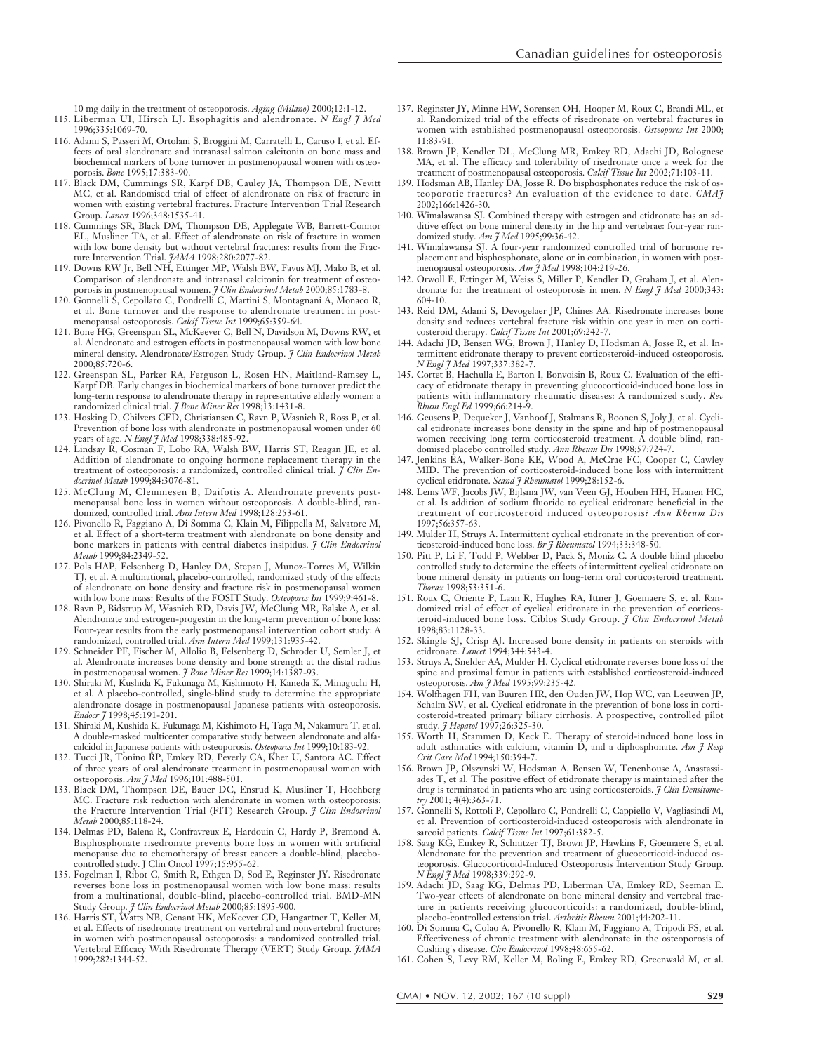10 mg daily in the treatment of osteoporosis. *Aging (Milano)* 2000;12:1-12.

115. Liberman UI, Hirsch LJ. Esophagitis and alendronate. *N Engl J Med* 1996;335:1069-70.
116. Adami S, Passeri M, Ortolani S, Broggini M, Carratelli L, Caruso I, et al. Effects of oral alendronate and intranasal salmon calcitonin on bone mass and biochemical markers of bone turnover in postmenopausal women with osteoporosis. *Bone* 1995;17:383-90.
117. Black DM, Cummings SR, Karpf DB, Cauley JA, Thompson DE, Nevitt MC, et al. Randomised trial of effect of alendronate on risk of fracture in women with existing vertebral fractures. Fracture Intervention Trial Research Group. *Lancet* 1996;348:1535-41.
118. Cummings SR, Black DM, Thompson DE, Applegate WB, Barrett-Connor EL, Musliner TA, et al. Effect of alendronate on risk of fracture in women with low bone density but without vertebral fractures: results from the Fracture Intervention Trial. *JAMA* 1998;280:2077-82.
119. Downs RW Jr, Bell NH, Ettinger MP, Walsh BW, Favus MJ, Mako B, et al. Comparison of alendronate and intranasal calcitonin for treatment of osteoporosis in postmenopausal women. *J Clin Endocrinol Metab* 2000;85:1783-8.
120. Gonnelli S, Cepollaro C, Pondrelli C, Martini S, Montagnani A, Monaco R, et al. Bone turnover and the response to alendronate treatment in postmenopausal osteoporosis. *Calcif Tissue Int* 1999;65:359-64.
121. Bone HG, Greenspan SL, McKeever C, Bell N, Davidson M, Downs RW, et al. Alendronate and estrogen effects in postmenopausal women with low bone mineral density. Alendronate/Estrogen Study Group. *J Clin Endocrinol Metab* 2000;85:720-6.
122. Greenspan SL, Parker RA, Ferguson L, Rosen HN, Maitland-Ramsey L, Karpf DB. Early changes in biochemical markers of bone turnover predict the long-term response to alendronate therapy in representative elderly women: a randomized clinical trial. *J Bone Miner Res* 1998;13:1431-8.
123. Hosking D, Chilvers CED, Christiansen C, Ravn P, Wasnich R, Ross P, et al. Prevention of bone loss with alendronate in postmenopausal women under 60 years of age. *N Engl J Med* 1998;338:485-92.
124. Lindsay R, Cosman F, Lobo RA, Walsh BW, Harris ST, Reagan JE, et al. Addition of alendronate to ongoing hormone replacement therapy in the treatment of osteoporosis: a randomized, controlled clinical trial. *J Clin Endocrinol Metab* 1999;84:3076-81.
125. McClung M, Clemmesen B, Daifotis A. Alendronate prevents postmenopausal bone loss in women without osteoporosis. A double-blind, randomized, controlled trial. *Ann Intern Med* 1998;128:253-61.
126. Pivonello R, Faggiano A, Di Somma C, Klain M, Filippella M, Salvatore M, et al. Effect of a short-term treatment with alendronate on bone density and bone markers in patients with central diabetes insipidus. *J Clin Endocrinol Metab* 1999;84:2349-52.
127. Pols HAP, Felsenberg D, Hanley DA, Stepan J, Munoz-Torres M, Wilkin TJ, et al. A multinational, placebo-controlled, randomized study of the effects of alendronate on bone density and fracture risk in postmenopausal women with low bone mass: Results of the FOSIT Study. *Osteoporos Int* 1999;9:461-8.
128. Ravn P, Bidstrup M, Wasnich RD, Davis JW, McClung MR, Balske A, et al. Alendronate and estrogen-progestin in the long-term prevention of bone loss: Four-year results from the early postmenopausal intervention cohort study: A randomized, controlled trial. *Ann Intern Med* 1999;131:935-42.
129. Schneider PF, Fischer M, Allolio B, Felsenberg D, Schroder U, Semler J, et al. Alendronate increases bone density and bone strength at the distal radius in postmenopausal women. *J Bone Miner Res* 1999;14:1387-93.
130. Shiraki M, Kushida K, Fukunaga M, Kishimoto H, Kaneda K, Minaguchi H, et al. A placebo-controlled, single-blind study to determine the appropriate alendronate dosage in postmenopausal Japanese patients with osteoporosis. *Endocr J* 1998;45:191-201.
131. Shiraki M, Kushida K, Fukunaga M, Kishimoto H, Taga M, Nakamura T, et al. A double-masked multicenter comparative study between alendronate and alfacalcidol in Japanese patients with osteoporosis. *Osteoporos Int* 1999;10:183-92.
132. Tucci JR, Tonino RP, Emkey RD, Peverly CA, Kher U, Santora AC. Effect of three years of oral alendronate treatment in postmenopausal women with osteoporosis. *Am J Med* 1996;101:488-501.
133. Black DM, Thompson DE, Bauer DC, Ensrud K, Musliner T, Hochberg MC. Fracture risk reduction with alendronate in women with osteoporosis: the Fracture Intervention Trial (FIT) Research Group. *J Clin Endocrinol Metab* 2000;85:118-24.
134. Delmas PD, Balena R, Confravreux E, Hardouin C, Hardy P, Bremond A. Bisphosphonate risedronate prevents bone loss in women with artificial menopause due to chemotherapy of breast cancer: a double-blind, placebo-controlled study. J Clin Oncol 1997;15:955-62.
135. Fogelman I, Ribot C, Smith R, Ethgen D, Sod E, Reginster JY. Risedronate reverses bone loss in postmenopausal women with low bone mass: results from a multinational, double-blind, placebo-controlled trial. BMD-MN Study Group. *J Clin Endocrinol Metab* 2000;85:1895-900.
136. Harris ST, Watts NB, Genant HK, McKeever CD, Hangartner T, Keller M, et al. Effects of risedronate treatment on vertebral and nonvertebral fractures in women with postmenopausal osteoporosis: a randomized controlled trial. Vertebral Efficacy With Risedronate Therapy (VERT) Study Group. *JAMA* 1999;282:1344-52.
137. Reginster JY, Minne HW, Sorensen OH, Hooper M, Roux C, Brandi ML, et al. Randomized trial of the effects of risedronate on vertebral fractures in women with established postmenopausal osteoporosis. *Osteoporos Int* 2000; 11:83-91.
138. Brown JP, Kendler DL, McClung MR, Emkey RD, Adachi JD, Bolognese MA, et al. The efficacy and tolerability of risedronate once a week for the treatment of postmenopausal osteoporosis. *Calcif Tissue Int* 2002;71:103-11.
139. Hodsman AB, Hanley DA, Josse R. Do bisphosphonates reduce the risk of osteoporotic fractures? An evaluation of the evidence to date. *CMAJ* 2002;166:1426-30.
140. Wimalawansa SJ. Combined therapy with estrogen and etidronate has an additive effect on bone mineral density in the hip and vertebrae: four-year randomized study. *Am J Med* 1995;99:36-42.
141. Wimalawansa SJ. A four-year randomized controlled trial of hormone replacement and bisphosphonate, alone or in combination, in women with postmenopausal osteoporosis. *Am J Med* 1998;104:219-26.
142. Orwoll E, Ettinger M, Weiss S, Miller P, Kendler D, Graham J, et al. Alendronate for the treatment of osteoporosis in men. *N Engl J Med* 2000;343: 604-10.
143. Reid DM, Adami S, Devogelaer JP, Chines AA. Risedronate increases bone density and reduces vertebral fracture risk within one year in men on corticosteroid therapy. *Calcif Tissue Int* 2001;69:242-7.
144. Adachi JD, Bensen WG, Brown J, Hanley D, Hodsman A, Josse R, et al. Intermittent etidronate therapy to prevent corticosteroid-induced osteoporosis. *N Engl J Med* 1997;337:382-7.
145. Cortet B, Hachulla E, Barton I, Bonvoisin B, Roux C. Evaluation of the efficacy of etidronate therapy in preventing glucocorticoid-induced bone loss in patients with inflammatory rheumatic diseases: A randomized study. *Rev Rhum Engl Ed* 1999;66:214-9.
146. Geusens P, Dequeker J, Vanhoof J, Stalmans R, Boonen S, Joly J, et al. Cyclical etidronate increases bone density in the spine and hip of postmenopausal women receiving long term corticosteroid treatment. A double blind, randomised placebo controlled study. *Ann Rheum Dis* 1998;57:724-7.
147. Jenkins EA, Walker-Bone KE, Wood A, McCrae FC, Cooper C, Cawley MID. The prevention of corticosteroid-induced bone loss with intermittent cyclical etidronate. *Scand J Rheumatol* 1999;28:152-6.
148. Lems WF, Jacobs JW, Bijlsma JW, van Veen GJ, Houben HH, Haanen HC, et al. Is addition of sodium fluoride to cyclical etidronate beneficial in the treatment of corticosteroid induced osteoporosis? *Ann Rheum Dis* 1997;56:357-63.
149. Mulder H, Struys A. Intermittent cyclical etidronate in the prevention of corticosteroid-induced bone loss. *Br J Rheumatol* 1994;33:348-50.
150. Pitt P, Li F, Todd P, Webber D, Pack S, Moniz C. A double blind placebo controlled study to determine the effects of intermittent cyclical etidronate on bone mineral density in patients on long-term oral corticosteroid treatment. *Thorax* 1998;53:351-6.
151. Roux C, Oriente P, Laan R, Hughes RA, Ittner J, Goemaere S, et al. Randomized trial of effect of cyclical etidronate in the prevention of corticosteroid-induced bone loss. Ciblos Study Group. *J Clin Endocrinol Metab* 1998;83:1128-33.
152. Skingle SJ, Crisp AJ. Increased bone density in patients on steroids with etidronate. *Lancet* 1994;344:543-4.
153. Struys A, Snelder AA, Mulder H. Cyclical etidronate reverses bone loss of the spine and proximal femur in patients with established corticosteroid-induced osteoporosis. *Am J Med* 1995;99:235-42.
154. Wolfhagen FH, van Buuren HR, den Ouden JW, Hop WC, van Leeuwen JP, Schalm SW, et al. Cyclical etidronate in the prevention of bone loss in corticosteroid-treated primary biliary cirrhosis. A prospective, controlled pilot study. *J Hepatol* 1997;26:325-30.
155. Worth H, Stammen D, Keck E. Therapy of steroid-induced bone loss in adult asthmatics with calcium, vitamin D, and a diphosphonate. *Am J Resp Crit Care Med* 1994;150:394-7.
156. Brown JP, Olszynski W, Hodsman A, Bensen W, Tenenhouse A, Anastassiades T, et al. The positive effect of etidronate therapy is maintained after the drug is terminated in patients who are using corticosteroids. *J Clin Densitometry* 2001; 4(4):363-71.
157. Gonnelli S, Rottoli P, Cepollaro C, Pondrelli C, Cappiello V, Vagliasindi M, et al. Prevention of corticosteroid-induced osteoporosis with alendronate in sarcoid patients. *Calcif Tissue Int* 1997;61:382-5.
158. Saag KG, Emkey R, Schnitzer TJ, Brown JP, Hawkins F, Goemaere S, et al. Alendronate for the prevention and treatment of glucocorticoid-induced osteoporosis. Glucocorticoid-Induced Osteoporosis Intervention Study Group. *N Engl J Med* 1998;339:292-9.
159. Adachi JD, Saag KG, Delmas PD, Liberman UA, Emkey RD, Seeman E. Two-year effects of alendronate on bone mineral density and vertebral fracture in patients receiving glucocorticoids: a randomized, double-blind, placebo-controlled extension trial. *Arthritis Rheum* 2001;44:202-11.
160. Di Somma C, Colao A, Pivonello R, Klain M, Faggiano A, Tripodi FS, et al. Effectiveness of chronic treatment with alendronate in the osteoporosis of Cushing's disease. *Clin Endocrinol* 1998;48:655-62.
161. Cohen S, Levy RM, Keller M, Boling E, Emkey RD, Greenwald M, et al.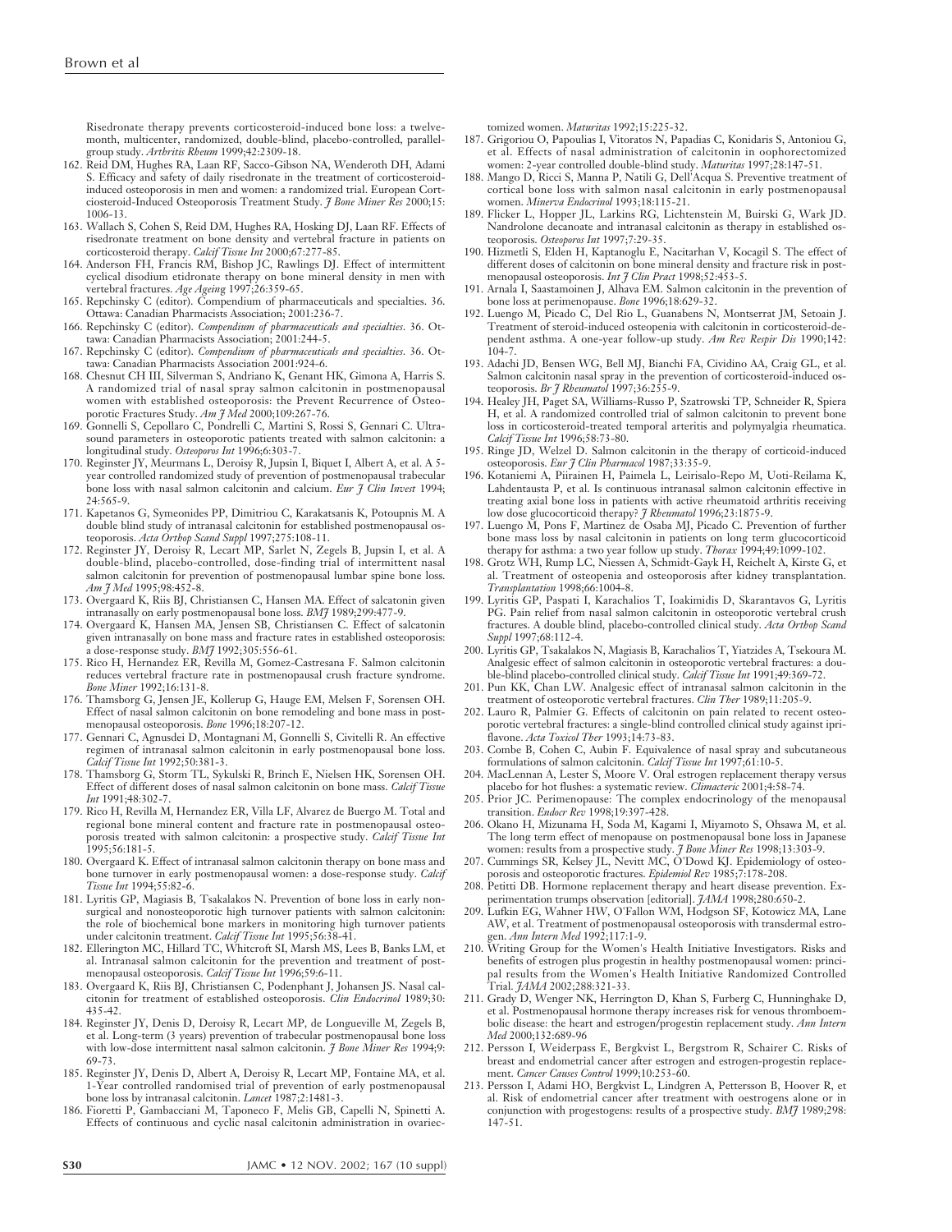Risedronate therapy prevents corticosteroid-induced bone loss: a twelve-month, multicenter, randomized, double-blind, placebo-controlled, parallel-group study. *Arthritis Rheum* 1999;42:2309-18.

162. Reid DM, Hughes RA, Laan RF, Sacco-Gibson NA, Wenderoth DH, Adami S. Efficacy and safety of daily risedronate in the treatment of corticosteroid-induced osteoporosis in men and women: a randomized trial. European Corticosteroid-Induced Osteoporosis Treatment Study. *J Bone Miner Res* 2000;15:1006-13.
163. Wallach S, Cohen S, Reid DM, Hughes RA, Hosking DJ, Laan RF. Effects of risedronate treatment on bone density and vertebral fracture in patients on corticosteroid therapy. *Calcif Tissue Int* 2000;67:277-85.
164. Anderson FH, Francis RM, Bishop JC, Rawlings DJ. Effect of intermittent cyclical disodium etidronate therapy on bone mineral density in men with vertebral fractures. *Age Ageing* 1997;26:359-65.
165. Repchinsky C (editor). Compendium of pharmaceuticals and specialties. 36. Ottawa: Canadian Pharmacists Association; 2001:236-7.
166. Repchinsky C (editor). *Compendium of pharmaceuticals and specialties*. 36. Ottawa: Canadian Pharmacists Association; 2001:244-5.
167. Repchinsky C (editor). *Compendium of pharmaceuticals and specialties*. 36. Ottawa: Canadian Pharmacists Association 2001:924-6.
168. Chesnut CH III, Silverman S, Andriano K, Genant HK, Gimona A, Harris S. A randomized trial of nasal spray salmon calcitonin in postmenopausal women with established osteoporosis: the Prevent Recurrence of Osteoporotic Fractures Study. *Am J Med* 2000;109:267-76.
169. Gonnelli S, Cepollaro C, Pondrelli C, Martini S, Rossi S, Gennari C. Ultrasound parameters in osteoporotic patients treated with salmon calcitonin: a longitudinal study. *Osteoporos Int* 1996;6:303-7.
170. Reginster JY, Meurmans L, Deroisy R, Jupsin I, Biquet I, Albert A, et al. A 5-year controlled randomized study of prevention of postmenopausal trabecular bone loss with nasal salmon calcitonin and calcium. *Eur J Clin Invest* 1994; 24:565-9.
171. Kapetanos G, Symeonides PP, Dimitriou C, Karakatsanis K, Potoupnis M. A double blind study of intranasal calcitonin for established postmenopausal osteoporosis. *Acta Orthop Scand Suppl* 1997;275:108-11.
172. Reginster JY, Deroisy R, Lecart MP, Sarlet N, Zegels B, Jupsin I, et al. A double-blind, placebo-controlled, dose-finding trial of intermittent nasal salmon calcitonin for prevention of postmenopausal lumbar spine bone loss. *Am J Med* 1995;98:452-8.
173. Overgaard K, Riis BJ, Christiansen C, Hansen MA. Effect of salcatonin given intranasally on early postmenopausal bone loss. *BMJ* 1989;299:477-9.
174. Overgaard K, Hansen MA, Jensen SB, Christiansen C. Effect of salcatonin given intranasally on bone mass and fracture rates in established osteoporosis: a dose-response study. *BMJ* 1992;305:556-61.
175. Rico H, Hernandez ER, Revilla M, Gomez-Castresana F. Salmon calcitonin reduces vertebral fracture rate in postmenopausal crush fracture syndrome. *Bone Miner* 1992;16:131-8.
176. Thamsborg G, Jensen JE, Kollerup G, Hauge EM, Melsen F, Sorensen OH. Effect of nasal salmon calcitonin on bone remodeling and bone mass in postmenopausal osteoporosis. *Bone* 1996;18:207-12.
177. Gennari C, Agnusdei D, Montagnani M, Gonnelli S, Civitelli R. An effective regimen of intranasal salmon calcitonin in early postmenopausal bone loss. *Calcif Tissue Int* 1992;50:381-3.
178. Thamsborg G, Storm TL, Sykulski R, Brinch E, Nielsen HK, Sorensen OH. Effect of different doses of nasal salmon calcitonin on bone mass. *Calcif Tissue Int* 1991;48:302-7.
179. Rico H, Revilla M, Hernandez ER, Villa LF, Alvarez de Buergo M. Total and regional bone mineral content and fracture rate in postmenopausal osteoporosis treated with salmon calcitonin: a prospective study. *Calcif Tissue Int* 1995;56:181-5.
180. Overgaard K. Effect of intranasal salmon calcitonin therapy on bone mass and bone turnover in early postmenopausal women: a dose-response study. *Calcif Tissue Int* 1994;55:82-6.
181. Lyritis GP, Magiasis B, Tsakalakos N. Prevention of bone loss in early nonsurgical and nonosteoporotic high turnover patients with salmon calcitonin: the role of biochemical bone markers in monitoring high turnover patients under calcitonin treatment. *Calcif Tissue Int* 1995;56:38-41.
182. Ellerington MC, Hillard TC, Whitcroft SI, Marsh MS, Lees B, Banks LM, et al. Intranasal salmon calcitonin for the prevention and treatment of postmenopausal osteoporosis. *Calcif Tissue Int* 1996;59:6-11.
183. Overgaard K, Riis BJ, Christiansen C, Podenphant J, Johansen JS. Nasal calcitonin for treatment of established osteoporosis. *Clin Endocrinol* 1989;30: 435-42.
184. Reginster JY, Denis D, Deroisy R, Lecart MP, de Longueville M, Zegels B, et al. Long-term (3 years) prevention of trabecular postmenopausal bone loss with low-dose intermittent nasal salmon calcitonin. *J Bone Miner Res* 1994;9: 69-73.
185. Reginster JY, Denis D, Albert A, Deroisy R, Lecart MP, Fontaine MA, et al. 1-Year controlled randomised trial of prevention of early postmenopausal bone loss by intranasal calcitonin. *Lancet* 1987;2:1481-3.
186. Fioretti P, Gambacciani M, Taponeco F, Melis GB, Capelli N, Spinetti A. Effects of continuous and cyclic nasal calcitonin administration in ovariectomized women. *Maturitas* 1992;15:225-32.
187. Grigoriou O, Papoulias I, Vitoratos N, Papadias C, Konidaris S, Antoniou G, et al. Effects of nasal administration of calcitonin in oophorectomized women: 2-year controlled double-blind study. *Maturitas* 1997;28:147-51.
188. Mango D, Ricci S, Manna P, Natili G, Dell'Acqua S. Preventive treatment of cortical bone loss with salmon nasal calcitonin in early postmenopausal women. *Minerva Endocrinol* 1993;18:115-21.
189. Flicker L, Hopper JL, Larkins RG, Lichtenstein M, Buirski G, Wark JD. Nandrolone decanoate and intranasal calcitonin as therapy in established osteoporosis. *Osteoporos Int* 1997;7:29-35.
190. Hizmetli S, Elden H, Kaptanoglu E, Nacitarhan V, Kocagil S. The effect of different doses of calcitonin on bone mineral density and fracture risk in postmenopausal osteoporosis. *Int J Clin Pract* 1998;52:453-5.
191. Arnala I, Saastamoinen J, Alhava EM. Salmon calcitonin in the prevention of bone loss at perimenopause. *Bone* 1996;18:629-32.
192. Luengo M, Picado C, Del Rio L, Guanabens N, Montserrat JM, Setoain J. Treatment of steroid-induced osteopenia with calcitonin in corticosteroid-dependent asthma. A one-year follow-up study. *Am Rev Respir Dis* 1990;142: 104-7.
193. Adachi JD, Bensen WG, Bell MJ, Bianchi FA, Cividino AA, Craig GL, et al. Salmon calcitonin nasal spray in the prevention of corticosteroid-induced osteoporosis. *Br J Rheumatol* 1997;36:255-9.
194. Healey JH, Paget SA, Williams-Russo P, Szatrowski TP, Schneider R, Spiera H, et al. A randomized controlled trial of salmon calcitonin to prevent bone loss in corticosteroid-treated temporal arteritis and polymyalgia rheumatica. *Calcif Tissue Int* 1996;58:73-80.
195. Ringe JD, Welzel D. Salmon calcitonin in the therapy of corticoid-induced osteoporosis. *Eur J Clin Pharmacol* 1987;33:35-9.
196. Kotaniemi A, Piirainen H, Paimela L, Leirisalo-Repo M, Uoti-Reilama K, Lahdentausta P, et al. Is continuous intranasal salmon calcitonin effective in treating axial bone loss in patients with active rheumatoid arthritis receiving low dose glucocorticoid therapy? *J Rheumatol* 1996;23:1875-9.
197. Luengo M, Pons F, Martinez de Osaba MJ, Picado C. Prevention of further bone mass loss by nasal calcitonin in patients on long term glucocorticoid therapy for asthma: a two year follow up study. *Thorax* 1994;49:1099-102.
198. Grotz WH, Rump LC, Niessen A, Schmidt-Gayk H, Reichelt A, Kirste G, et al. Treatment of osteopenia and osteoporosis after kidney transplantation. *Transplantation* 1998;66:1004-8.
199. Lyritis GP, Paspati I, Karachalios T, Ioakimidis D, Skarantavos G, Lyritis PG. Pain relief from nasal salmon calcitonin in osteoporotic vertebral crush fractures. A double blind, placebo-controlled clinical study. *Acta Orthop Scand Suppl* 1997;68:112-4.
200. Lyritis GP, Tsakalakos N, Magiasis B, Karachalios T, Yiatzides A, Tsekoura M. Analgesic effect of salmon calcitonin in osteoporotic vertebral fractures: a double-blind placebo-controlled clinical study. *Calcif Tissue Int* 1991;49:369-72.
201. Pun KK, Chan LW. Analgesic effect of intranasal salmon calcitonin in the treatment of osteoporotic vertebral fractures. *Clin Ther* 1989;11:205-9.
202. Lauro R, Palmier G. Effects of calcitonin on pain related to recent osteoporotic vertebral fractures: a single-blind controlled clinical study against ipriflavone. *Acta Toxicol Ther* 1993;14:73-83.
203. Combe B, Cohen C, Aubin F. Equivalence of nasal spray and subcutaneous formulations of salmon calcitonin. *Calcif Tissue Int* 1997;61:10-5.
204. MacLennan A, Lester S, Moore V. Oral estrogen replacement therapy versus placebo for hot flushes: a systematic review. *Climacteric* 2001;4:58-74.
205. Prior JC. Perimenopause: The complex endocrinology of the menopausal transition. *Endocr Rev* 1998;19:397-428.
206. Okano H, Mizunama H, Soda M, Kagami I, Miyamoto S, Ohsawa M, et al. The long term effect of menopause on postmenopausal bone loss in Japanese women: results from a prospective study. *J Bone Miner Res* 1998;13:303-9.
207. Cummings SR, Kelsey JL, Nevitt MC, O'Dowd KJ. Epidemiology of osteoporosis and osteoporotic fractures. *Epidemiol Rev* 1985;7:178-208.
208. Petitti DB. Hormone replacement therapy and heart disease prevention. Experimentation trumps observation [editorial]. *JAMA* 1998;280:650-2.
209. Lufkin EG, Wahner HW, O'Fallon WM, Hodgson SF, Kotowicz MA, Lane AW, et al. Treatment of postmenopausal osteoporosis with transdermal estrogen. *Ann Intern Med* 1992;117:1-9.
210. Writing Group for the Women's Health Initiative Investigators. Risks and benefits of estrogen plus progestin in healthy postmenopausal women: principal results from the Women's Health Initiative Randomized Controlled Trial. *JAMA* 2002;288:321-33.
211. Grady D, Wenger NK, Herrington D, Khan S, Furberg C, Hunninghake D, et al. Postmenopausal hormone therapy increases risk for venous thromboembolic disease: the heart and estrogen/progestin replacement study. *Ann Intern Med* 2000;132:689-96
212. Persson I, Weiderpass E, Bergkvist L, Bergstrom R, Schairer C. Risks of breast and endometrial cancer after estrogen and estrogen-progestin replacement. *Cancer Causes Control* 1999;10:253-60.
213. Persson I, Adami HO, Bergkvist L, Lindgren A, Pettersson B, Hoover R, et al. Risk of endometrial cancer after treatment with oestrogens alone or in conjunction with progestogens: results of a prospective study. *BMJ* 1989;298: 147-51.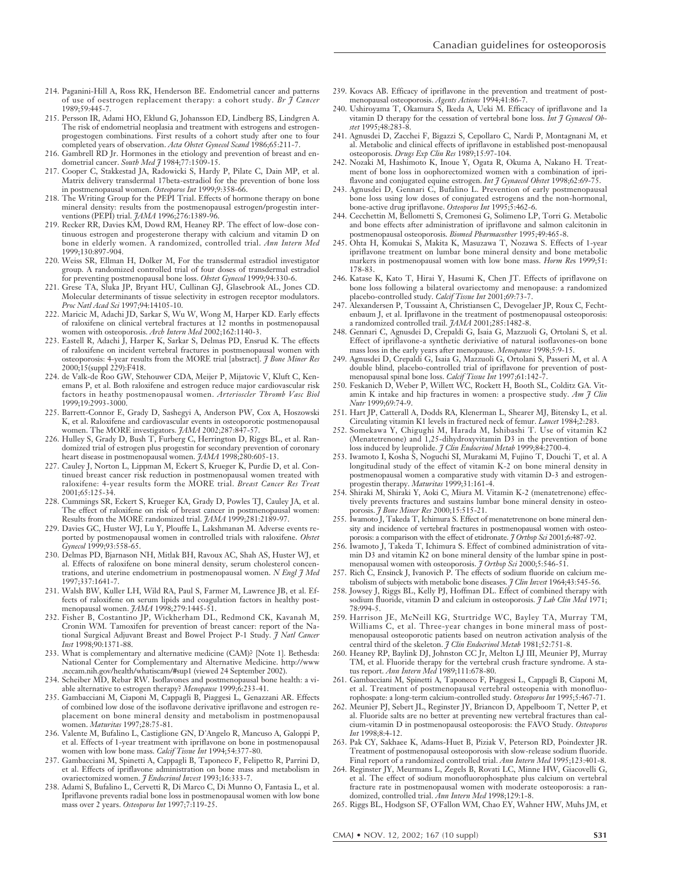214. Paganini-Hill A, Ross RK, Henderson BE. Endometrial cancer and patterns of use of oestrogen replacement therapy: a cohort study. *Br J Cancer* 1989;59:445-7.
215. Persson IR, Adami HO, Eklund G, Johansson ED, Lindberg BS, Lindgren A. The risk of endometrial neoplasia and treatment with estrogens and estrogen-progestogen combinations. First results of a cohort study after one to four completed years of observation. *Acta Obstet Gynecol Scand* 1986;65:211-7.
216. Gambrell RD Jr. Hormones in the etiology and prevention of breast and endometrial cancer. *South Med J* 1984;77:1509-15.
217. Cooper C, Stakkestad JA, Radowicki S, Hardy P, Pilate C, Dain MP, et al. Matrix delivery transdermal 17beta-estradiol for the prevention of bone loss in postmenopausal women. *Osteoporos Int* 1999;9:358-66.
218. The Writing Group for the PEPI Trial. Effects of hormone therapy on bone mineral density: results from the postmenopausal estrogen/progestin interventions (PEPI) trial. *JAMA* 1996;276:1389-96.
219. Recker RR, Davies KM, Dowd RM, Heaney RP. The effect of low-dose continuous estrogen and progesterone therapy with calcium and vitamin D on bone in elderly women. A randomized, controlled trial. *Ann Intern Med* 1999;130:897-904.
220. Weiss SR, Ellman H, Dolker M, For the transdermal estradiol investigator group. A randomized controlled trial of four doses of transdermal estradiol for preventing postmenopausal bone loss. *Obstet Gynecol* 1999;94:330-6.
221. Grese TA, Sluka JP, Bryant HU, Cullinan GJ, Glasebrook AL, Jones CD. Molecular determinants of tissue selectivity in estrogen receptor modulators. *Proc Natl Acad Sci* 1997;94:14105-10.
222. Maricic M, Adachi JD, Sarkar S, Wu W, Wong M, Harper KD. Early effects of raloxifene on clinical vertebral fractures at 12 months in postmenopausal women with osteoporosis. *Arch Intern Med* 2002;162:1140-3.
223. Eastell R, Adachi J, Harper K, Sarkar S, Delmas PD, Ensrud K. The effects of raloxifene on incident vertebral fractures in postmenopausal women with osteoporosis: 4-year results from the MORE trial [abstract]. *J Bone Miner Res* 2000;15(suppl 229):F418.
224. de Valk-de Roo GW, Stehouwer CDA, Meijer P, Mijatovic V, Kluft C, Kenemans P, et al. Both raloxifene and estrogen reduce major cardiovascular risk factors in heathy postmenopausal women. *Arterioscler Thromb Vasc Biol* 1999;19:2993-3000.
225. Barrett-Connor E, Grady D, Sashegyi A, Anderson PW, Cox A, Hoszowski K, et al. Raloxifene and cardiovascular events in osteoporotic postmenopausal women. The MORE investigators. *JAMA* 2002;287:847-57.
226. Hulley S, Grady D, Bush T, Furberg C, Herrington D, Riggs BL, et al. Randomized trial of estrogen plus progestin for secondary prevention of coronary heart disease in postmenopausal women. *JAMA* 1998;280:605-13.
227. Cauley J, Norton L, Lippman M, Eckert S, Krueger K, Purdie D, et al. Continued breast cancer risk reduction in postmenopausal women treated with raloxifene: 4-year results form the MORE trial. *Breast Cancer Res Treat* 2001;65:125-34.
228. Cummings SR, Eckert S, Krueger KA, Grady D, Powles TJ, Cauley JA, et al. The effect of raloxifene on risk of breast cancer in postmenopausal women: Results from the MORE randomized trial. *JAMA* 1999;281:2189-97.
229. Davies GC, Huster WJ, Lu Y, Plouffe L, Lakshmanan M. Adverse events reported by postmenopausal women in controlled trials with raloxifene. *Obstet Gynecol* 1999;93:558-65.
230. Delmas PD, Bjarnason NH, Mitlak BH, Ravoux AC, Shah AS, Huster WJ, et al. Effects of raloxifene on bone mineral density, serum cholesterol concentrations, and uterine endometrium in postmenopausal women. *N Engl J Med* 1997;337:1641-7.
231. Walsh BW, Kuller LH, Wild RA, Paul S, Farmer M, Lawrence JB, et al. Effects of raloxifene on serum lipids and coagulation factors in healthy postmenopausal women. *JAMA* 1998;279:1445-51.
232. Fisher B, Costantino JP, Wickherham DL, Redmond CK, Kavanah M, Cronin WM. Tamoxifen for prevention of breast cancer: report of the National Surgical Adjuvant Breast and Bowel Project P-1 Study. *J Natl Cancer Inst* 1998;90:1371-88.
233. What is complementary and alternative medicine (CAM)? [Note 1]. Bethesda: National Center for Complementary and Alternative Medicine. http://www.nccam.nih.gov/health/whatiscam/#sup1 (viewed 24 September 2002).
234. Scheiber MD, Rebar RW. Isoflavones and postmenopausal bone health: a viable alternative to estrogen therapy? *Menopause* 1999;6:233-41.
235. Gambacciani M, Ciaponi M, Cappagli B, Piaggesi L, Genazzani AR. Effects of combined low dose of the isoflavone derivative ipriflavone and estrogen replacement on bone mineral density and metabolism in postmenopausal women. *Maturitas* 1997;28:75-81.
236. Valente M, Bufalino L, Castiglione GN, D'Angelo R, Mancuso A, Galoppi P, et al. Effects of 1-year treatment with ipriflavone on bone in postmenopausal women with low bone mass. *Calcif Tissue Int* 1994;54:377-80.
237. Gambacciani M, Spinetti A, Cappagli B, Taponeco F, Felipetto R, Parrini D, et al. Effects of ipriflavone administration on bone mass and metabolism in ovariectomized women. *J Endocrinol Invest* 1993;16:333-7.
238. Adami S, Bufalino L, Cervetti R, Di Marco C, Di Munno O, Fantasia L, et al. Ipriflavone prevents radial bone loss in postmenopausal women with low bone mass over 2 years. *Osteoporos Int* 1997;7:119-25.
239. Kovacs AB. Efficacy of ipriflavone in the prevention and treatment of postmenopausal osteoporosis. *Agents Actions* 1994;41:86-7.
240. Ushiroyama T, Okamura S, Ikeda A, Ueki M. Efficacy of ipriflavone and 1a vitamin D therapy for the cessation of vertebral bone loss. *Int J Gynaecol Obstet* 1995;48:283-8.
241. Agnusdei D, Zacchei F, Bigazzi S, Cepollaro C, Nardi P, Montagnani M, et al. Metabolic and clinical effects of ipriflavone in established post-menopausal osteoporosis. *Drugs Exp Clin Res* 1989;15:97-104.
242. Nozaki M, Hashimoto K, Inoue Y, Ogata R, Okuma A, Nakano H. Treatment of bone loss in oophorectomized women with a combination of ipriflavone and conjugated equine estrogen. *Int J Gynaecol Obstet* 1998;62:69-75.
243. Agnusdei D, Gennari C, Bufalino L. Prevention of early postmenopausal bone loss using low doses of conjugated estrogens and the non-hormonal, bone-active drug ipriflavone. *Osteoporos Int* 1995;5:462-6.
244. Cecchettin M, Bellometti S, Cremonesi G, Solimeno LP, Torri G. Metabolic and bone effects after administration of ipriflavone and salmon calcitonin in postmenopausal osteoporosis. *Biomed Pharmacother* 1995;49:465-8.
245. Ohta H, Komukai S, Makita K, Masuzawa T, Nozawa S. Effects of 1-year ipriflavone treatment on lumbar bone mineral density and bone metabolic markers in postmenopausal women with low bone mass. *Horm Res* 1999;51:178-83.
246. Katase K, Kato T, Hirai Y, Hasumi K, Chen JT. Effects of ipriflavone on bone loss following a bilateral ovariectomy and menopause: a randomized placebo-controlled study. *Calcif Tissue Int* 2001;69:73-7.
247. Alexandersen P, Toussaint A, Christiansen C, Devogelaer JP, Roux C, Fechtenbaum J, et al. Ipriflavone in the treatment of postmenopausal osteoporosis: a randomized controlled trail. *JAMA* 2001;285:1482-8.
248. Gennari C, Agnusdei D, Crepaldi G, Isaia G, Mazzuoli G, Ortolani S, et al. Effect of ipriflavone-a synthetic deriviative of natural isoflavones-on bone mass loss in the early years after menopause. *Menopause* 1998;5:9-15.
249. Agnusdei D, Crepaldi G, Isaia G, Mazzuoli G, Ortolani S, Passeri M, et al. A double blind, placebo-controlled trial of ipriflavone for prevention of postmenopausal spinal bone loss. *Calcif Tissue Int* 1997;61:142-7.
250. Feskanich D, Weber P, Willett WC, Rockett H, Booth SL, Colditz GA. Vitamin K intake and hip fractures in women: a prospective study. *Am J Clin Nutr* 1999;69:74-9.
251. Hart JP, Catterall A, Dodds RA, Klenerman L, Shearer MJ, Bitensky L, et al. Circulating vitamin K1 levels in fractured neck of femur. *Lancet* 1984;2:283.
252. Somekawa Y, Chigughi M, Harada M, Ishibashi T. Use of vitamin K2 (Menatetrenone) and 1,25-dihydroxyvitamin D3 in the prevention of bone loss induced by leuprolide. *J Clin Endocrinol Metab* 1999;84:2700-4.
253. Iwamoto I, Kosha S, Noguchi SI, Murakami M, Fujino T, Douchi T, et al. A longitudinal study of the effect of vitamin K-2 on bone mineral density in postmenopausal women a comparative study with vitamin D-3 and estrogen-progestin therapy. *Maturitas* 1999;31:161-4.
254. Shiraki M, Shiraki Y, Aoki C, Miura M. Vitamin K-2 (menatetrenone) effectively prevents fractures and sustains lumbar bone mineral density in osteoporosis. *J Bone Miner Res* 2000;15:515-21.
255. Iwamoto J, Takeda T, Ichimura S. Effect of menatetrenone on bone mineral density and incidence of vertebral fractures in postmenopausal women with osteoporosis: a comparison with the effect of etidronate. *J Orthop Sci* 2001;6:487-92.
256. Iwamoto J, Takeda T, Ichimura S. Effect of combined administration of vitamin D3 and vitamin K2 on bone mineral density of the lumbar spine in postmenopausal women with osteoporosis. *J Orthop Sci* 2000;5:546-51.
257. Rich C, Ensinck J, Ivanovich P. The effects of sodium fluoride on calcium metabolism of subjects with metabolic bone diseases. *J Clin Invest* 1964;43:545-56.
258. Jowsey J, Riggs BL, Kelly PJ, Hoffman DL. Effect of combined therapy with sodium fluoride, vitamin D and calcium in osteoporosis. *J Lab Clin Med* 1971;78:994-5.
259. Harrison JE, McNeill KG, Sturtridge WC, Bayley TA, Murray TM, Williams C, et al. Three-year changes in bone mineral mass of postmenopausal osteoporotic patients based on neutron activation analysis of the central third of the skeleton. *J Clin Endocrinol Metab* 1981;52:751-8.
260. Heaney RP, Baylink DJ, Johnston CC Jr, Melton LJ III, Meunier PJ, Murray TM, et al. Fluoride therapy for the vertebral crush fracture syndrome. A status report. *Ann Intern Med* 1989;111:678-80.
261. Gambacciani M, Spinetti A, Taponeco F, Piaggesi L, Cappagli B, Ciaponi M, et al. Treatment of postmenopausal vertebral osteopenia with monofluorophospate: a long-term calcium-controlled study. *Osteoporos Int* 1995;5:467-71.
262. Meunier PJ, Sebert JL, Reginster JY, Briancon D, Appelboom T, Netter P, et al. Fluoride salts are no better at preventing new vertebral fractures than calcium-vitamin D in postmenopausal osteoporosis: the FAVO Study. *Osteoporos Int* 1998;8:4-12.
263. Pak CY, Sakhaee K, Adams-Huet B, Piziak V, Peterson RD, Poindexter JR. Treatment of postmenopausal osteoporosis with slow-release sodium fluoride. Final report of a randomized controlled trial. *Ann Intern Med* 1995;123:401-8.
264. Reginster JY, Meurmans L, Zegels B, Rovati LC, Minne HW, Giacovelli G, et al. The effect of sodium monofluorophosphate plus calcium on vertebral fracture rate in postmenopausal women with moderate osteoporosis: a randomized, controlled trial. *Ann Intern Med* 1998;129:1-8.
265. Riggs BL, Hodgson SF, O'Fallon WM, Chao EY, Wahner HW, Muhs JM, et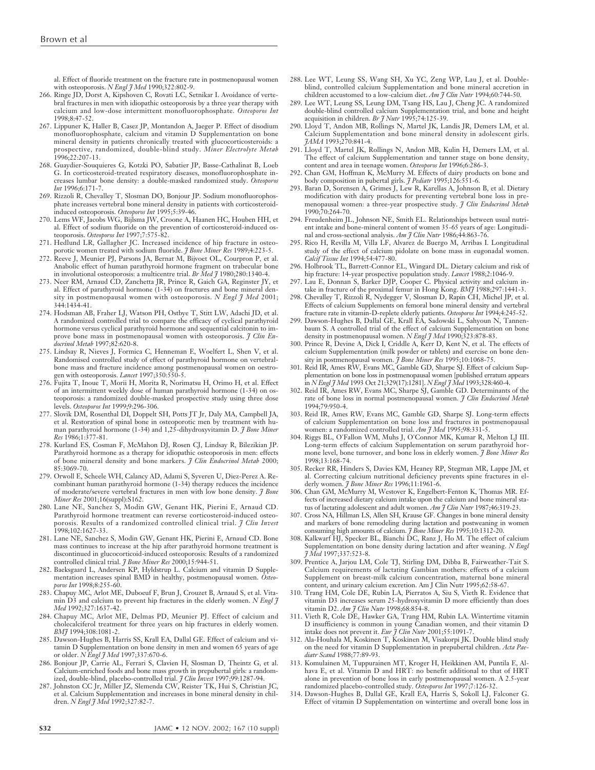al. Effect of fluoride treatment on the fracture rate in postmenopausal women with osteoporosis. *N Engl J Med* 1990;322:802-9.

266. Ringe JD, Dorst A, Kipshoven C, Rovati LC, Setnikar I. Avoidance of vertebral fractures in men with idiopathic osteoporosis by a three year therapy with calcium and low-dose intermittent monofluorophosphate. *Osteoporos Int* 1998;8:47-52.
267. Lippuner K, Haller B, Casez JP, Montandon A, Jaeger P. Effect of disodium monofluorophosphate, calcium and vitamin D Supplementation on bone mineral density in patients chronically treated with glucocorticosteroids: a prospective, randomized, double-blind study. *Miner Electrolyte Metab* 1996;22:207-13.
268. Guaydier-Souquieres G, Kotzki PO, Sabatier JP, Basse-Cathalinat B, Loeb G. In corticosteroid-treated respiratory diseases, monofluorophosphate increases lumbar bone density: a double-masked randomized study. *Osteoporos Int* 1996;6:171-7.
269. Rizzoli R, Chevalley T, Slosman DO, Bonjour JP. Sodium monofluorophosphate increases vertebral bone mineral density in patients with corticosteroid-induced osteoporosis. *Osteoporos Int* 1995;5:39-46.
270. Lems WF, Jacobs WG, Bijlsma JW, Croone A, Haanen HC, Houben HH, et al. Effect of sodium fluoride on the prevention of corticosteroid-induced osteoporosis. *Osteoporos Int* 1997;7:575-82.
271. Hedlund LR, Gallagher JC. Increased incidence of hip fracture in osteoporotic women treated with sodium fluoride. *J Bone Miner Res* 1989;4:223-5.
272. Reeve J, Meunier PJ, Parsons JA, Bernat M, Bijvoet OL, Courpron P, et al. Anabolic effect of human parathyroid hormone fragment on trabecular bone in involutional osteoporosis: a multicentre trial. *Br Med J* 1980;280:1340-4.
273. Neer RM, Arnaud CD, Zanchetta JR, Prince R, Gaich GA, Reginster JY, et al. Effect of parathyroid hormone (1-34) on fractures and bone mineral density in postmenopausal women with osteoporosis. *N Engl J Med* 2001; 344:1434-41.
274. Hodsman AB, Fraher LJ, Watson PH, Ostbye T, Stitt LW, Adachi JD, et al. A randomized controlled trial to compare the efficacy of cyclical parathyroid hormone versus cyclical parathyroid hormone and sequential calcitonin to improve bone mass in postmenopausal women with osteoporosis. *J Clin Endocrinol Metab* 1997;82:620-8.
275. Lindsay R, Nieves J, Formica C, Henneman E, Woelfert L, Shen V, et al. Randomised controlled study of effect of parathyroid hormone on vertebral-bone mass and fracture incidence among postmenopausal women on oestrogen with osteoporosis. *Lancet* 1997;350:550-5.
276. Fujita T, Inoue T, Morii H, Morita R, Norimatsu H, Orimo H, et al. Effect of an intermittent weekly dose of human parathyroid hormone (1-34) on osteoporosis: a randomized double-masked prospective study using three dose levels. *Osteoporos Int* 1999;9:296-306.
277. Slovik DM, Rosenthal DI, Doppelt SH, Potts JT Jr, Daly MA, Campbell JA, et al. Restoration of spinal bone in osteoporotic men by treatment with human parathyroid hormone (1-34) and 1,25-dihydroxyvitamin D. *J Bone Miner Res* 1986;1:377-81.
278. Kurland ES, Cosman F, McMahon DJ, Rosen CJ, Lindsay R, Bilezikian JP. Parathyroid hormone as a therapy for idiopathic osteoporosis in men: effects of bone mineral density and bone markers. *J Clin Endocrinol Metab* 2000; 85:3069-70.
279. Orwoll E, Scheele WH, Calancy AD, Adami S, Syveren U, Diez-Perez A. Recombinant human parathyroid hormone (1-34) therapy reduces the incidence of moderate/severe vertebral fractures in men with low bone density. *J Bone Miner Res* 2001;16(suppl):S162.
280. Lane NE, Sanchez S, Modin GW, Genant HK, Pierini E, Arnaud CD. Parathyroid hormone treatment can reverse corticosteroid-induced osteoporosis. Results of a randomized controlled clinical trial. *J Clin Invest* 1998;102:1627-33.
281. Lane NE, Sanchez S, Modin GW, Genant HK, Pierini E, Arnaud CD. Bone mass continues to increase at the hip after parathyroid hormone treatment is discontinued in glucocorticoid-induced osteoporosis: Results of a randomized controlled clinical trial. *J Bone Miner Res* 2000;15:944-51.
282. Baeksgaard L, Andersen KP, Hyldstrup L. Calcium and vitamin D Supplementation increases spinal BMD in healthy, postmenopausal women. *Osteoporos Int* 1998;8:255-60.
283. Chapuy MC, Arlot ME, Duboeuf F, Brun J, Crouzet B, Arnaud S, et al. Vitamin D3 and calcium to prevent hip fractures in the elderly women. *N Engl J Med* 1992;327:1637-42.
284. Chapuy MC, Arlot ME, Delmas PD, Meunier PJ. Effect of calcium and cholecalciferol treatment for three years on hip fractures in elderly women. *BMJ* 1994;308:1081-2.
285. Dawson-Hughes B, Harris SS, Krall EA, Dallal GE. Effect of calcium and vitamin D Supplementation on bone density in men and women 65 years of age or older. *N Engl J Med* 1997;337:670-6.
286. Bonjour JP, Carrie AL, Ferrari S, Clavien H, Slosman D, Theintz G, et al. Calcium-enriched foods and bone mass growth in prepubertal girls: a randomized, double-blind, placebo-controlled trial. *J Clin Invest* 1997;99:1287-94.
287. Johnston CC Jr, Miller JZ, Slemenda CW, Reister TK, Hui S, Christian JC, et al. Calcium Supplementation and increases in bone mineral density in children. *N Engl J Med* 1992;327:82-7.
288. Lee WT, Leung SS, Wang SH, Xu YC, Zeng WP, Lau J, et al. Double-blind, controlled calcium Supplementation and bone mineral accretion in children accustomed to a low-calcium diet. *Am J Clin Nutr* 1994;60:744-50.
289. Lee WT, Leung SS, Leung DM, Tsang HS, Lau J, Cheng JC. A randomized double-blind controlled calcium Supplementation trial, and bone and height acquisition in children. *Br J Nutr* 1995;74:125-39.
290. Lloyd T, Andon MB, Rollings N, Martel JK, Landis JR, Demers LM, et al. Calcium Supplementation and bone mineral density in adolescent girls. *JAMA* 1993;270:841-4.
291. Lloyd T, Martel JK, Rollings N, Andon MB, Kulin H, Demers LM, et al. The effect of calcium Supplementation and tanner stage on bone density, content and area in teenage women. *Osteoporos Int* 1996;6:286-3.
292. Chan GM, Hoffman K, McMurry M. Effects of dairy products on bone and body composition in pubertal girls. *J Pediatr* 1995;126:551-6.
293. Baran D, Sorensen A, Grimes J, Lew R, Karellas A, Johnson B, et al. Dietary modification with dairy products for preventing vertebral bone loss in premenopausal women: a three-year prospective study. *J Clin Endocrinol Metab* 1990;70:264-70.
294. Freudenheim JL, Johnson NE, Smith EL. Relationships between usual nutrient intake and bone-mineral content of women 35-65 years of age: Longitudinal and cross-sectional analysis. *Am J Clin Nutr* 1986;44:863-76.
295. Rico H, Revilla M, Villa LF, Alvarez de Buergo M, Arribas I. Longitudinal study of the effect of calcium pidolate on bone mass in eugonadal women. *Calcif Tissue Int* 1994;54:477-80.
296. Holbrook TL, Barrett-Connor EL, Wingard DL. Dietary calcium and risk of hip fracture: 14-year prospective population study. *Lancet* 1988;2:1046-9.
297. Lau E, Donnan S, Barker DJP, Cooper C. Physical activity and calcium intake in fracture of the proximal femur in Hong Kong. *BMJ* 1988;297:1441-3.
298. Chevalley T, Rizzoli R, Nydegger V, Slosman D, Rapin CH, Michel JP, et al. Effects of calcium Supplements on femoral bone mineral density and vertebral fracture rate in vitamin-D-replete elderly patients. *Osteoporos Int* 1994;4:245-52.
299. Dawson-Hughes B, Dallal GE, Krall EA, Sadowski L, Sahyoun N, Tannenbaum S. A controlled trial of the effect of calcium Supplementation on bone density in postmenopausal women. *N Engl J Med* 1990;323:878-83.
300. Prince R, Devine A, Dick I, Criddle A, Kerr D, Kent N, et al. The effects of calcium Supplementation (milk powder or tablets) and exercise on bone density in postmenopausal women. *J Bone Miner Res* 1995;10:1068-75.
301. Reid IR, Ames RW, Evans MC, Gamble GD, Sharpe SJ. Effect of calcium Supplementation on bone loss in postmenopausal women [published erratum appears in *N Engl J Med* 1993 Oct 21;329(17):1281]. *N Engl J Med* 1993;328:460-4.
302. Reid IR, Ames RW, Evans MC, Sharpe SJ, Gamble GD. Determinants of the rate of bone loss in normal postmenopausal women. *J Clin Endocrinol Metab* 1994;79:950-4.
303. Reid IR, Ames RW, Evans MC, Gamble GD, Sharpe SJ. Long-term effects of calcium Supplementation on bone loss and fractures in postmenopausal women: a randomized controlled trial. *Am J Med* 1995;98:331-5.
304. Riggs BL, O'Fallon WM, Muhs J, O'Connor MK, Kumar R, Melton LJ III. Long-term effects of calcium Supplementation on serum parathyroid hormone level, bone turnover, and bone loss in elderly women. *J Bone Miner Res* 1998;13:168-74.
305. Recker RR, Hinders S, Davies KM, Heaney RP, Stegman MR, Lappe JM, et al. Correcting calcium nutritional deficiency prevents spine fractures in elderly women. *J Bone Miner Res* 1996;11:1961-6.
306. Chan GM, McMurry M, Westover K, Engelbert-Fenton K, Thomas MR. Effects of increased dietary calcium intake upon the calcium and bone mineral status of lactating adolescent and adult women. *Am J Clin Nutr* 1987;46:319-23.
307. Cross NA, Hillman LS, Allen SH, Krause GF. Changes in bone mineral density and markers of bone remodeling during lactation and postweaning in women consuming high amounts of calcium. *J Bone Miner Res* 1995;10:1312-20.
308. Kalkwarf HJ, Specker BL, Bianchi DC, Ranz J, Ho M. The effect of calcium Supplementation on bone density during lactation and after weaning. *N Engl J Med* 1997;337:523-8.
309. Prentice A, Jarjou LM, Cole TJ, Stirling DM, Dibba B, Fairweather-Tait S. Calcium requirements of lactating Gambian mothers: effects of a calcium Supplement on breast-milk calcium concentration, maternal bone mineral content, and urinary calcium excretion. Am J Clin Nutr 1995;62:58-67.
310. Trang HM, Cole DE, Rubin LA, Pierratos A, Siu S, Vieth R. Evidence that vitamin D3 increases serum 25-hydroxyvitamin D more efficiently than does vitamin D2. *Am J Clin Nutr* 1998;68:854-8.
311. Vieth R, Cole DE, Hawker GA, Trang HM, Rubin LA. Wintertime vitamin D insufficiency is common in young Canadian women, and their vitamin D intake does not prevent it. *Eur J Clin Nutr* 2001;55:1091-7.
312. Ala-Houhala M, Koskinen T, Koskinen M, Visakorpi JK. Double blind study on the need for vitamin D Supplementation in prepubertal children. *Acta Paediatr Scand* 1988;77:89-93.
313. Komulainen M, Tuppurainen MT, Kroger H, Heikkinen AM, Puntila E, Alhava E, et al. Vitamin D and HRT: no benefit additional to that of HRT alone in prevention of bone loss in early postmenopausal women. A 2.5-year randomized placebo-controlled study. *Osteoporos Int* 1997;7:126-32.
314. Dawson-Hughes B, Dallal GE, Krall EA, Harris S, Sokoll LJ, Falconer G. Effect of vitamin D Supplementation on wintertime and overall bone loss in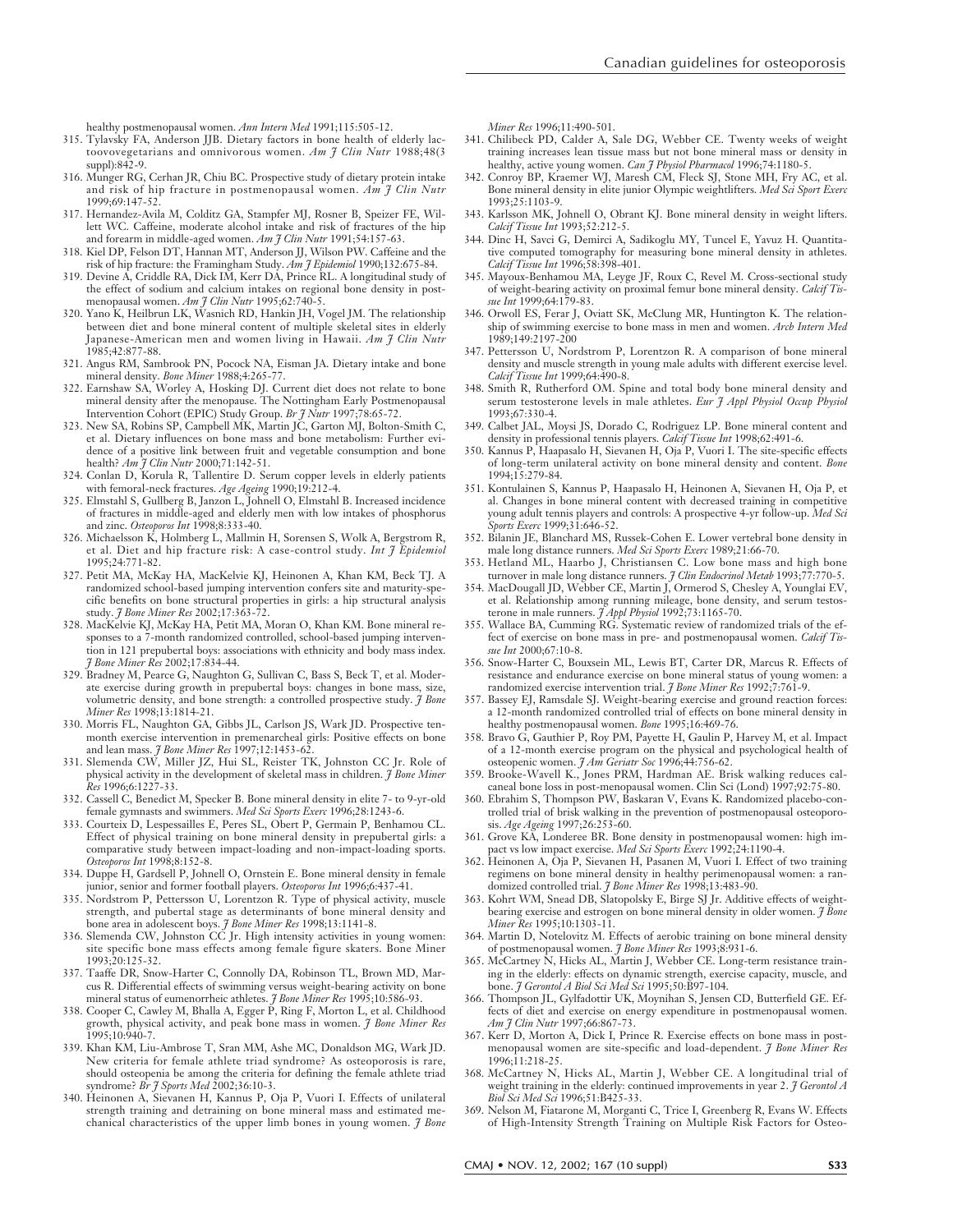healthy postmenopausal women. *Ann Intern Med* 1991;115:505-12.

315. Tylavsky FA, Anderson JJB. Dietary factors in bone health of elderly lactoovovegetarians and omnivorous women. *Am J Clin Nutr* 1988;48(3 suppl):842-9.
316. Munger RG, Cerhan JR, Chiu BC. Prospective study of dietary protein intake and risk of hip fracture in postmenopausal women. *Am J Clin Nutr* 1999;69:147-52.
317. Hernandez-Avila M, Colditz GA, Stampfer MJ, Rosner B, Speizer FE, Willett WC. Caffeine, moderate alcohol intake and risk of fractures of the hip and forearm in middle-aged women. *Am J Clin Nutr* 1991;54:157-63.
318. Kiel DP, Felson DT, Hannan MT, Anderson JJ, Wilson PW. Caffeine and the risk of hip fracture: the Framingham Study. *Am J Epidemiol* 1990;132:675-84.
319. Devine A, Criddle RA, Dick IM, Kerr DA, Prince RL. A longitudinal study of the effect of sodium and calcium intakes on regional bone density in postmenopausal women. *Am J Clin Nutr* 1995;62:740-5.
320. Yano K, Heilbrun LK, Wasnich RD, Hankin JH, Vogel JM. The relationship between diet and bone mineral content of multiple skeletal sites in elderly Japanese-American men and women living in Hawaii. *Am J Clin Nutr* 1985;42:877-88.
321. Angus RM, Sambrook PN, Pocock NA, Eisman JA. Dietary intake and bone mineral density. *Bone Miner* 1988;4:265-77.
322. Earnshaw SA, Worley A, Hosking DJ. Current diet does not relate to bone mineral density after the menopause. The Nottingham Early Postmenopausal Intervention Cohort (EPIC) Study Group. *Br J Nutr* 1997;78:65-72.
323. New SA, Robins SP, Campbell MK, Martin JC, Garton MJ, Bolton-Smith C, et al. Dietary influences on bone mass and bone metabolism: Further evidence of a positive link between fruit and vegetable consumption and bone health? *Am J Clin Nutr* 2000;71:142-51.
324. Conlan D, Korula R, Tallentire D. Serum copper levels in elderly patients with femoral-neck fractures. *Age Ageing* 1990;19:212-4.
325. Elmstahl S, Gullberg B, Janzon L, Johnell O, Elmstahl B. Increased incidence of fractures in middle-aged and elderly men with low intakes of phosphorus and zinc. *Osteoporos Int* 1998;8:333-40.
326. Michaelsson K, Holmberg L, Mallmin H, Sorensen S, Wolk A, Bergstrom R, et al. Diet and hip fracture risk: A case-control study. *Int J Epidemiol* 1995;24:771-82.
327. Petit MA, McKay HA, MacKelvie KJ, Heinonen A, Khan KM, Beck TJ. A randomized school-based jumping intervention confers site and maturity-specific benefits on bone structural properties in girls: a hip structural analysis study. *J Bone Miner Res* 2002;17:363-72.
328. MacKelvie KJ, McKay HA, Petit MA, Moran O, Khan KM. Bone mineral responses to a 7-month randomized controlled, school-based jumping intervention in 121 prepubertal boys: associations with ethnicity and body mass index. *J Bone Miner Res* 2002;17:834-44.
329. Bradney M, Pearce G, Naughton G, Sullivan C, Bass S, Beck T, et al. Moderate exercise during growth in prepubertal boys: changes in bone mass, size, volumetric density, and bone strength: a controlled prospective study. *J Bone Miner Res* 1998;13:1814-21.
330. Morris FL, Naughton GA, Gibbs JL, Carlson JS, Wark JD. Prospective ten-month exercise intervention in premenarcheal girls: Positive effects on bone and lean mass. *J Bone Miner Res* 1997;12:1453-62.
331. Slemenda CW, Miller JZ, Hui SL, Reister TK, Johnston CC Jr. Role of physical activity in the development of skeletal mass in children. *J Bone Miner Res* 1996;6:1227-33.
332. Cassell C, Benedict M, Specker B. Bone mineral density in elite 7- to 9-yr-old female gymnasts and swimmers. *Med Sci Sports Exerc* 1996;28:1243-6.
333. Courteix D, Lespessailles E, Peres SL, Obert P, Germain P, Benhamou CL. Effect of physical training on bone mineral density in prepubertal girls: a comparative study between impact-loading and non-impact-loading sports. *Osteoporos Int* 1998;8:152-8.
334. Duppe H, Gardsell P, Johnell O, Ornstein E. Bone mineral density in female junior, senior and former football players. *Osteoporos Int* 1996;6:437-41.
335. Nordstrom P, Pettersson U, Lorentzon R. Type of physical activity, muscle strength, and pubertal stage as determinants of bone mineral density and bone area in adolescent boys. *J Bone Miner Res* 1998;13:1141-8.
336. Slemenda CW, Johnston CC Jr. High intensity activities in young women: site specific bone mass effects among female figure skaters. Bone Miner 1993;20:125-32.
337. Taaffe DR, Snow-Harter C, Connolly DA, Robinson TL, Brown MD, Marcus R. Differential effects of swimming versus weight-bearing activity on bone mineral status of eumenorrheic athletes. *J Bone Miner Res* 1995;10:586-93.
338. Cooper C, Cawley M, Bhalla A, Egger P, Ring F, Morton L, et al. Childhood growth, physical activity, and peak bone mass in women. *J Bone Miner Res* 1995;10:940-7.
339. Khan KM, Liu-Ambrose T, Sran MM, Ashe MC, Donaldson MG, Wark JD. New criteria for female athlete triad syndrome? As osteoporosis is rare, should osteopenia be among the criteria for defining the female athlete triad syndrome? *Br J Sports Med* 2002;36:10-3.
340. Heinonen A, Sievanen H, Kannus P, Oja P, Vuori I. Effects of unilateral strength training and detraining on bone mineral mass and estimated mechanical characteristics of the upper limb bones in young women. *J Bone Miner Res* 1996;11:490-501.
341. Chilibeck PD, Calder A, Sale DG, Webber CE. Twenty weeks of weight training increases lean tissue mass but not bone mineral mass or density in healthy, active young women. *Can J Physiol Pharmacol* 1996;74:1180-5.
342. Conroy BP, Kraemer WJ, Maresh CM, Fleck SJ, Stone MH, Fry AC, et al. Bone mineral density in elite junior Olympic weightlifters. *Med Sci Sport Exerc* 1993;25:1103-9.
343. Karlsson MK, Johnell O, Obrant KJ. Bone mineral density in weight lifters. *Calcif Tissue Int* 1993;52:212-5.
344. Dinc H, Savci G, Demirci A, Sadikoglu MY, Tuncel E, Yavuz H. Quantitative computed tomography for measuring bone mineral density in athletes. *Calcif Tissue Int* 1996;58:398-401.
345. Mayoux-Benhamou MA, Leyge JF, Roux C, Revel M. Cross-sectional study of weight-bearing activity on proximal femur bone mineral density. *Calcif Tissue Int* 1999;64:179-83.
346. Orwoll ES, Ferar J, Oviatt SK, McClung MR, Huntington K. The relationship of swimming exercise to bone mass in men and women. *Arch Intern Med* 1989;149:2197-200
347. Pettersson U, Nordstrom P, Lorentzon R. A comparison of bone mineral density and muscle strength in young male adults with different exercise level. *Calcif Tissue Int* 1999;64:490-8.
348. Smith R, Rutherford OM. Spine and total body bone mineral density and serum testosterone levels in male athletes. *Eur J Appl Physiol Occup Physiol* 1993;67:330-4.
349. Calbet JAL, Moysi JS, Dorado C, Rodriguez LP. Bone mineral content and density in professional tennis players. *Calcif Tissue Int* 1998;62:491-6.
350. Kannus P, Haapasalo H, Sievanen H, Oja P, Vuori I. The site-specific effects of long-term unilateral activity on bone mineral density and content. *Bone* 1994;15:279-84.
351. Kontulainen S, Kannus P, Haapasalo H, Heinonen A, Sievanen H, Oja P, et al. Changes in bone mineral content with decreased training in competitive young adult tennis players and controls: A prospective 4-yr follow-up. *Med Sci Sports Exerc* 1999;31:646-52.
352. Bilanin JE, Blanchard MS, Russek-Cohen E. Lower vertebral bone density in male long distance runners. *Med Sci Sports Exerc* 1989;21:66-70.
353. Hetland ML, Haarbo J, Christiansen C. Low bone mass and high bone turnover in male long distance runners. *J Clin Endocrinol Metab* 1993;77:770-5.
354. MacDougall JD, Webber CE, Martin J, Ormerod S, Chesley A, Younglai EV, et al. Relationship among running mileage, bone density, and serum testosterone in male runners. *J Appl Physiol* 1992;73:1165-70.
355. Wallace BA, Cumming RG. Systematic review of randomized trials of the effect of exercise on bone mass in pre- and postmenopausal women. *Calcif Tissue Int* 2000;67:10-8.
356. Snow-Harter C, Bouxsein ML, Lewis BT, Carter DR, Marcus R. Effects of resistance and endurance exercise on bone mineral status of young women: a randomized exercise intervention trial. *J Bone Miner Res* 1992;7:761-9.
357. Bassey EJ, Ramsdale SJ. Weight-bearing exercise and ground reaction forces: a 12-month randomized controlled trial of effects on bone mineral density in healthy postmenopausal women. *Bone* 1995;16:469-76.
358. Bravo G, Gauthier P, Roy PM, Payette H, Gaulin P, Harvey M, et al. Impact of a 12-month exercise program on the physical and psychological health of osteopenic women. *J Am Geriatr Soc* 1996;44:756-62.
359. Brooke-Wavell K., Jones PRM, Hardman AE. Brisk walking reduces calcaneal bone loss in post-menopausal women. Clin Sci (Lond) 1997;92:75-80.
360. Ebrahim S, Thompson PW, Baskaran V, Evans K. Randomized placebo-controlled trial of brisk walking in the prevention of postmenopausal osteoporosis. *Age Ageing* 1997;26:253-60.
361. Grove KA, Londeree BR. Bone density in postmenopausal women: high impact vs low impact exercise. *Med Sci Sports Exerc* 1992;24:1190-4.
362. Heinonen A, Oja P, Sievanen H, Pasanen M, Vuori I. Effect of two training regimens on bone mineral density in healthy perimenopausal women: a randomized controlled trial. *J Bone Miner Res* 1998;13:483-90.
363. Kohrt WM, Snead DB, Slatopolsky E, Birge SJ Jr. Additive effects of weight-bearing exercise and estrogen on bone mineral density in older women. *J Bone Miner Res* 1995;10:1303-11.
364. Martin D, Notelovitz M. Effects of aerobic training on bone mineral density of postmenopausal women. *J Bone Miner Res* 1993;8:931-6.
365. McCartney N, Hicks AL, Martin J, Webber CE. Long-term resistance training in the elderly: effects on dynamic strength, exercise capacity, muscle, and bone. *J Gerontol A Biol Sci Med Sci* 1995;50:B97-104.
366. Thompson JL, Gylfadottir UK, Moynihan S, Jensen CD, Butterfield GE. Effects of diet and exercise on energy expenditure in postmenopausal women. *Am J Clin Nutr* 1997;66:867-73.
367. Kerr D, Morton A, Dick I, Prince R. Exercise effects on bone mass in postmenopausal women are site-specific and load-dependent. *J Bone Miner Res* 1996;11:218-25.
368. McCartney N, Hicks AL, Martin J, Webber CE. A longitudinal trial of weight training in the elderly: continued improvements in year 2. *J Gerontol A Biol Sci Med Sci* 1996;51:B425-33.
369. Nelson M, Fiatarone M, Morganti C, Trice I, Greenberg R, Evans W. Effects of High-Intensity Strength Training on Multiple Risk Factors for Osteo-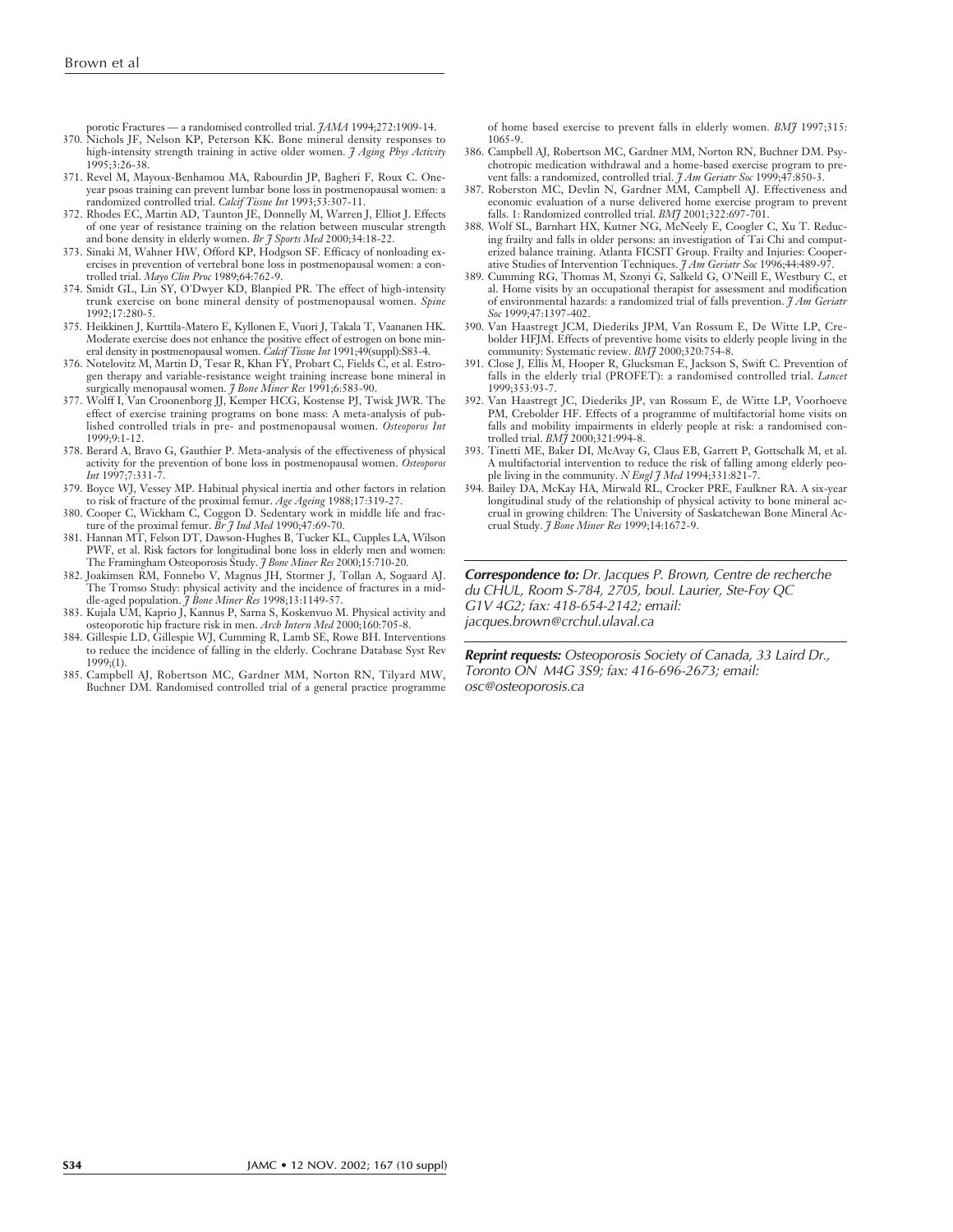porotic Fractures — a randomised controlled trial. *JAMA* 1994;272:1909-14.

370. Nichols JF, Nelson KP, Peterson KK. Bone mineral density responses to high-intensity strength training in active older women. *J Aging Phys Activity* 1995;3:26-38.
371. Revel M, Mayoux-Benhamou MA, Rabourdin JP, Bagheri F, Roux C. One-year psoas training can prevent lumbar bone loss in postmenopausal women: a randomized controlled trial. *Calcif Tissue Int* 1993;53:307-11.
372. Rhodes EC, Martin AD, Taunton JE, Donnelly M, Warren J, Elliot J. Effects of one year of resistance training on the relation between muscular strength and bone density in elderly women. *Br J Sports Med* 2000;34:18-22.
373. Sinaki M, Wahner HW, Offord KP, Hodgson SF. Efficacy of nonloading exercises in prevention of vertebral bone loss in postmenopausal women: a controlled trial. *Mayo Clin Proc* 1989;64:762-9.
374. Smidt GL, Lin SY, O'Dwyer KD, Blanpied PR. The effect of high-intensity trunk exercise on bone mineral density of postmenopausal women. *Spine* 1992;17:280-5.
375. Heikkinen J, Kurttila-Matero E, Kyllonen E, Vuori J, Takala T, Vaananen HK. Moderate exercise does not enhance the positive effect of estrogen on bone mineral density in postmenopausal women. *Calcif Tissue Int* 1991;49(suppl):S83-4.
376. Notelovitz M, Martin D, Tesar R, Khan FY, Probart C, Fields C, et al. Estrogen therapy and variable-resistance weight training increase bone mineral in surgically menopausal women. *J Bone Miner Res* 1991;6:583-90.
377. Wolff I, Van Croonenborg JJ, Kemper HCG, Kostense PJ, Twisk JWR. The effect of exercise training programs on bone mass: A meta-analysis of published controlled trials in pre- and postmenopausal women. *Osteoporos Int* 1999;9:1-12.
378. Berard A, Bravo G, Gauthier P. Meta-analysis of the effectiveness of physical activity for the prevention of bone loss in postmenopausal women. *Osteoporos Int* 1997;7:331-7.
379. Boyce WJ, Vessey MP. Habitual physical inertia and other factors in relation to risk of fracture of the proximal femur. *Age Ageing* 1988;17:319-27.
380. Cooper C, Wickham C, Coggon D. Sedentary work in middle life and fracture of the proximal femur. *Br J Ind Med* 1990;47:69-70.
381. Hannan MT, Felson DT, Dawson-Hughes B, Tucker KL, Cupples LA, Wilson PWF, et al. Risk factors for longitudinal bone loss in elderly men and women: The Framingham Osteoporosis Study. *J Bone Miner Res* 2000;15:710-20.
382. Joakimsen RM, Fonnebo V, Magnus JH, Stormer J, Tollan A, Sogaard AJ. The Tromso Study: physical activity and the incidence of fractures in a middle-aged population. *J Bone Miner Res* 1998;13:1149-57.
383. Kujala UM, Kaprio J, Kannus P, Sarna S, Koskenvuo M. Physical activity and osteoporotic hip fracture risk in men. *Arch Intern Med* 2000;160:705-8.
384. Gillespie LD, Gillespie WJ, Cumming R, Lamb SE, Rowe BH. Interventions to reduce the incidence of falling in the elderly. Cochrane Database Syst Rev 1999;(1).
385. Campbell AJ, Robertson MC, Gardner MM, Norton RN, Tilyard MW, Buchner DM. Randomised controlled trial of a general practice programme of home based exercise to prevent falls in elderly women. *BMJ* 1997;315:1065-9.
386. Campbell AJ, Robertson MC, Gardner MM, Norton RN, Buchner DM. Psychotropic medication withdrawal and a home-based exercise program to prevent falls: a randomized, controlled trial. *J Am Geriatr Soc* 1999;47:850-3.
387. Roberston MC, Devlin N, Gardner MM, Campbell AJ. Effectiveness and economic evaluation of a nurse delivered home exercise program to prevent falls. 1: Randomized controlled trial. *BMJ* 2001;322:697-701.
388. Wolf SL, Barnhart HX, Kutner NG, McNeely E, Coogler C, Xu T. Reducing frailty and falls in older persons: an investigation of Tai Chi and computerized balance training. Atlanta FICSIT Group. Frailty and Injuries: Cooperative Studies of Intervention Techniques. *J Am Geriatr Soc* 1996;44:489-97.
389. Cumming RG, Thomas M, Szonyi G, Salkeld G, O'Neill E, Westbury C, et al. Home visits by an occupational therapist for assessment and modification of environmental hazards: a randomized trial of falls prevention. *J Am Geriatr Soc* 1999;47:1397-402.
390. Van Haastregt JCM, Diederiks JPM, Van Rossum E, De Witte LP, Crebolder HFJM. Effects of preventive home visits to elderly people living in the community: Systematic review. *BMJ* 2000;320:754-8.
391. Close J, Ellis M, Hooper R, Glucksman E, Jackson S, Swift C. Prevention of falls in the elderly trial (PROFET): a randomised controlled trial. *Lancet* 1999;353:93-7.
392. Van Haastregt JC, Diederiks JP, van Rossum E, de Witte LP, Voorhoeve PM, Crebolder HF. Effects of a programme of multifactorial home visits on falls and mobility impairments in elderly people at risk: a randomised controlled trial. *BMJ* 2000;321:994-8.
393. Tinetti ME, Baker DI, McAvay G, Claus EB, Garrett P, Gottschalk M, et al. A multifactorial intervention to reduce the risk of falling among elderly people living in the community. *N Engl J Med* 1994;331:821-7.
394. Bailey DA, McKay HA, Mirwald RL, Crocker PRE, Faulkner RA. A six-year longitudinal study of the relationship of physical activity to bone mineral accrual in growing children: The University of Saskatchewan Bone Mineral Accrual Study. *J Bone Miner Res* 1999;14:1672-9.

***Correspondence to:*** *Dr. Jacques P. Brown, Centre de recherche du CHUL, Room S-784, 2705, boul. Laurier, Ste-Foy QC G1V 4G2; fax: 418-654-2142; email: jacques.brown@crchul.ulaval.ca*

***Reprint requests:*** *Osteoporosis Society of Canada, 33 Laird Dr., Toronto ON M4G 3S9; fax: 416-696-2673; email: osc@osteoporosis.ca*